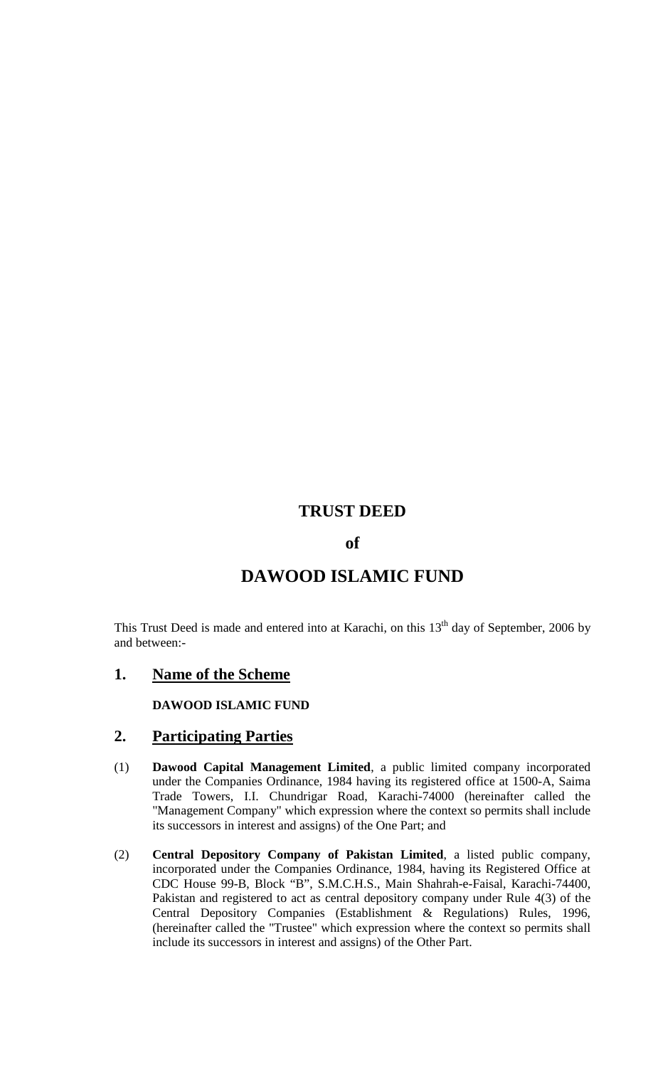# TRUST DEED

# of

# DAWOOD ISLAMIC FUND

This Trust Deed is made and entered into at Karachi, on this 13th day of September, 2006 by and between:-

## 1. Name of the Scheme

**DAWOOD ISLAMIC FUND**

## 2. Participating Parties

(1) **Dawood Capital Management Limited**, a public limited company incorporated under the Companies Ordinance, 1984 having its registered office at 1500-A, Saima Trade Towers, I.I. Chundrigar Road, Karachi-74000 (hereinafter called the "Management Company" which expression where the context so permits shall include its successors in interest and assigns) of the One Part; and

(2) **Central Depository Company of Pakistan Limited**, a listed public company, incorporated under the Companies Ordinance, 1984, having its Registered Office at CDC House 99-B, Block "B", S.M.C.H.S., Main Shahrah-e-Faisal, Karachi-74400, Pakistan and registered to act as central depository company under Rule 4(3) of the Central Depository Companies (Establishment & Regulations) Rules, 1996, (hereinafter called the "Trustee" which expression where the context so permits shall include its successors in interest and assigns) of the Other Part.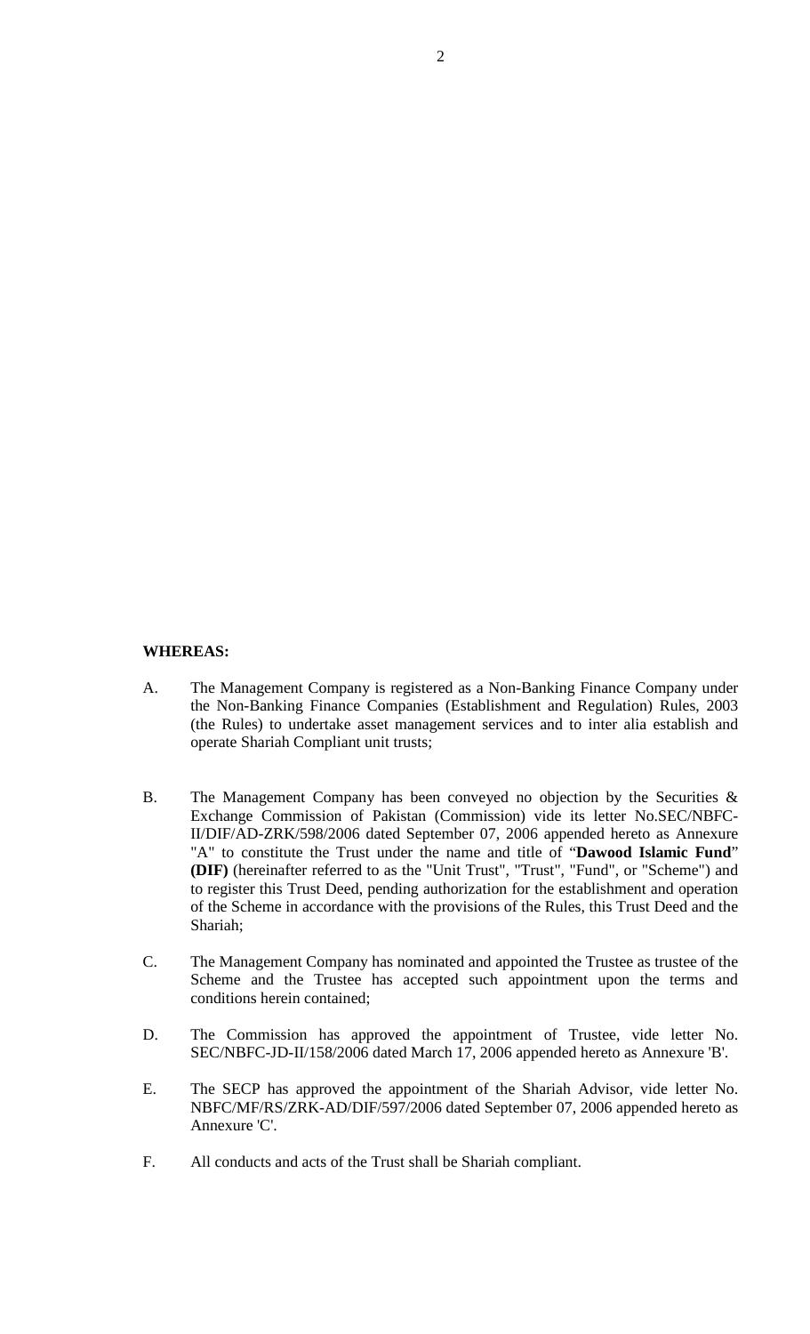**WHEREAS:**

A. The Management Company is registered as a Non-Banking Finance Company under the Non-Banking Finance Companies (Establishment and Regulation) Rules, 2003 (the Rules) to undertake asset management services and to inter alia establish and operate Shariah Compliant unit trusts;

B. The Management Company has been conveyed no objection by the Securities & Exchange Commission of Pakistan (Commission) vide its letter No.SEC/NBFC-II/DIF/AD-ZRK/598/2006 dated September 07, 2006 appended hereto as Annexure "A" to constitute the Trust under the name and title of "**Dawood Islamic Fund**" **(DIF)** (hereinafter referred to as the "Unit Trust", "Trust", "Fund", or "Scheme") and to register this Trust Deed, pending authorization for the establishment and operation of the Scheme in accordance with the provisions of the Rules, this Trust Deed and the Shariah;

C. The Management Company has nominated and appointed the Trustee as trustee of the Scheme and the Trustee has accepted such appointment upon the terms and conditions herein contained;

D. The Commission has approved the appointment of Trustee, vide letter No. SEC/NBFC-JD-II/158/2006 dated March 17, 2006 appended hereto as Annexure 'B'.

E. The SECP has approved the appointment of the Shariah Advisor, vide letter No. NBFC/MF/RS/ZRK-AD/DIF/597/2006 dated September 07, 2006 appended hereto as Annexure 'C'.

F. All conducts and acts of the Trust shall be Shariah compliant.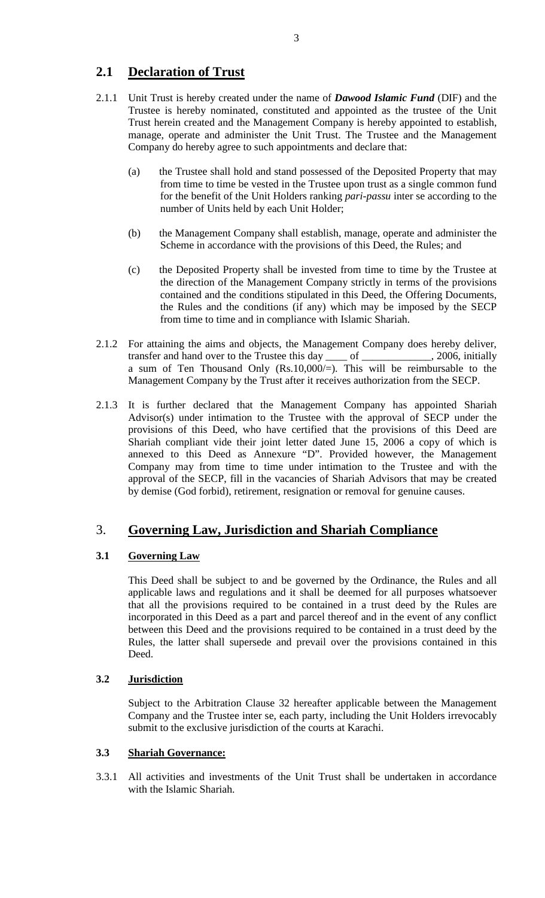## 2.1 Declaration of Trust

2.1.1 Unit Trust is hereby created under the name of ***Dawood Islamic Fund*** (DIF) and the Trustee is hereby nominated, constituted and appointed as the trustee of the Unit Trust herein created and the Management Company is hereby appointed to establish, manage, operate and administer the Unit Trust. The Trustee and the Management Company do hereby agree to such appointments and declare that:

(a) the Trustee shall hold and stand possessed of the Deposited Property that may from time to time be vested in the Trustee upon trust as a single common fund for the benefit of the Unit Holders ranking *pari-passu* inter se according to the number of Units held by each Unit Holder;

(b) the Management Company shall establish, manage, operate and administer the Scheme in accordance with the provisions of this Deed, the Rules; and

(c) the Deposited Property shall be invested from time to time by the Trustee at the direction of the Management Company strictly in terms of the provisions contained and the conditions stipulated in this Deed, the Offering Documents, the Rules and the conditions (if any) which may be imposed by the SECP from time to time and in compliance with Islamic Shariah.

2.1.2 For attaining the aims and objects, the Management Company does hereby deliver, transfer and hand over to the Trustee this day ____ of _____________, 2006, initially a sum of Ten Thousand Only (Rs.10,000/=). This will be reimbursable to the Management Company by the Trust after it receives authorization from the SECP.

2.1.3 It is further declared that the Management Company has appointed Shariah Advisor(s) under intimation to the Trustee with the approval of SECP under the provisions of this Deed, who have certified that the provisions of this Deed are Shariah compliant vide their joint letter dated June 15, 2006 a copy of which is annexed to this Deed as Annexure "D". Provided however, the Management Company may from time to time under intimation to the Trustee and with the approval of the SECP, fill in the vacancies of Shariah Advisors that may be created by demise (God forbid), retirement, resignation or removal for genuine causes.

# 3. Governing Law, Jurisdiction and Shariah Compliance

### 3.1 Governing Law

This Deed shall be subject to and be governed by the Ordinance, the Rules and all applicable laws and regulations and it shall be deemed for all purposes whatsoever that all the provisions required to be contained in a trust deed by the Rules are incorporated in this Deed as a part and parcel thereof and in the event of any conflict between this Deed and the provisions required to be contained in a trust deed by the Rules, the latter shall supersede and prevail over the provisions contained in this Deed.

### 3.2 Jurisdiction

Subject to the Arbitration Clause 32 hereafter applicable between the Management Company and the Trustee inter se, each party, including the Unit Holders irrevocably submit to the exclusive jurisdiction of the courts at Karachi.

### 3.3 Shariah Governance:

3.3.1 All activities and investments of the Unit Trust shall be undertaken in accordance with the Islamic Shariah.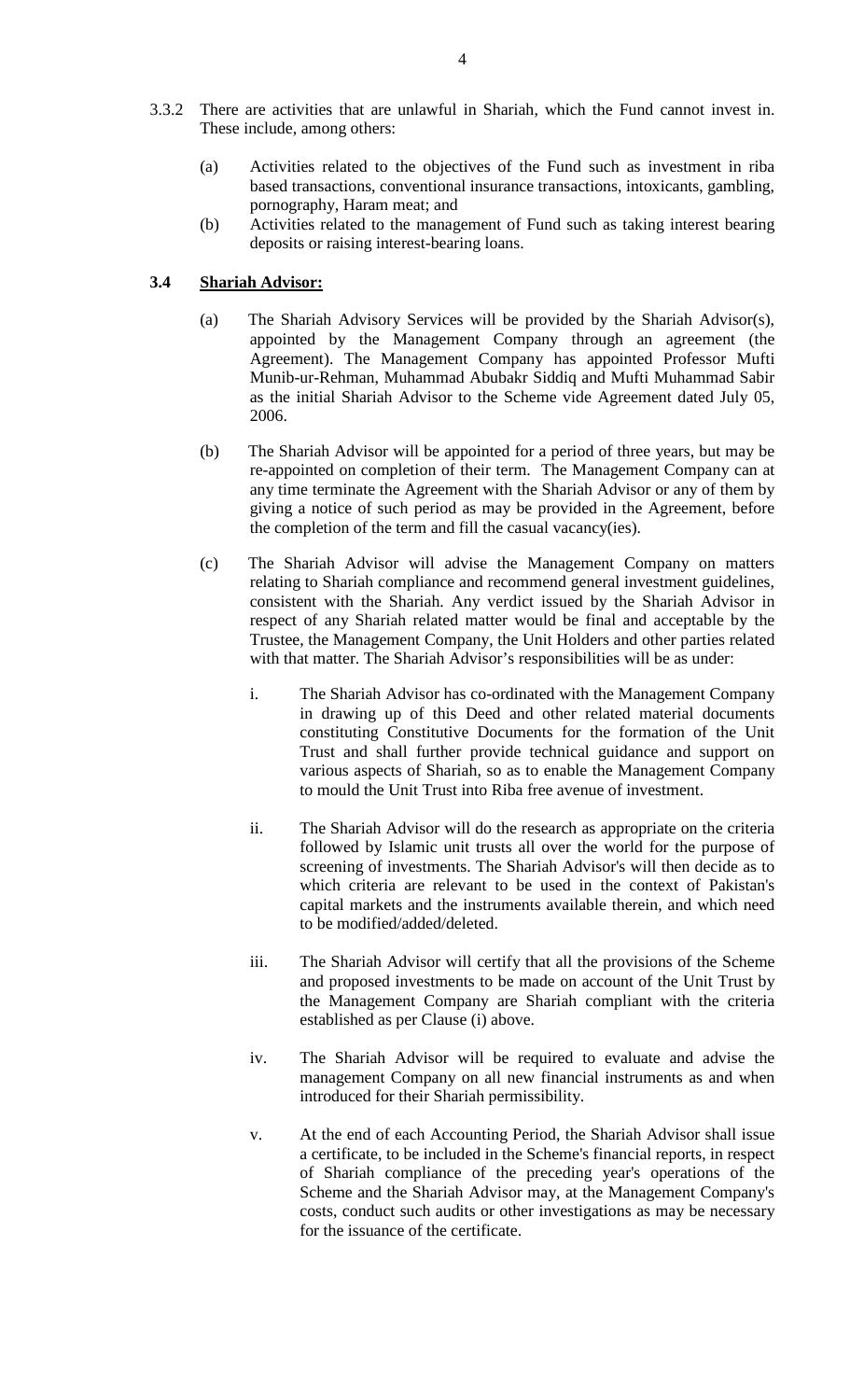3.3.2 There are activities that are unlawful in Shariah, which the Fund cannot invest in. These include, among others:

(a) Activities related to the objectives of the Fund such as investment in riba based transactions, conventional insurance transactions, intoxicants, gambling, pornography, Haram meat; and

(b) Activities related to the management of Fund such as taking interest bearing deposits or raising interest-bearing loans.

**3.4 <u>Shariah Advisor:</u>**

(a) The Shariah Advisory Services will be provided by the Shariah Advisor(s), appointed by the Management Company through an agreement (the Agreement). The Management Company has appointed Professor Mufti Munib-ur-Rehman, Muhammad Abubakr Siddiq and Mufti Muhammad Sabir as the initial Shariah Advisor to the Scheme vide Agreement dated July 05, 2006.

(b) The Shariah Advisor will be appointed for a period of three years, but may be re-appointed on completion of their term. The Management Company can at any time terminate the Agreement with the Shariah Advisor or any of them by giving a notice of such period as may be provided in the Agreement, before the completion of the term and fill the casual vacancy(ies).

(c) The Shariah Advisor will advise the Management Company on matters relating to Shariah compliance and recommend general investment guidelines, consistent with the Shariah. Any verdict issued by the Shariah Advisor in respect of any Shariah related matter would be final and acceptable by the Trustee, the Management Company, the Unit Holders and other parties related with that matter. The Shariah Advisor's responsibilities will be as under:

i. The Shariah Advisor has co-ordinated with the Management Company in drawing up of this Deed and other related material documents constituting Constitutive Documents for the formation of the Unit Trust and shall further provide technical guidance and support on various aspects of Shariah, so as to enable the Management Company to mould the Unit Trust into Riba free avenue of investment.

ii. The Shariah Advisor will do the research as appropriate on the criteria followed by Islamic unit trusts all over the world for the purpose of screening of investments. The Shariah Advisor's will then decide as to which criteria are relevant to be used in the context of Pakistan's capital markets and the instruments available therein, and which need to be modified/added/deleted.

iii. The Shariah Advisor will certify that all the provisions of the Scheme and proposed investments to be made on account of the Unit Trust by the Management Company are Shariah compliant with the criteria established as per Clause (i) above.

iv. The Shariah Advisor will be required to evaluate and advise the management Company on all new financial instruments as and when introduced for their Shariah permissibility.

v. At the end of each Accounting Period, the Shariah Advisor shall issue a certificate, to be included in the Scheme's financial reports, in respect of Shariah compliance of the preceding year's operations of the Scheme and the Shariah Advisor may, at the Management Company's costs, conduct such audits or other investigations as may be necessary for the issuance of the certificate.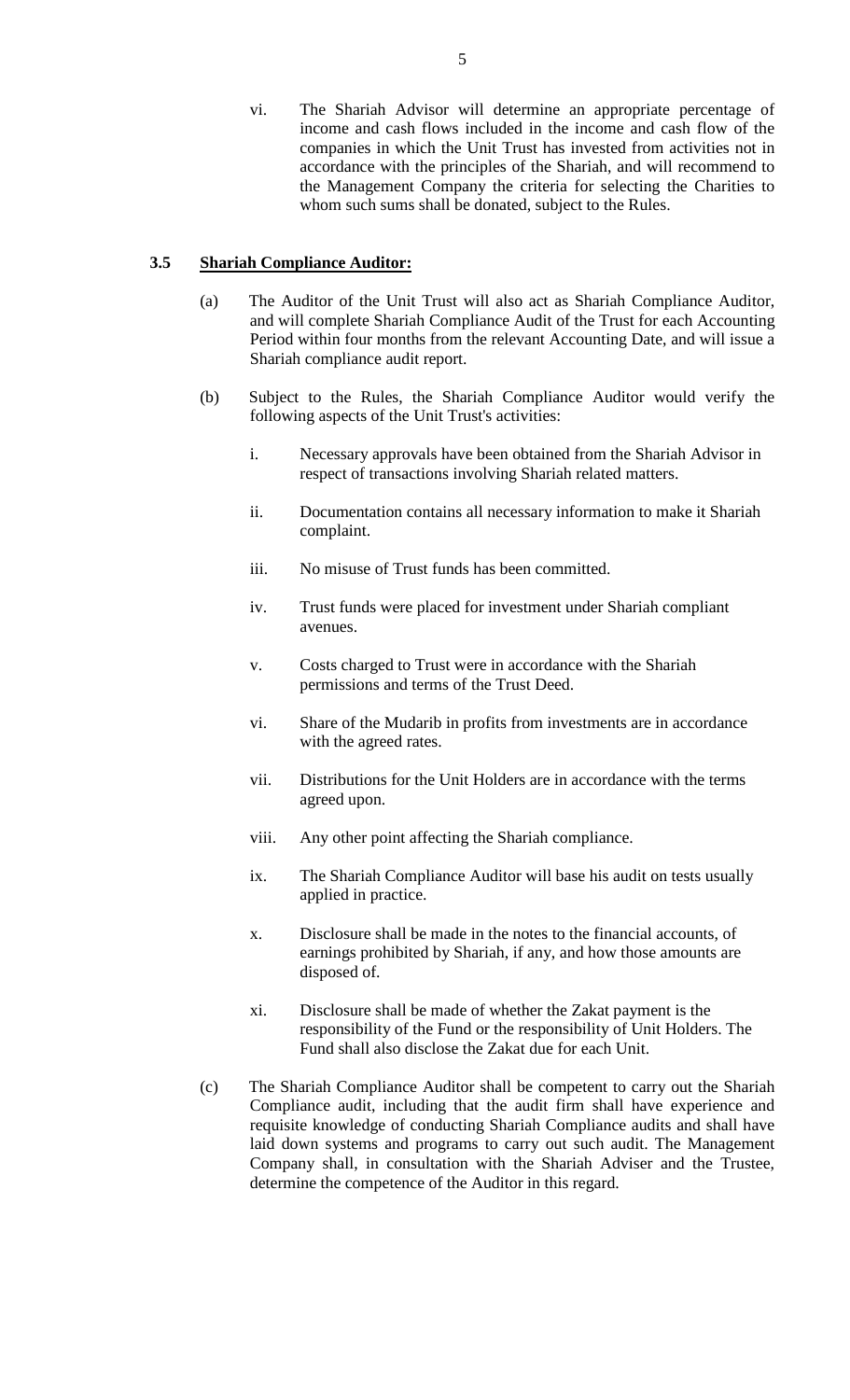vi. The Shariah Advisor will determine an appropriate percentage of income and cash flows included in the income and cash flow of the companies in which the Unit Trust has invested from activities not in accordance with the principles of the Shariah, and will recommend to the Management Company the criteria for selecting the Charities to whom such sums shall be donated, subject to the Rules.

**3.5 Shariah Compliance Auditor:**

(a) The Auditor of the Unit Trust will also act as Shariah Compliance Auditor, and will complete Shariah Compliance Audit of the Trust for each Accounting Period within four months from the relevant Accounting Date, and will issue a Shariah compliance audit report.

(b) Subject to the Rules, the Shariah Compliance Auditor would verify the following aspects of the Unit Trust's activities:

i. Necessary approvals have been obtained from the Shariah Advisor in respect of transactions involving Shariah related matters.

ii. Documentation contains all necessary information to make it Shariah complaint.

iii. No misuse of Trust funds has been committed.

iv. Trust funds were placed for investment under Shariah compliant avenues.

v. Costs charged to Trust were in accordance with the Shariah permissions and terms of the Trust Deed.

vi. Share of the Mudarib in profits from investments are in accordance with the agreed rates.

vii. Distributions for the Unit Holders are in accordance with the terms agreed upon.

viii. Any other point affecting the Shariah compliance.

ix. The Shariah Compliance Auditor will base his audit on tests usually applied in practice.

x. Disclosure shall be made in the notes to the financial accounts, of earnings prohibited by Shariah, if any, and how those amounts are disposed of.

xi. Disclosure shall be made of whether the Zakat payment is the responsibility of the Fund or the responsibility of Unit Holders. The Fund shall also disclose the Zakat due for each Unit.

(c) The Shariah Compliance Auditor shall be competent to carry out the Shariah Compliance audit, including that the audit firm shall have experience and requisite knowledge of conducting Shariah Compliance audits and shall have laid down systems and programs to carry out such audit. The Management Company shall, in consultation with the Shariah Adviser and the Trustee, determine the competence of the Auditor in this regard.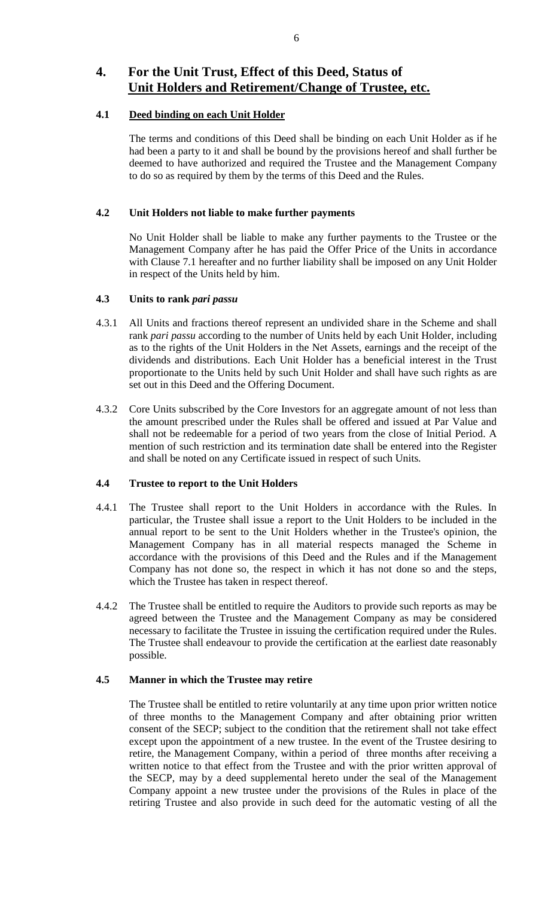# 4. For the Unit Trust, Effect of this Deed, Status of <u>Unit Holders and Retirement/Change of Trustee, etc.</u>

### 4.1 <u>Deed binding on each Unit Holder</u>

The terms and conditions of this Deed shall be binding on each Unit Holder as if he had been a party to it and shall be bound by the provisions hereof and shall further be deemed to have authorized and required the Trustee and the Management Company to do so as required by them by the terms of this Deed and the Rules.

### 4.2 Unit Holders not liable to make further payments

No Unit Holder shall be liable to make any further payments to the Trustee or the Management Company after he has paid the Offer Price of the Units in accordance with Clause 7.1 hereafter and no further liability shall be imposed on any Unit Holder in respect of the Units held by him.

### 4.3 Units to rank *pari passu*

4.3.1 All Units and fractions thereof represent an undivided share in the Scheme and shall rank *pari passu* according to the number of Units held by each Unit Holder, including as to the rights of the Unit Holders in the Net Assets, earnings and the receipt of the dividends and distributions. Each Unit Holder has a beneficial interest in the Trust proportionate to the Units held by such Unit Holder and shall have such rights as are set out in this Deed and the Offering Document.

4.3.2 Core Units subscribed by the Core Investors for an aggregate amount of not less than the amount prescribed under the Rules shall be offered and issued at Par Value and shall not be redeemable for a period of two years from the close of Initial Period. A mention of such restriction and its termination date shall be entered into the Register and shall be noted on any Certificate issued in respect of such Units.

### 4.4 Trustee to report to the Unit Holders

4.4.1 The Trustee shall report to the Unit Holders in accordance with the Rules. In particular, the Trustee shall issue a report to the Unit Holders to be included in the annual report to be sent to the Unit Holders whether in the Trustee's opinion, the Management Company has in all material respects managed the Scheme in accordance with the provisions of this Deed and the Rules and if the Management Company has not done so, the respect in which it has not done so and the steps, which the Trustee has taken in respect thereof.

4.4.2 The Trustee shall be entitled to require the Auditors to provide such reports as may be agreed between the Trustee and the Management Company as may be considered necessary to facilitate the Trustee in issuing the certification required under the Rules. The Trustee shall endeavour to provide the certification at the earliest date reasonably possible.

### 4.5 Manner in which the Trustee may retire

The Trustee shall be entitled to retire voluntarily at any time upon prior written notice of three months to the Management Company and after obtaining prior written consent of the SECP; subject to the condition that the retirement shall not take effect except upon the appointment of a new trustee. In the event of the Trustee desiring to retire, the Management Company, within a period of three months after receiving a written notice to that effect from the Trustee and with the prior written approval of the SECP, may by a deed supplemental hereto under the seal of the Management Company appoint a new trustee under the provisions of the Rules in place of the retiring Trustee and also provide in such deed for the automatic vesting of all the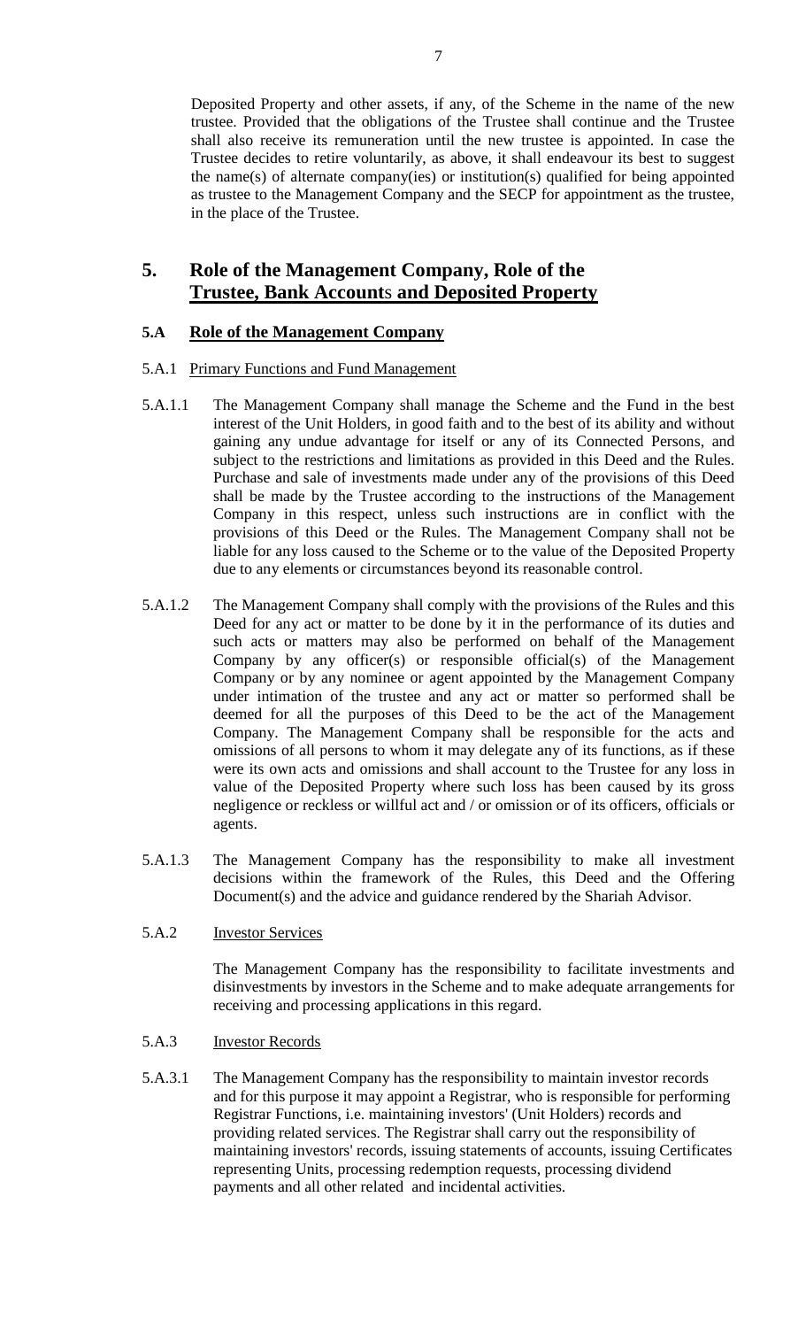Deposited Property and other assets, if any, of the Scheme in the name of the new trustee. Provided that the obligations of the Trustee shall continue and the Trustee shall also receive its remuneration until the new trustee is appointed. In case the Trustee decides to retire voluntarily, as above, it shall endeavour its best to suggest the name(s) of alternate company(ies) or institution(s) qualified for being appointed as trustee to the Management Company and the SECP for appointment as the trustee, in the place of the Trustee.

## 5. Role of the Management Company, Role of the <u>Trustee, Bank Accounts and Deposited Property</u>

### 5.A <u>Role of the Management Company</u>

5.A.1 <u>Primary Functions and Fund Management</u>

5.A.1.1 The Management Company shall manage the Scheme and the Fund in the best interest of the Unit Holders, in good faith and to the best of its ability and without gaining any undue advantage for itself or any of its Connected Persons, and subject to the restrictions and limitations as provided in this Deed and the Rules. Purchase and sale of investments made under any of the provisions of this Deed shall be made by the Trustee according to the instructions of the Management Company in this respect, unless such instructions are in conflict with the provisions of this Deed or the Rules. The Management Company shall not be liable for any loss caused to the Scheme or to the value of the Deposited Property due to any elements or circumstances beyond its reasonable control.

5.A.1.2 The Management Company shall comply with the provisions of the Rules and this Deed for any act or matter to be done by it in the performance of its duties and such acts or matters may also be performed on behalf of the Management Company by any officer(s) or responsible official(s) of the Management Company or by any nominee or agent appointed by the Management Company under intimation of the trustee and any act or matter so performed shall be deemed for all the purposes of this Deed to be the act of the Management Company. The Management Company shall be responsible for the acts and omissions of all persons to whom it may delegate any of its functions, as if these were its own acts and omissions and shall account to the Trustee for any loss in value of the Deposited Property where such loss has been caused by its gross negligence or reckless or willful act and / or omission or of its officers, officials or agents.

5.A.1.3 The Management Company has the responsibility to make all investment decisions within the framework of the Rules, this Deed and the Offering Document(s) and the advice and guidance rendered by the Shariah Advisor.

5.A.2 <u>Investor Services</u>

The Management Company has the responsibility to facilitate investments and disinvestments by investors in the Scheme and to make adequate arrangements for receiving and processing applications in this regard.

5.A.3 <u>Investor Records</u>

5.A.3.1 The Management Company has the responsibility to maintain investor records and for this purpose it may appoint a Registrar, who is responsible for performing Registrar Functions, i.e. maintaining investors' (Unit Holders) records and providing related services. The Registrar shall carry out the responsibility of maintaining investors' records, issuing statements of accounts, issuing Certificates representing Units, processing redemption requests, processing dividend payments and all other related and incidental activities.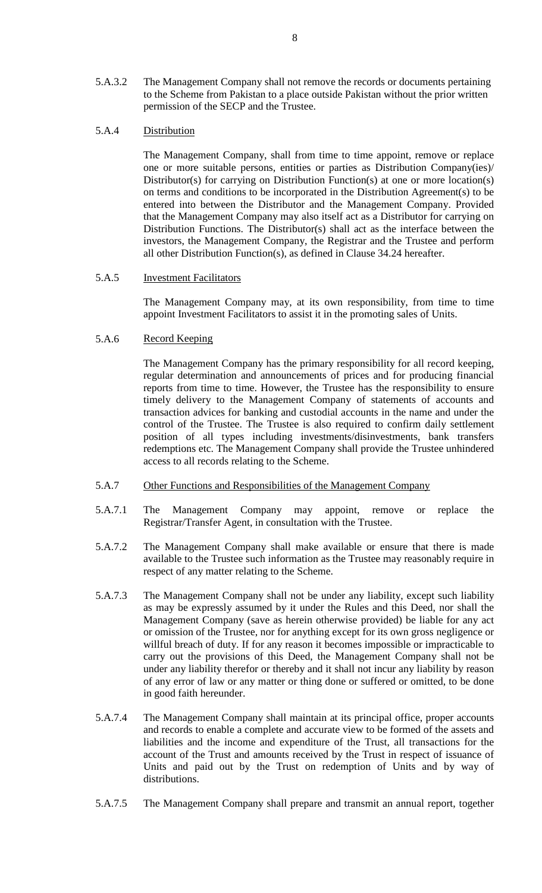5.A.3.2 The Management Company shall not remove the records or documents pertaining to the Scheme from Pakistan to a place outside Pakistan without the prior written permission of the SECP and the Trustee.

5.A.4 <u>Distribution</u>

The Management Company, shall from time to time appoint, remove or replace one or more suitable persons, entities or parties as Distribution Company(ies)/ Distributor(s) for carrying on Distribution Function(s) at one or more location(s) on terms and conditions to be incorporated in the Distribution Agreement(s) to be entered into between the Distributor and the Management Company. Provided that the Management Company may also itself act as a Distributor for carrying on Distribution Functions. The Distributor(s) shall act as the interface between the investors, the Management Company, the Registrar and the Trustee and perform all other Distribution Function(s), as defined in Clause 34.24 hereafter.

5.A.5 <u>Investment Facilitators</u>

The Management Company may, at its own responsibility, from time to time appoint Investment Facilitators to assist it in the promoting sales of Units.

5.A.6 <u>Record Keeping</u>

The Management Company has the primary responsibility for all record keeping, regular determination and announcements of prices and for producing financial reports from time to time. However, the Trustee has the responsibility to ensure timely delivery to the Management Company of statements of accounts and transaction advices for banking and custodial accounts in the name and under the control of the Trustee. The Trustee is also required to confirm daily settlement position of all types including investments/disinvestments, bank transfers redemptions etc. The Management Company shall provide the Trustee unhindered access to all records relating to the Scheme.

5.A.7 <u>Other Functions and Responsibilities of the Management Company</u>

5.A.7.1 The Management Company may appoint, remove or replace the Registrar/Transfer Agent, in consultation with the Trustee.

5.A.7.2 The Management Company shall make available or ensure that there is made available to the Trustee such information as the Trustee may reasonably require in respect of any matter relating to the Scheme.

5.A.7.3 The Management Company shall not be under any liability, except such liability as may be expressly assumed by it under the Rules and this Deed, nor shall the Management Company (save as herein otherwise provided) be liable for any act or omission of the Trustee, nor for anything except for its own gross negligence or willful breach of duty. If for any reason it becomes impossible or impracticable to carry out the provisions of this Deed, the Management Company shall not be under any liability therefor or thereby and it shall not incur any liability by reason of any error of law or any matter or thing done or suffered or omitted, to be done in good faith hereunder.

5.A.7.4 The Management Company shall maintain at its principal office, proper accounts and records to enable a complete and accurate view to be formed of the assets and liabilities and the income and expenditure of the Trust, all transactions for the account of the Trust and amounts received by the Trust in respect of issuance of Units and paid out by the Trust on redemption of Units and by way of distributions.

5.A.7.5 The Management Company shall prepare and transmit an annual report, together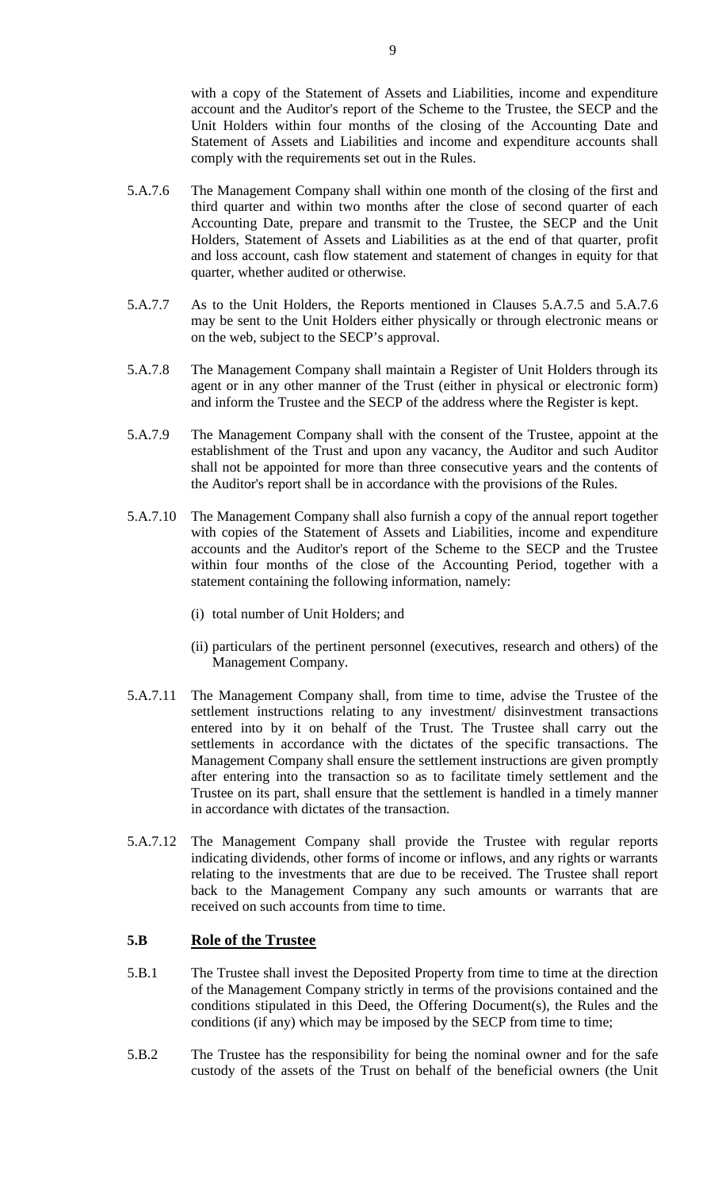with a copy of the Statement of Assets and Liabilities, income and expenditure account and the Auditor's report of the Scheme to the Trustee, the SECP and the Unit Holders within four months of the closing of the Accounting Date and Statement of Assets and Liabilities and income and expenditure accounts shall comply with the requirements set out in the Rules.

5.A.7.6 The Management Company shall within one month of the closing of the first and third quarter and within two months after the close of second quarter of each Accounting Date, prepare and transmit to the Trustee, the SECP and the Unit Holders, Statement of Assets and Liabilities as at the end of that quarter, profit and loss account, cash flow statement and statement of changes in equity for that quarter, whether audited or otherwise.

5.A.7.7 As to the Unit Holders, the Reports mentioned in Clauses 5.A.7.5 and 5.A.7.6 may be sent to the Unit Holders either physically or through electronic means or on the web, subject to the SECP's approval.

5.A.7.8 The Management Company shall maintain a Register of Unit Holders through its agent or in any other manner of the Trust (either in physical or electronic form) and inform the Trustee and the SECP of the address where the Register is kept.

5.A.7.9 The Management Company shall with the consent of the Trustee, appoint at the establishment of the Trust and upon any vacancy, the Auditor and such Auditor shall not be appointed for more than three consecutive years and the contents of the Auditor's report shall be in accordance with the provisions of the Rules.

5.A.7.10 The Management Company shall also furnish a copy of the annual report together with copies of the Statement of Assets and Liabilities, income and expenditure accounts and the Auditor's report of the Scheme to the SECP and the Trustee within four months of the close of the Accounting Period, together with a statement containing the following information, namely:

(i) total number of Unit Holders; and

(ii) particulars of the pertinent personnel (executives, research and others) of the Management Company.

5.A.7.11 The Management Company shall, from time to time, advise the Trustee of the settlement instructions relating to any investment/ disinvestment transactions entered into by it on behalf of the Trust. The Trustee shall carry out the settlements in accordance with the dictates of the specific transactions. The Management Company shall ensure the settlement instructions are given promptly after entering into the transaction so as to facilitate timely settlement and the Trustee on its part, shall ensure that the settlement is handled in a timely manner in accordance with dictates of the transaction.

5.A.7.12 The Management Company shall provide the Trustee with regular reports indicating dividends, other forms of income or inflows, and any rights or warrants relating to the investments that are due to be received. The Trustee shall report back to the Management Company any such amounts or warrants that are received on such accounts from time to time.

## 5.B <u>Role of the Trustee</u>

5.B.1 The Trustee shall invest the Deposited Property from time to time at the direction of the Management Company strictly in terms of the provisions contained and the conditions stipulated in this Deed, the Offering Document(s), the Rules and the conditions (if any) which may be imposed by the SECP from time to time;

5.B.2 The Trustee has the responsibility for being the nominal owner and for the safe custody of the assets of the Trust on behalf of the beneficial owners (the Unit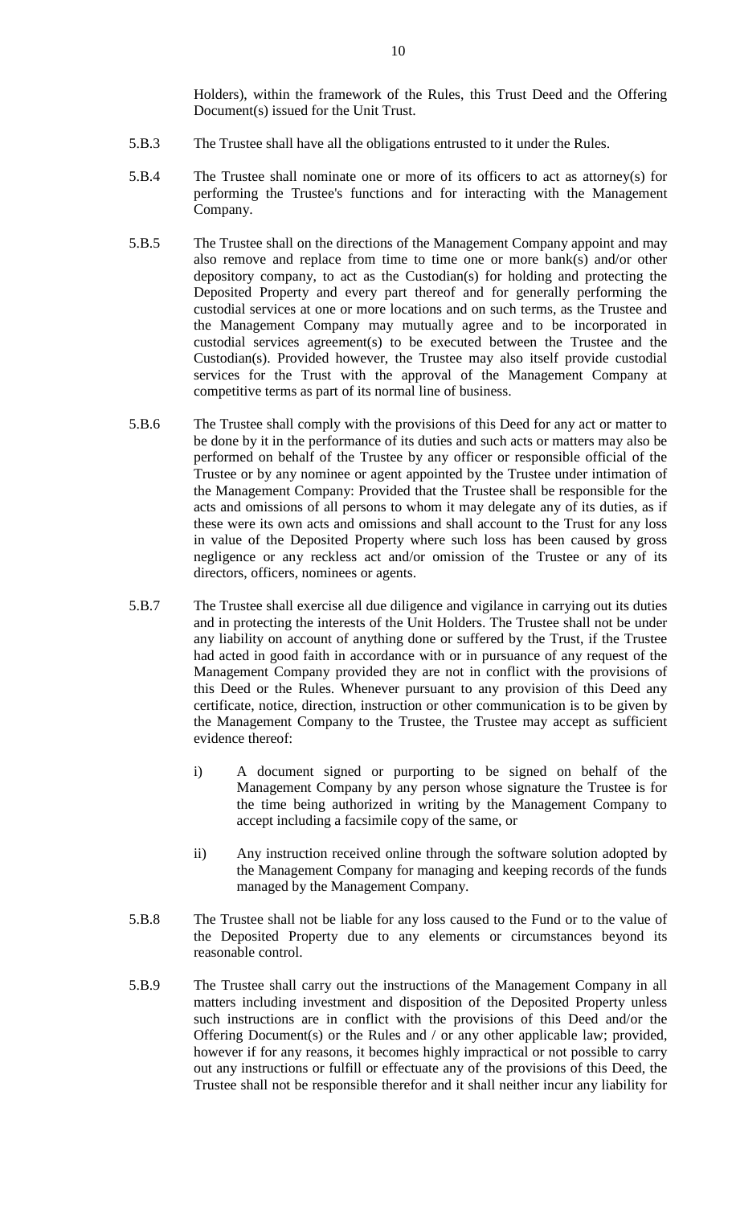Holders), within the framework of the Rules, this Trust Deed and the Offering Document(s) issued for the Unit Trust.

5.B.3 The Trustee shall have all the obligations entrusted to it under the Rules.

5.B.4 The Trustee shall nominate one or more of its officers to act as attorney(s) for performing the Trustee's functions and for interacting with the Management Company.

5.B.5 The Trustee shall on the directions of the Management Company appoint and may also remove and replace from time to time one or more bank(s) and/or other depository company, to act as the Custodian(s) for holding and protecting the Deposited Property and every part thereof and for generally performing the custodial services at one or more locations and on such terms, as the Trustee and the Management Company may mutually agree and to be incorporated in custodial services agreement(s) to be executed between the Trustee and the Custodian(s). Provided however, the Trustee may also itself provide custodial services for the Trust with the approval of the Management Company at competitive terms as part of its normal line of business.

5.B.6 The Trustee shall comply with the provisions of this Deed for any act or matter to be done by it in the performance of its duties and such acts or matters may also be performed on behalf of the Trustee by any officer or responsible official of the Trustee or by any nominee or agent appointed by the Trustee under intimation of the Management Company: Provided that the Trustee shall be responsible for the acts and omissions of all persons to whom it may delegate any of its duties, as if these were its own acts and omissions and shall account to the Trust for any loss in value of the Deposited Property where such loss has been caused by gross negligence or any reckless act and/or omission of the Trustee or any of its directors, officers, nominees or agents.

5.B.7 The Trustee shall exercise all due diligence and vigilance in carrying out its duties and in protecting the interests of the Unit Holders. The Trustee shall not be under any liability on account of anything done or suffered by the Trust, if the Trustee had acted in good faith in accordance with or in pursuance of any request of the Management Company provided they are not in conflict with the provisions of this Deed or the Rules. Whenever pursuant to any provision of this Deed any certificate, notice, direction, instruction or other communication is to be given by the Management Company to the Trustee, the Trustee may accept as sufficient evidence thereof:

i) A document signed or purporting to be signed on behalf of the Management Company by any person whose signature the Trustee is for the time being authorized in writing by the Management Company to accept including a facsimile copy of the same, or

ii) Any instruction received online through the software solution adopted by the Management Company for managing and keeping records of the funds managed by the Management Company.

5.B.8 The Trustee shall not be liable for any loss caused to the Fund or to the value of the Deposited Property due to any elements or circumstances beyond its reasonable control.

5.B.9 The Trustee shall carry out the instructions of the Management Company in all matters including investment and disposition of the Deposited Property unless such instructions are in conflict with the provisions of this Deed and/or the Offering Document(s) or the Rules and / or any other applicable law; provided, however if for any reasons, it becomes highly impractical or not possible to carry out any instructions or fulfill or effectuate any of the provisions of this Deed, the Trustee shall not be responsible therefor and it shall neither incur any liability for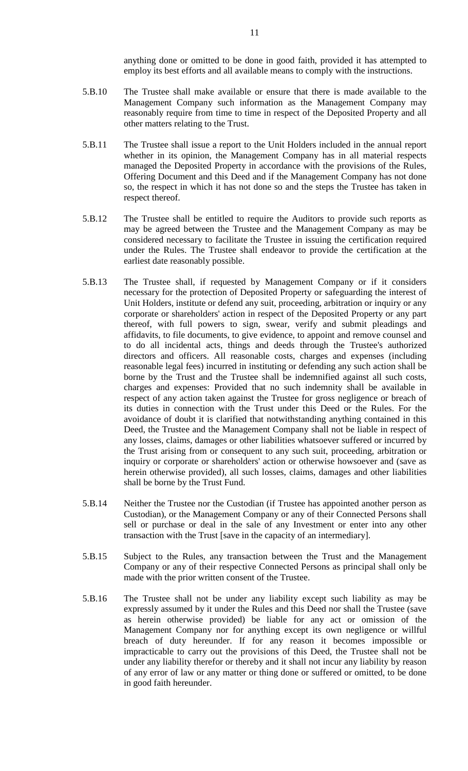anything done or omitted to be done in good faith, provided it has attempted to employ its best efforts and all available means to comply with the instructions.

5.B.10 The Trustee shall make available or ensure that there is made available to the Management Company such information as the Management Company may reasonably require from time to time in respect of the Deposited Property and all other matters relating to the Trust.

5.B.11 The Trustee shall issue a report to the Unit Holders included in the annual report whether in its opinion, the Management Company has in all material respects managed the Deposited Property in accordance with the provisions of the Rules, Offering Document and this Deed and if the Management Company has not done so, the respect in which it has not done so and the steps the Trustee has taken in respect thereof.

5.B.12 The Trustee shall be entitled to require the Auditors to provide such reports as may be agreed between the Trustee and the Management Company as may be considered necessary to facilitate the Trustee in issuing the certification required under the Rules. The Trustee shall endeavor to provide the certification at the earliest date reasonably possible.

5.B.13 The Trustee shall, if requested by Management Company or if it considers necessary for the protection of Deposited Property or safeguarding the interest of Unit Holders, institute or defend any suit, proceeding, arbitration or inquiry or any corporate or shareholders' action in respect of the Deposited Property or any part thereof, with full powers to sign, swear, verify and submit pleadings and affidavits, to file documents, to give evidence, to appoint and remove counsel and to do all incidental acts, things and deeds through the Trustee's authorized directors and officers. All reasonable costs, charges and expenses (including reasonable legal fees) incurred in instituting or defending any such action shall be borne by the Trust and the Trustee shall be indemnified against all such costs, charges and expenses: Provided that no such indemnity shall be available in respect of any action taken against the Trustee for gross negligence or breach of its duties in connection with the Trust under this Deed or the Rules. For the avoidance of doubt it is clarified that notwithstanding anything contained in this Deed, the Trustee and the Management Company shall not be liable in respect of any losses, claims, damages or other liabilities whatsoever suffered or incurred by the Trust arising from or consequent to any such suit, proceeding, arbitration or inquiry or corporate or shareholders' action or otherwise howsoever and (save as herein otherwise provided), all such losses, claims, damages and other liabilities shall be borne by the Trust Fund.

5.B.14 Neither the Trustee nor the Custodian (if Trustee has appointed another person as Custodian), or the Management Company or any of their Connected Persons shall sell or purchase or deal in the sale of any Investment or enter into any other transaction with the Trust [save in the capacity of an intermediary].

5.B.15 Subject to the Rules, any transaction between the Trust and the Management Company or any of their respective Connected Persons as principal shall only be made with the prior written consent of the Trustee.

5.B.16 The Trustee shall not be under any liability except such liability as may be expressly assumed by it under the Rules and this Deed nor shall the Trustee (save as herein otherwise provided) be liable for any act or omission of the Management Company nor for anything except its own negligence or willful breach of duty hereunder. If for any reason it becomes impossible or impracticable to carry out the provisions of this Deed, the Trustee shall not be under any liability therefor or thereby and it shall not incur any liability by reason of any error of law or any matter or thing done or suffered or omitted, to be done in good faith hereunder.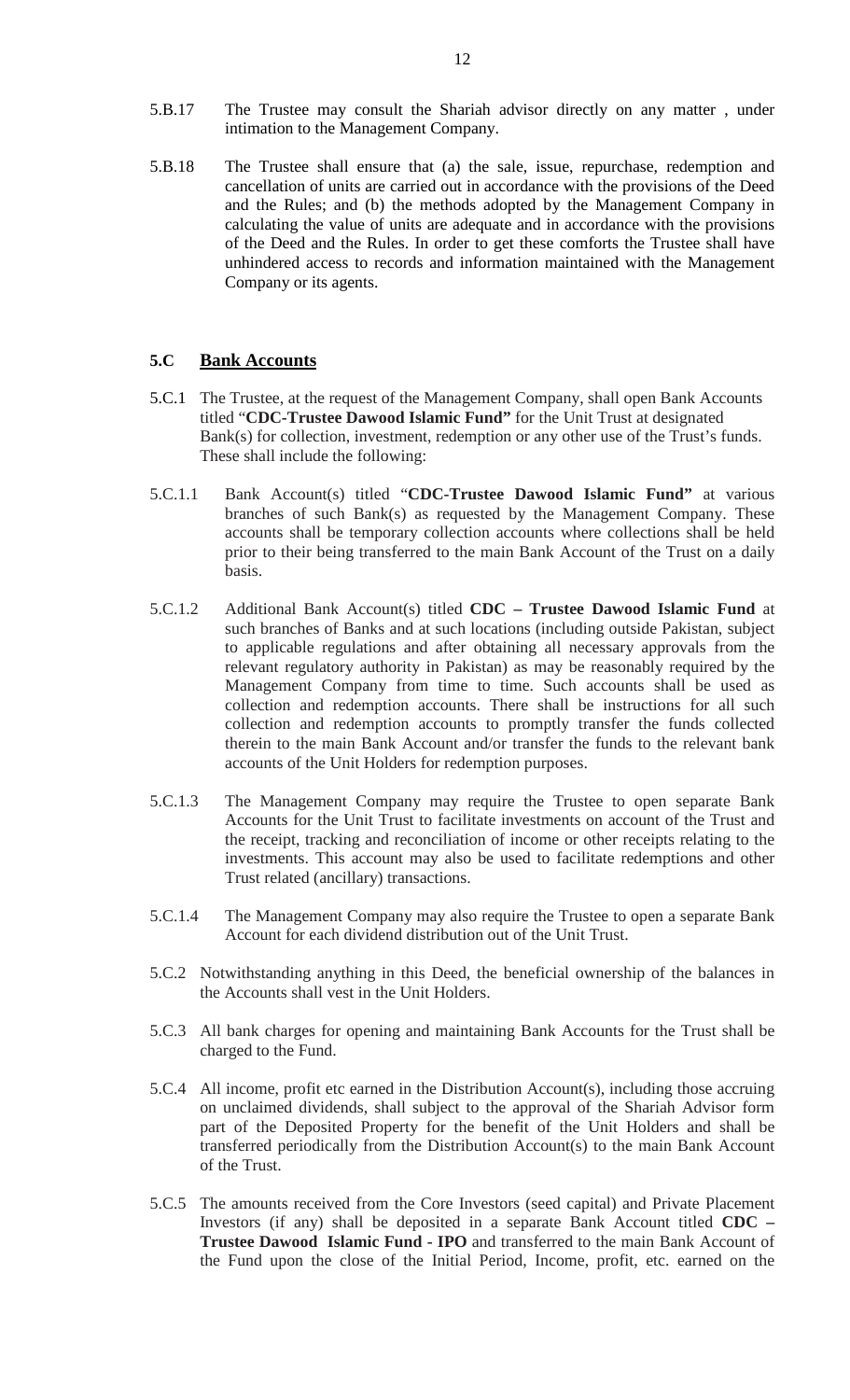5.B.17 The Trustee may consult the Shariah advisor directly on any matter , under intimation to the Management Company.

5.B.18 The Trustee shall ensure that (a) the sale, issue, repurchase, redemption and cancellation of units are carried out in accordance with the provisions of the Deed and the Rules; and (b) the methods adopted by the Management Company in calculating the value of units are adequate and in accordance with the provisions of the Deed and the Rules. In order to get these comforts the Trustee shall have unhindered access to records and information maintained with the Management Company or its agents.

## 5.C Bank Accounts

5.C.1 The Trustee, at the request of the Management Company, shall open Bank Accounts titled "**CDC-Trustee Dawood Islamic Fund"** for the Unit Trust at designated Bank(s) for collection, investment, redemption or any other use of the Trust's funds. These shall include the following:

5.C.1.1 Bank Account(s) titled "**CDC-Trustee Dawood Islamic Fund"** at various branches of such Bank(s) as requested by the Management Company. These accounts shall be temporary collection accounts where collections shall be held prior to their being transferred to the main Bank Account of the Trust on a daily basis.

5.C.1.2 Additional Bank Account(s) titled **CDC – Trustee Dawood Islamic Fund** at such branches of Banks and at such locations (including outside Pakistan, subject to applicable regulations and after obtaining all necessary approvals from the relevant regulatory authority in Pakistan) as may be reasonably required by the Management Company from time to time. Such accounts shall be used as collection and redemption accounts. There shall be instructions for all such collection and redemption accounts to promptly transfer the funds collected therein to the main Bank Account and/or transfer the funds to the relevant bank accounts of the Unit Holders for redemption purposes.

5.C.1.3 The Management Company may require the Trustee to open separate Bank Accounts for the Unit Trust to facilitate investments on account of the Trust and the receipt, tracking and reconciliation of income or other receipts relating to the investments. This account may also be used to facilitate redemptions and other Trust related (ancillary) transactions.

5.C.1.4 The Management Company may also require the Trustee to open a separate Bank Account for each dividend distribution out of the Unit Trust.

5.C.2 Notwithstanding anything in this Deed, the beneficial ownership of the balances in the Accounts shall vest in the Unit Holders.

5.C.3 All bank charges for opening and maintaining Bank Accounts for the Trust shall be charged to the Fund.

5.C.4 All income, profit etc earned in the Distribution Account(s), including those accruing on unclaimed dividends, shall subject to the approval of the Shariah Advisor form part of the Deposited Property for the benefit of the Unit Holders and shall be transferred periodically from the Distribution Account(s) to the main Bank Account of the Trust.

5.C.5 The amounts received from the Core Investors (seed capital) and Private Placement Investors (if any) shall be deposited in a separate Bank Account titled **CDC – Trustee Dawood Islamic Fund - IPO** and transferred to the main Bank Account of the Fund upon the close of the Initial Period, Income, profit, etc. earned on the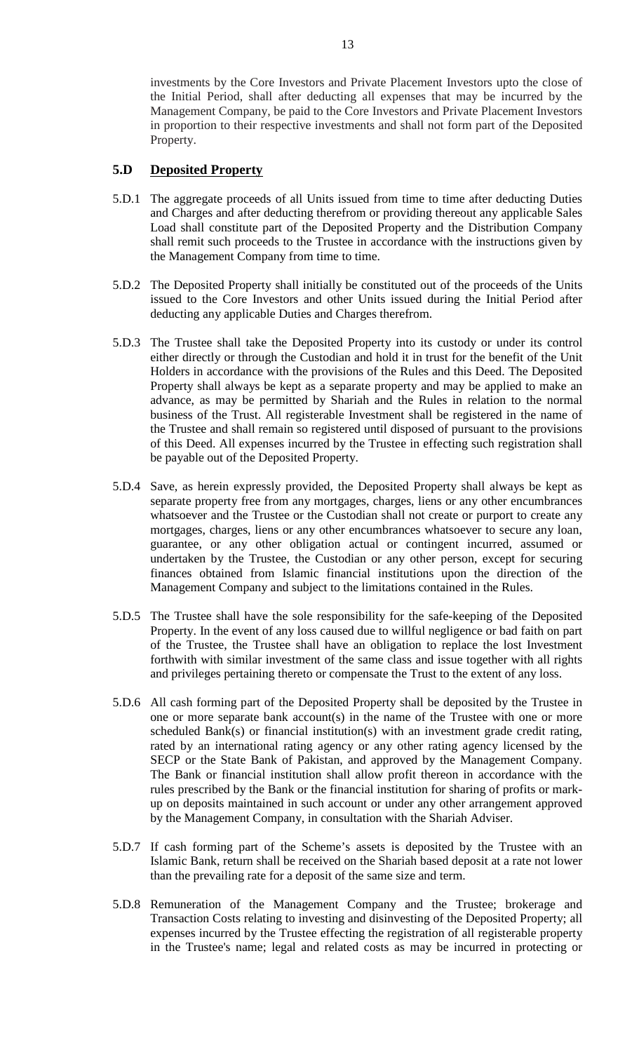investments by the Core Investors and Private Placement Investors upto the close of the Initial Period, shall after deducting all expenses that may be incurred by the Management Company, be paid to the Core Investors and Private Placement Investors in proportion to their respective investments and shall not form part of the Deposited Property.

## 5.D Deposited Property

5.D.1 The aggregate proceeds of all Units issued from time to time after deducting Duties and Charges and after deducting therefrom or providing thereout any applicable Sales Load shall constitute part of the Deposited Property and the Distribution Company shall remit such proceeds to the Trustee in accordance with the instructions given by the Management Company from time to time.

5.D.2 The Deposited Property shall initially be constituted out of the proceeds of the Units issued to the Core Investors and other Units issued during the Initial Period after deducting any applicable Duties and Charges therefrom.

5.D.3 The Trustee shall take the Deposited Property into its custody or under its control either directly or through the Custodian and hold it in trust for the benefit of the Unit Holders in accordance with the provisions of the Rules and this Deed. The Deposited Property shall always be kept as a separate property and may be applied to make an advance, as may be permitted by Shariah and the Rules in relation to the normal business of the Trust. All registerable Investment shall be registered in the name of the Trustee and shall remain so registered until disposed of pursuant to the provisions of this Deed. All expenses incurred by the Trustee in effecting such registration shall be payable out of the Deposited Property.

5.D.4 Save, as herein expressly provided, the Deposited Property shall always be kept as separate property free from any mortgages, charges, liens or any other encumbrances whatsoever and the Trustee or the Custodian shall not create or purport to create any mortgages, charges, liens or any other encumbrances whatsoever to secure any loan, guarantee, or any other obligation actual or contingent incurred, assumed or undertaken by the Trustee, the Custodian or any other person, except for securing finances obtained from Islamic financial institutions upon the direction of the Management Company and subject to the limitations contained in the Rules.

5.D.5 The Trustee shall have the sole responsibility for the safe-keeping of the Deposited Property. In the event of any loss caused due to willful negligence or bad faith on part of the Trustee, the Trustee shall have an obligation to replace the lost Investment forthwith with similar investment of the same class and issue together with all rights and privileges pertaining thereto or compensate the Trust to the extent of any loss.

5.D.6 All cash forming part of the Deposited Property shall be deposited by the Trustee in one or more separate bank account(s) in the name of the Trustee with one or more scheduled Bank(s) or financial institution(s) with an investment grade credit rating, rated by an international rating agency or any other rating agency licensed by the SECP or the State Bank of Pakistan, and approved by the Management Company. The Bank or financial institution shall allow profit thereon in accordance with the rules prescribed by the Bank or the financial institution for sharing of profits or mark-up on deposits maintained in such account or under any other arrangement approved by the Management Company, in consultation with the Shariah Adviser.

5.D.7 If cash forming part of the Scheme's assets is deposited by the Trustee with an Islamic Bank, return shall be received on the Shariah based deposit at a rate not lower than the prevailing rate for a deposit of the same size and term.

5.D.8 Remuneration of the Management Company and the Trustee; brokerage and Transaction Costs relating to investing and disinvesting of the Deposited Property; all expenses incurred by the Trustee effecting the registration of all registerable property in the Trustee's name; legal and related costs as may be incurred in protecting or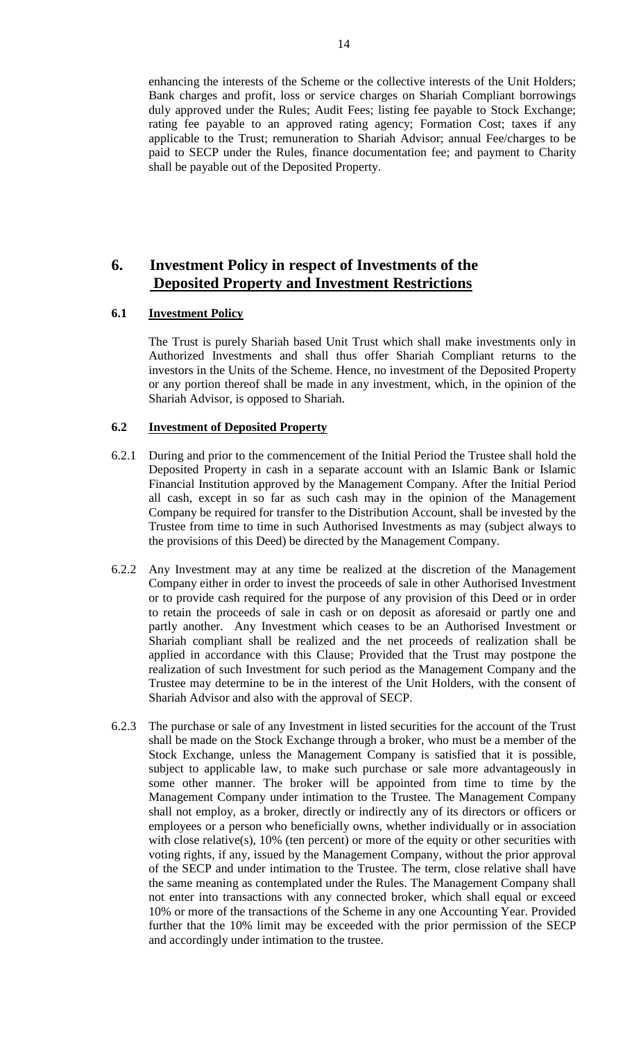enhancing the interests of the Scheme or the collective interests of the Unit Holders; Bank charges and profit, loss or service charges on Shariah Compliant borrowings duly approved under the Rules; Audit Fees; listing fee payable to Stock Exchange; rating fee payable to an approved rating agency; Formation Cost; taxes if any applicable to the Trust; remuneration to Shariah Advisor; annual Fee/charges to be paid to SECP under the Rules, finance documentation fee; and payment to Charity shall be payable out of the Deposited Property.

## 6. Investment Policy in respect of Investments of the Deposited Property and Investment Restrictions

### 6.1 Investment Policy

The Trust is purely Shariah based Unit Trust which shall make investments only in Authorized Investments and shall thus offer Shariah Compliant returns to the investors in the Units of the Scheme. Hence, no investment of the Deposited Property or any portion thereof shall be made in any investment, which, in the opinion of the Shariah Advisor, is opposed to Shariah.

### 6.2 Investment of Deposited Property

6.2.1 During and prior to the commencement of the Initial Period the Trustee shall hold the Deposited Property in cash in a separate account with an Islamic Bank or Islamic Financial Institution approved by the Management Company. After the Initial Period all cash, except in so far as such cash may in the opinion of the Management Company be required for transfer to the Distribution Account, shall be invested by the Trustee from time to time in such Authorised Investments as may (subject always to the provisions of this Deed) be directed by the Management Company.

6.2.2 Any Investment may at any time be realized at the discretion of the Management Company either in order to invest the proceeds of sale in other Authorised Investment or to provide cash required for the purpose of any provision of this Deed or in order to retain the proceeds of sale in cash or on deposit as aforesaid or partly one and partly another. Any Investment which ceases to be an Authorised Investment or Shariah compliant shall be realized and the net proceeds of realization shall be applied in accordance with this Clause; Provided that the Trust may postpone the realization of such Investment for such period as the Management Company and the Trustee may determine to be in the interest of the Unit Holders, with the consent of Shariah Advisor and also with the approval of SECP.

6.2.3 The purchase or sale of any Investment in listed securities for the account of the Trust shall be made on the Stock Exchange through a broker, who must be a member of the Stock Exchange, unless the Management Company is satisfied that it is possible, subject to applicable law, to make such purchase or sale more advantageously in some other manner. The broker will be appointed from time to time by the Management Company under intimation to the Trustee. The Management Company shall not employ, as a broker, directly or indirectly any of its directors or officers or employees or a person who beneficially owns, whether individually or in association with close relative(s), 10% (ten percent) or more of the equity or other securities with voting rights, if any, issued by the Management Company, without the prior approval of the SECP and under intimation to the Trustee. The term, close relative shall have the same meaning as contemplated under the Rules. The Management Company shall not enter into transactions with any connected broker, which shall equal or exceed 10% or more of the transactions of the Scheme in any one Accounting Year. Provided further that the 10% limit may be exceeded with the prior permission of the SECP and accordingly under intimation to the trustee.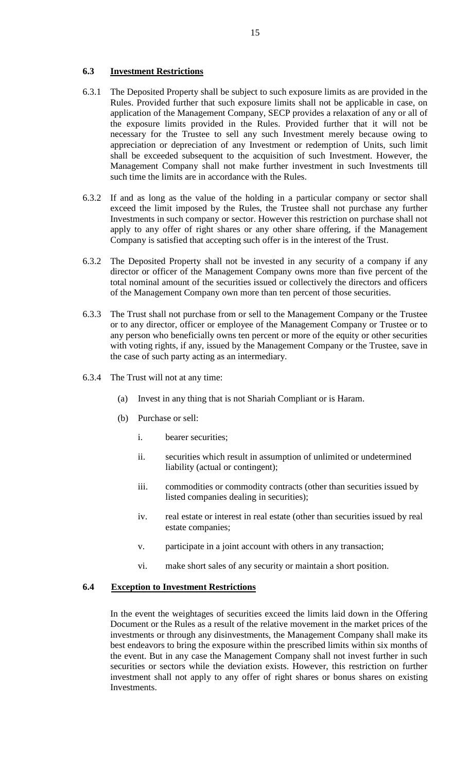### 6.3 Investment Restrictions

6.3.1 The Deposited Property shall be subject to such exposure limits as are provided in the Rules. Provided further that such exposure limits shall not be applicable in case, on application of the Management Company, SECP provides a relaxation of any or all of the exposure limits provided in the Rules. Provided further that it will not be necessary for the Trustee to sell any such Investment merely because owing to appreciation or depreciation of any Investment or redemption of Units, such limit shall be exceeded subsequent to the acquisition of such Investment. However, the Management Company shall not make further investment in such Investments till such time the limits are in accordance with the Rules.

6.3.2 If and as long as the value of the holding in a particular company or sector shall exceed the limit imposed by the Rules, the Trustee shall not purchase any further Investments in such company or sector. However this restriction on purchase shall not apply to any offer of right shares or any other share offering, if the Management Company is satisfied that accepting such offer is in the interest of the Trust.

6.3.2 The Deposited Property shall not be invested in any security of a company if any director or officer of the Management Company owns more than five percent of the total nominal amount of the securities issued or collectively the directors and officers of the Management Company own more than ten percent of those securities.

6.3.3 The Trust shall not purchase from or sell to the Management Company or the Trustee or to any director, officer or employee of the Management Company or Trustee or to any person who beneficially owns ten percent or more of the equity or other securities with voting rights, if any, issued by the Management Company or the Trustee, save in the case of such party acting as an intermediary.

6.3.4 The Trust will not at any time:

(a) Invest in any thing that is not Shariah Compliant or is Haram.

(b) Purchase or sell:

i. bearer securities;

ii. securities which result in assumption of unlimited or undetermined liability (actual or contingent);

iii. commodities or commodity contracts (other than securities issued by listed companies dealing in securities);

iv. real estate or interest in real estate (other than securities issued by real estate companies;

v. participate in a joint account with others in any transaction;

vi. make short sales of any security or maintain a short position.

### 6.4 Exception to Investment Restrictions

In the event the weightages of securities exceed the limits laid down in the Offering Document or the Rules as a result of the relative movement in the market prices of the investments or through any disinvestments, the Management Company shall make its best endeavors to bring the exposure within the prescribed limits within six months of the event. But in any case the Management Company shall not invest further in such securities or sectors while the deviation exists. However, this restriction on further investment shall not apply to any offer of right shares or bonus shares on existing Investments.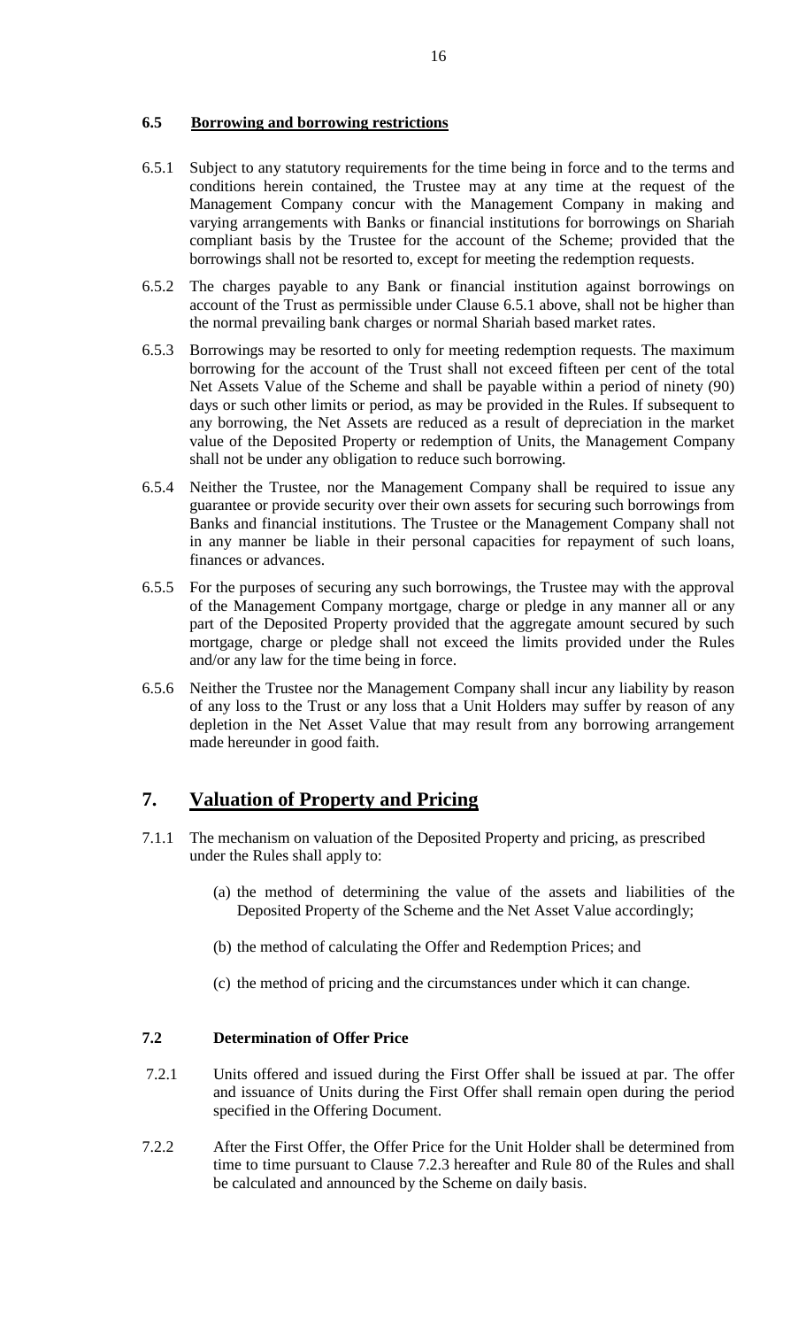### 6.5 Borrowing and borrowing restrictions

6.5.1 Subject to any statutory requirements for the time being in force and to the terms and conditions herein contained, the Trustee may at any time at the request of the Management Company concur with the Management Company in making and varying arrangements with Banks or financial institutions for borrowings on Shariah compliant basis by the Trustee for the account of the Scheme; provided that the borrowings shall not be resorted to, except for meeting the redemption requests.

6.5.2 The charges payable to any Bank or financial institution against borrowings on account of the Trust as permissible under Clause 6.5.1 above, shall not be higher than the normal prevailing bank charges or normal Shariah based market rates.

6.5.3 Borrowings may be resorted to only for meeting redemption requests. The maximum borrowing for the account of the Trust shall not exceed fifteen per cent of the total Net Assets Value of the Scheme and shall be payable within a period of ninety (90) days or such other limits or period, as may be provided in the Rules. If subsequent to any borrowing, the Net Assets are reduced as a result of depreciation in the market value of the Deposited Property or redemption of Units, the Management Company shall not be under any obligation to reduce such borrowing.

6.5.4 Neither the Trustee, nor the Management Company shall be required to issue any guarantee or provide security over their own assets for securing such borrowings from Banks and financial institutions. The Trustee or the Management Company shall not in any manner be liable in their personal capacities for repayment of such loans, finances or advances.

6.5.5 For the purposes of securing any such borrowings, the Trustee may with the approval of the Management Company mortgage, charge or pledge in any manner all or any part of the Deposited Property provided that the aggregate amount secured by such mortgage, charge or pledge shall not exceed the limits provided under the Rules and/or any law for the time being in force.

6.5.6 Neither the Trustee nor the Management Company shall incur any liability by reason of any loss to the Trust or any loss that a Unit Holders may suffer by reason of any depletion in the Net Asset Value that may result from any borrowing arrangement made hereunder in good faith.

## 7. Valuation of Property and Pricing

7.1.1 The mechanism on valuation of the Deposited Property and pricing, as prescribed under the Rules shall apply to:

(a) the method of determining the value of the assets and liabilities of the Deposited Property of the Scheme and the Net Asset Value accordingly;

(b) the method of calculating the Offer and Redemption Prices; and

(c) the method of pricing and the circumstances under which it can change.

### 7.2 Determination of Offer Price

7.2.1 Units offered and issued during the First Offer shall be issued at par. The offer and issuance of Units during the First Offer shall remain open during the period specified in the Offering Document.

7.2.2 After the First Offer, the Offer Price for the Unit Holder shall be determined from time to time pursuant to Clause 7.2.3 hereafter and Rule 80 of the Rules and shall be calculated and announced by the Scheme on daily basis.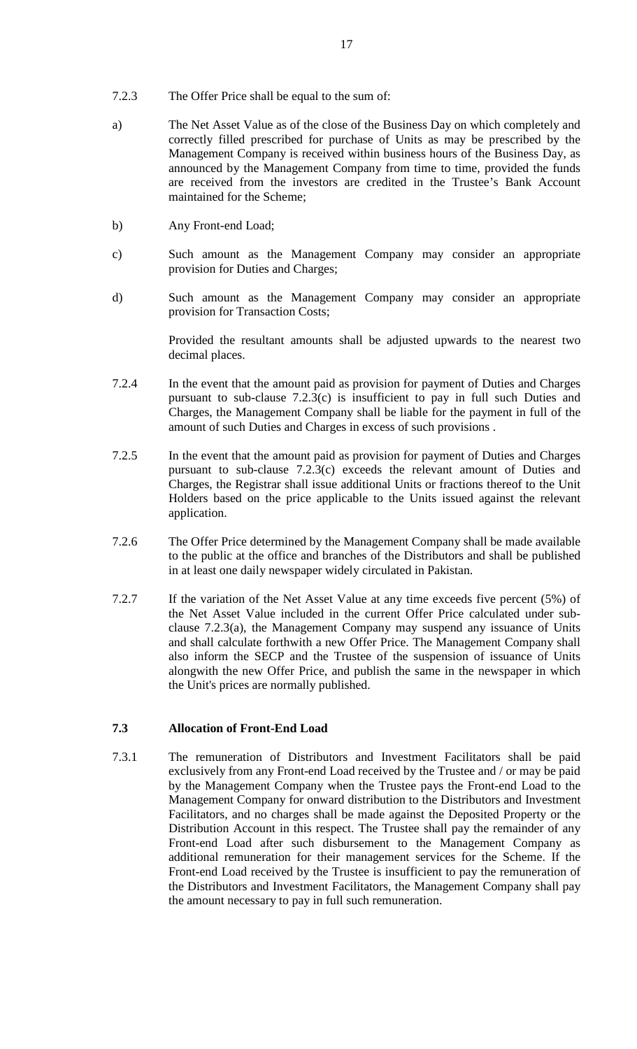7.2.3 The Offer Price shall be equal to the sum of:

a) The Net Asset Value as of the close of the Business Day on which completely and correctly filled prescribed for purchase of Units as may be prescribed by the Management Company is received within business hours of the Business Day, as announced by the Management Company from time to time, provided the funds are received from the investors are credited in the Trustee's Bank Account maintained for the Scheme;

b) Any Front-end Load;

c) Such amount as the Management Company may consider an appropriate provision for Duties and Charges;

d) Such amount as the Management Company may consider an appropriate provision for Transaction Costs;

Provided the resultant amounts shall be adjusted upwards to the nearest two decimal places.

7.2.4 In the event that the amount paid as provision for payment of Duties and Charges pursuant to sub-clause 7.2.3(c) is insufficient to pay in full such Duties and Charges, the Management Company shall be liable for the payment in full of the amount of such Duties and Charges in excess of such provisions .

7.2.5 In the event that the amount paid as provision for payment of Duties and Charges pursuant to sub-clause 7.2.3(c) exceeds the relevant amount of Duties and Charges, the Registrar shall issue additional Units or fractions thereof to the Unit Holders based on the price applicable to the Units issued against the relevant application.

7.2.6 The Offer Price determined by the Management Company shall be made available to the public at the office and branches of the Distributors and shall be published in at least one daily newspaper widely circulated in Pakistan.

7.2.7 If the variation of the Net Asset Value at any time exceeds five percent (5%) of the Net Asset Value included in the current Offer Price calculated under sub-clause 7.2.3(a), the Management Company may suspend any issuance of Units and shall calculate forthwith a new Offer Price. The Management Company shall also inform the SECP and the Trustee of the suspension of issuance of Units alongwith the new Offer Price, and publish the same in the newspaper in which the Unit's prices are normally published.

### 7.3 Allocation of Front-End Load

7.3.1 The remuneration of Distributors and Investment Facilitators shall be paid exclusively from any Front-end Load received by the Trustee and / or may be paid by the Management Company when the Trustee pays the Front-end Load to the Management Company for onward distribution to the Distributors and Investment Facilitators, and no charges shall be made against the Deposited Property or the Distribution Account in this respect. The Trustee shall pay the remainder of any Front-end Load after such disbursement to the Management Company as additional remuneration for their management services for the Scheme. If the Front-end Load received by the Trustee is insufficient to pay the remuneration of the Distributors and Investment Facilitators, the Management Company shall pay the amount necessary to pay in full such remuneration.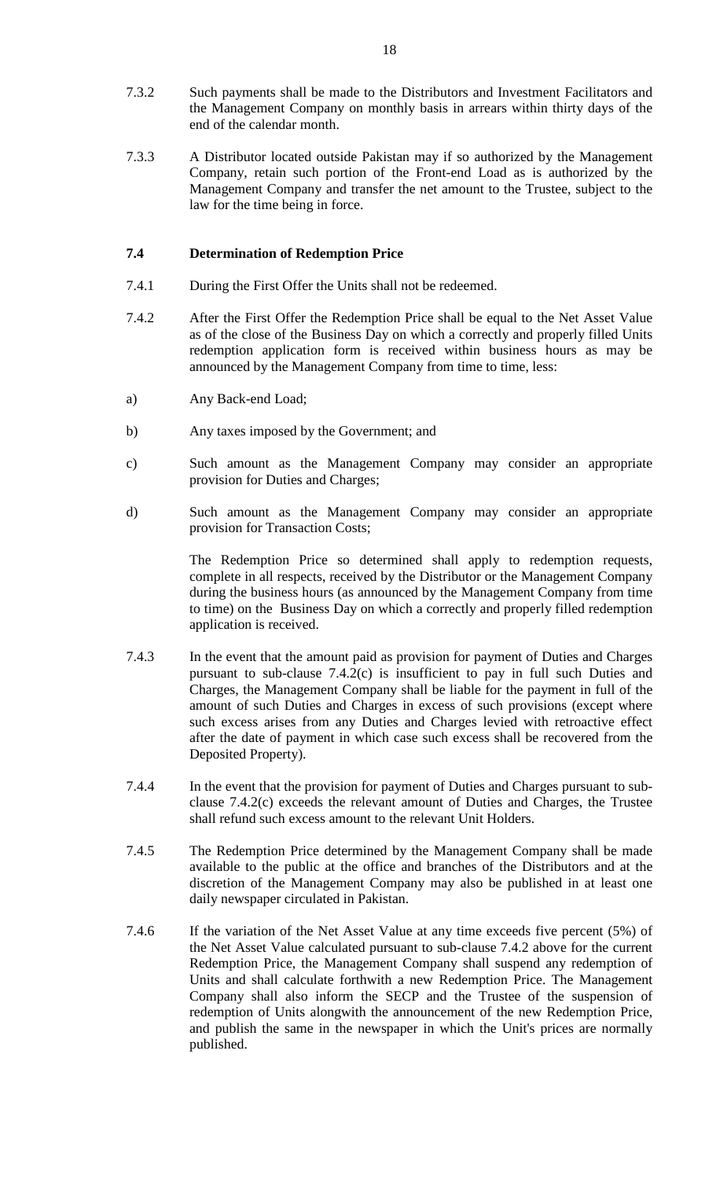7.3.2 Such payments shall be made to the Distributors and Investment Facilitators and the Management Company on monthly basis in arrears within thirty days of the end of the calendar month.

7.3.3 A Distributor located outside Pakistan may if so authorized by the Management Company, retain such portion of the Front-end Load as is authorized by the Management Company and transfer the net amount to the Trustee, subject to the law for the time being in force.

### 7.4 Determination of Redemption Price

7.4.1 During the First Offer the Units shall not be redeemed.

7.4.2 After the First Offer the Redemption Price shall be equal to the Net Asset Value as of the close of the Business Day on which a correctly and properly filled Units redemption application form is received within business hours as may be announced by the Management Company from time to time, less:

a) Any Back-end Load;

b) Any taxes imposed by the Government; and

c) Such amount as the Management Company may consider an appropriate provision for Duties and Charges;

d) Such amount as the Management Company may consider an appropriate provision for Transaction Costs;

The Redemption Price so determined shall apply to redemption requests, complete in all respects, received by the Distributor or the Management Company during the business hours (as announced by the Management Company from time to time) on the Business Day on which a correctly and properly filled redemption application is received.

7.4.3 In the event that the amount paid as provision for payment of Duties and Charges pursuant to sub-clause 7.4.2(c) is insufficient to pay in full such Duties and Charges, the Management Company shall be liable for the payment in full of the amount of such Duties and Charges in excess of such provisions (except where such excess arises from any Duties and Charges levied with retroactive effect after the date of payment in which case such excess shall be recovered from the Deposited Property).

7.4.4 In the event that the provision for payment of Duties and Charges pursuant to sub-clause 7.4.2(c) exceeds the relevant amount of Duties and Charges, the Trustee shall refund such excess amount to the relevant Unit Holders.

7.4.5 The Redemption Price determined by the Management Company shall be made available to the public at the office and branches of the Distributors and at the discretion of the Management Company may also be published in at least one daily newspaper circulated in Pakistan.

7.4.6 If the variation of the Net Asset Value at any time exceeds five percent (5%) of the Net Asset Value calculated pursuant to sub-clause 7.4.2 above for the current Redemption Price, the Management Company shall suspend any redemption of Units and shall calculate forthwith a new Redemption Price. The Management Company shall also inform the SECP and the Trustee of the suspension of redemption of Units alongwith the announcement of the new Redemption Price, and publish the same in the newspaper in which the Unit's prices are normally published.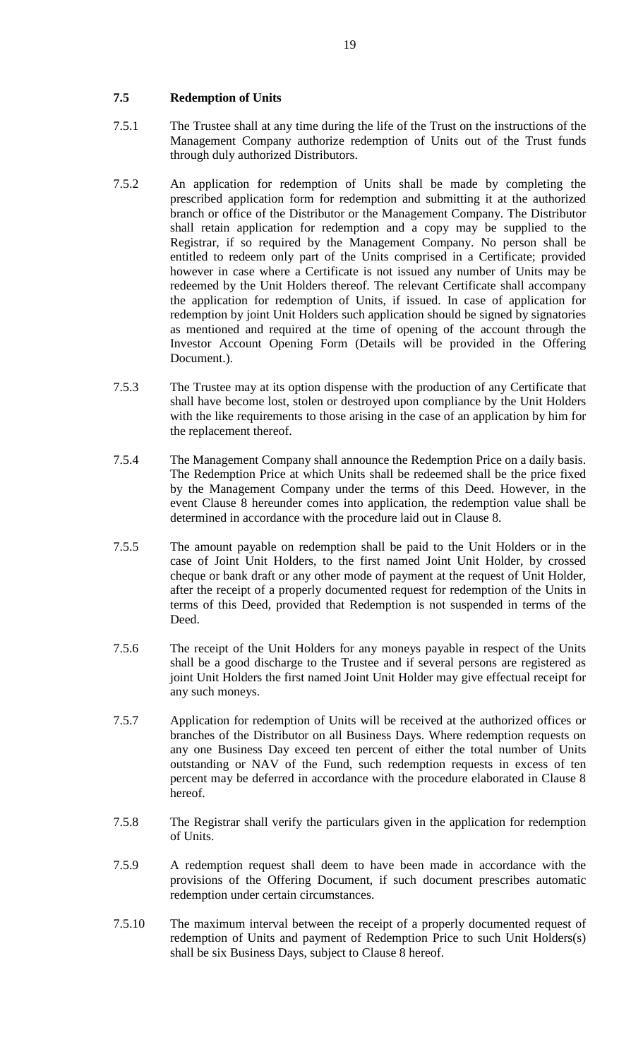### 7.5 Redemption of Units

7.5.1 The Trustee shall at any time during the life of the Trust on the instructions of the Management Company authorize redemption of Units out of the Trust funds through duly authorized Distributors.

7.5.2 An application for redemption of Units shall be made by completing the prescribed application form for redemption and submitting it at the authorized branch or office of the Distributor or the Management Company. The Distributor shall retain application for redemption and a copy may be supplied to the Registrar, if so required by the Management Company. No person shall be entitled to redeem only part of the Units comprised in a Certificate; provided however in case where a Certificate is not issued any number of Units may be redeemed by the Unit Holders thereof. The relevant Certificate shall accompany the application for redemption of Units, if issued. In case of application for redemption by joint Unit Holders such application should be signed by signatories as mentioned and required at the time of opening of the account through the Investor Account Opening Form (Details will be provided in the Offering Document.).

7.5.3 The Trustee may at its option dispense with the production of any Certificate that shall have become lost, stolen or destroyed upon compliance by the Unit Holders with the like requirements to those arising in the case of an application by him for the replacement thereof.

7.5.4 The Management Company shall announce the Redemption Price on a daily basis. The Redemption Price at which Units shall be redeemed shall be the price fixed by the Management Company under the terms of this Deed. However, in the event Clause 8 hereunder comes into application, the redemption value shall be determined in accordance with the procedure laid out in Clause 8.

7.5.5 The amount payable on redemption shall be paid to the Unit Holders or in the case of Joint Unit Holders, to the first named Joint Unit Holder, by crossed cheque or bank draft or any other mode of payment at the request of Unit Holder, after the receipt of a properly documented request for redemption of the Units in terms of this Deed, provided that Redemption is not suspended in terms of the Deed.

7.5.6 The receipt of the Unit Holders for any moneys payable in respect of the Units shall be a good discharge to the Trustee and if several persons are registered as joint Unit Holders the first named Joint Unit Holder may give effectual receipt for any such moneys.

7.5.7 Application for redemption of Units will be received at the authorized offices or branches of the Distributor on all Business Days. Where redemption requests on any one Business Day exceed ten percent of either the total number of Units outstanding or NAV of the Fund, such redemption requests in excess of ten percent may be deferred in accordance with the procedure elaborated in Clause 8 hereof.

7.5.8 The Registrar shall verify the particulars given in the application for redemption of Units.

7.5.9 A redemption request shall deem to have been made in accordance with the provisions of the Offering Document, if such document prescribes automatic redemption under certain circumstances.

7.5.10 The maximum interval between the receipt of a properly documented request of redemption of Units and payment of Redemption Price to such Unit Holders(s) shall be six Business Days, subject to Clause 8 hereof.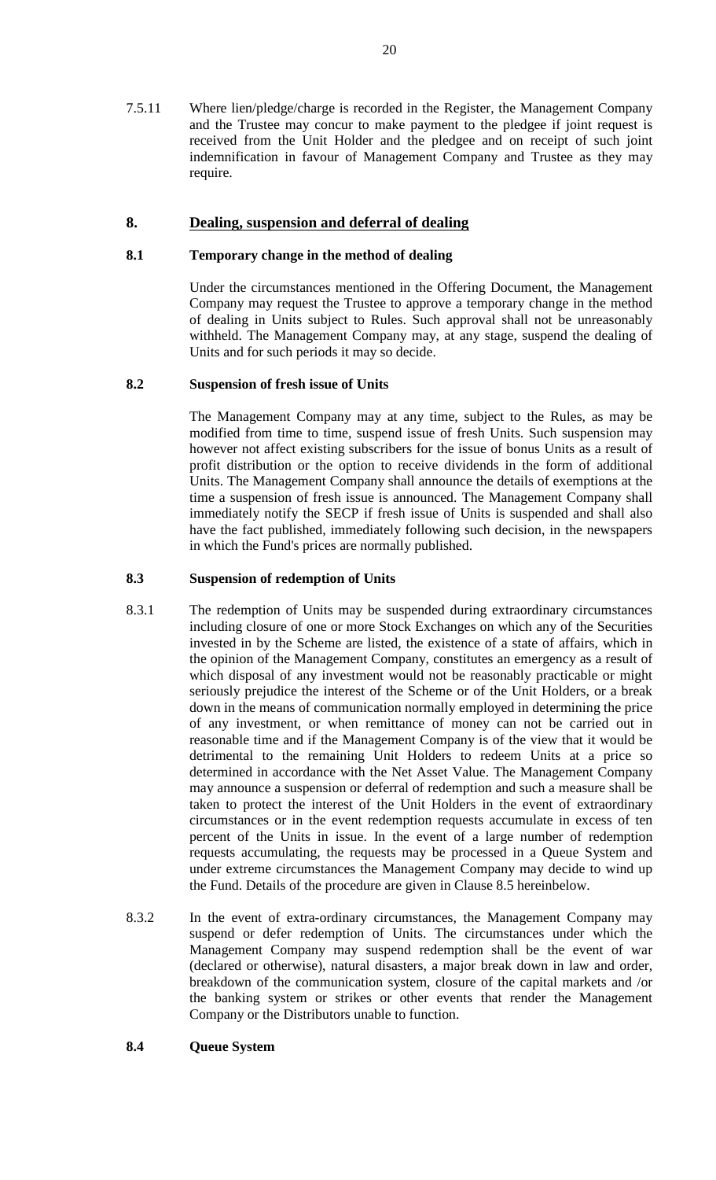7.5.11 Where lien/pledge/charge is recorded in the Register, the Management Company and the Trustee may concur to make payment to the pledgee if joint request is received from the Unit Holder and the pledgee and on receipt of such joint indemnification in favour of Management Company and Trustee as they may require.

## 8. <u>Dealing, suspension and deferral of dealing</u>

### 8.1 Temporary change in the method of dealing

Under the circumstances mentioned in the Offering Document, the Management Company may request the Trustee to approve a temporary change in the method of dealing in Units subject to Rules. Such approval shall not be unreasonably withheld. The Management Company may, at any stage, suspend the dealing of Units and for such periods it may so decide.

### 8.2 Suspension of fresh issue of Units

The Management Company may at any time, subject to the Rules, as may be modified from time to time, suspend issue of fresh Units. Such suspension may however not affect existing subscribers for the issue of bonus Units as a result of profit distribution or the option to receive dividends in the form of additional Units. The Management Company shall announce the details of exemptions at the time a suspension of fresh issue is announced. The Management Company shall immediately notify the SECP if fresh issue of Units is suspended and shall also have the fact published, immediately following such decision, in the newspapers in which the Fund's prices are normally published.

### 8.3 Suspension of redemption of Units

8.3.1 The redemption of Units may be suspended during extraordinary circumstances including closure of one or more Stock Exchanges on which any of the Securities invested in by the Scheme are listed, the existence of a state of affairs, which in the opinion of the Management Company, constitutes an emergency as a result of which disposal of any investment would not be reasonably practicable or might seriously prejudice the interest of the Scheme or of the Unit Holders, or a break down in the means of communication normally employed in determining the price of any investment, or when remittance of money can not be carried out in reasonable time and if the Management Company is of the view that it would be detrimental to the remaining Unit Holders to redeem Units at a price so determined in accordance with the Net Asset Value. The Management Company may announce a suspension or deferral of redemption and such a measure shall be taken to protect the interest of the Unit Holders in the event of extraordinary circumstances or in the event redemption requests accumulate in excess of ten percent of the Units in issue. In the event of a large number of redemption requests accumulating, the requests may be processed in a Queue System and under extreme circumstances the Management Company may decide to wind up the Fund. Details of the procedure are given in Clause 8.5 hereinbelow.

8.3.2 In the event of extra-ordinary circumstances, the Management Company may suspend or defer redemption of Units. The circumstances under which the Management Company may suspend redemption shall be the event of war (declared or otherwise), natural disasters, a major break down in law and order, breakdown of the communication system, closure of the capital markets and /or the banking system or strikes or other events that render the Management Company or the Distributors unable to function.

### 8.4 Queue System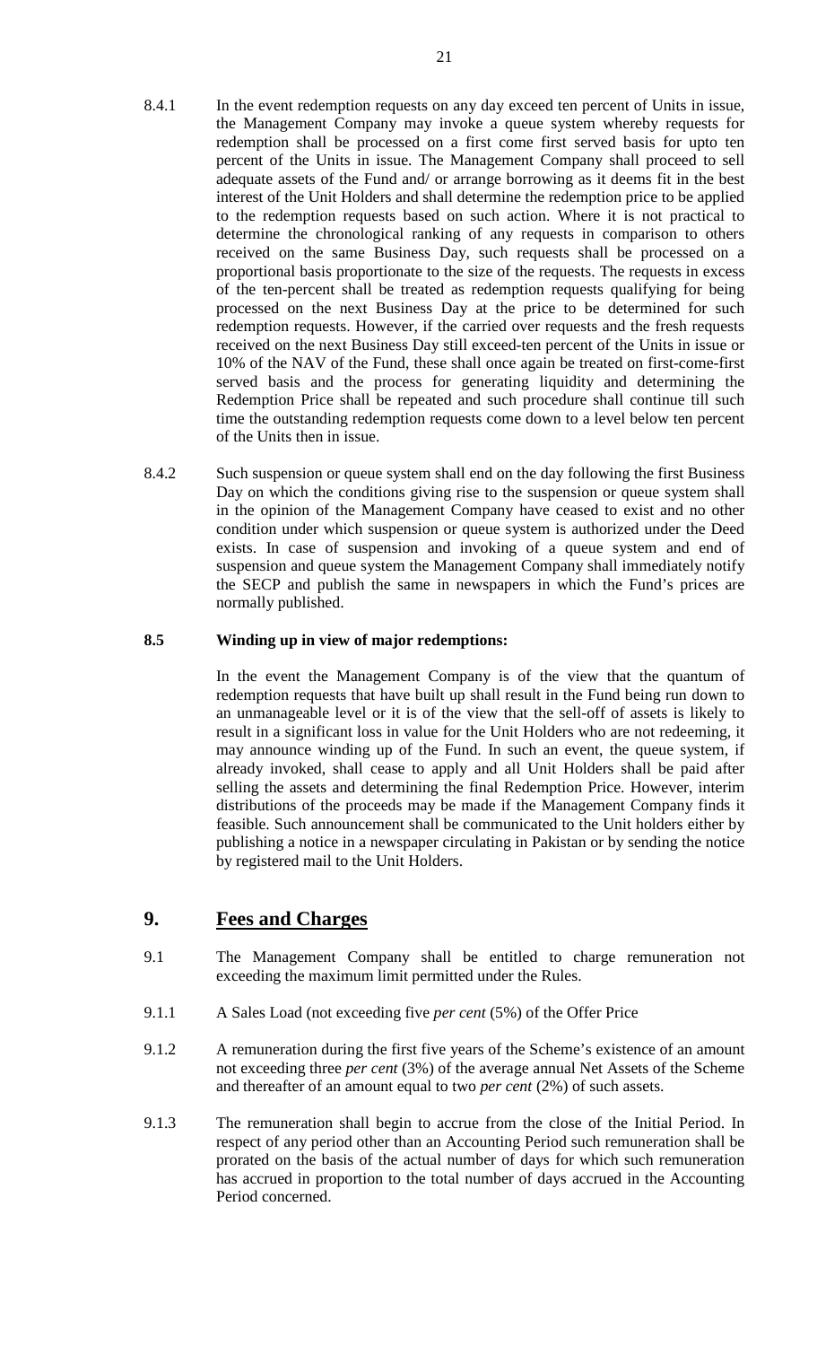8.4.1 In the event redemption requests on any day exceed ten percent of Units in issue, the Management Company may invoke a queue system whereby requests for redemption shall be processed on a first come first served basis for upto ten percent of the Units in issue. The Management Company shall proceed to sell adequate assets of the Fund and/ or arrange borrowing as it deems fit in the best interest of the Unit Holders and shall determine the redemption price to be applied to the redemption requests based on such action. Where it is not practical to determine the chronological ranking of any requests in comparison to others received on the same Business Day, such requests shall be processed on a proportional basis proportionate to the size of the requests. The requests in excess of the ten-percent shall be treated as redemption requests qualifying for being processed on the next Business Day at the price to be determined for such redemption requests. However, if the carried over requests and the fresh requests received on the next Business Day still exceed-ten percent of the Units in issue or 10% of the NAV of the Fund, these shall once again be treated on first-come-first served basis and the process for generating liquidity and determining the Redemption Price shall be repeated and such procedure shall continue till such time the outstanding redemption requests come down to a level below ten percent of the Units then in issue.

8.4.2 Such suspension or queue system shall end on the day following the first Business Day on which the conditions giving rise to the suspension or queue system shall in the opinion of the Management Company have ceased to exist and no other condition under which suspension or queue system is authorized under the Deed exists. In case of suspension and invoking of a queue system and end of suspension and queue system the Management Company shall immediately notify the SECP and publish the same in newspapers in which the Fund's prices are normally published.

**8.5 Winding up in view of major redemptions:**

In the event the Management Company is of the view that the quantum of redemption requests that have built up shall result in the Fund being run down to an unmanageable level or it is of the view that the sell-off of assets is likely to result in a significant loss in value for the Unit Holders who are not redeeming, it may announce winding up of the Fund. In such an event, the queue system, if already invoked, shall cease to apply and all Unit Holders shall be paid after selling the assets and determining the final Redemption Price. However, interim distributions of the proceeds may be made if the Management Company finds it feasible. Such announcement shall be communicated to the Unit holders either by publishing a notice in a newspaper circulating in Pakistan or by sending the notice by registered mail to the Unit Holders.

## 9. Fees and Charges

9.1 The Management Company shall be entitled to charge remuneration not exceeding the maximum limit permitted under the Rules.

9.1.1 A Sales Load (not exceeding five *per cent* (5%) of the Offer Price

9.1.2 A remuneration during the first five years of the Scheme's existence of an amount not exceeding three *per cent* (3%) of the average annual Net Assets of the Scheme and thereafter of an amount equal to two *per cent* (2%) of such assets.

9.1.3 The remuneration shall begin to accrue from the close of the Initial Period. In respect of any period other than an Accounting Period such remuneration shall be prorated on the basis of the actual number of days for which such remuneration has accrued in proportion to the total number of days accrued in the Accounting Period concerned.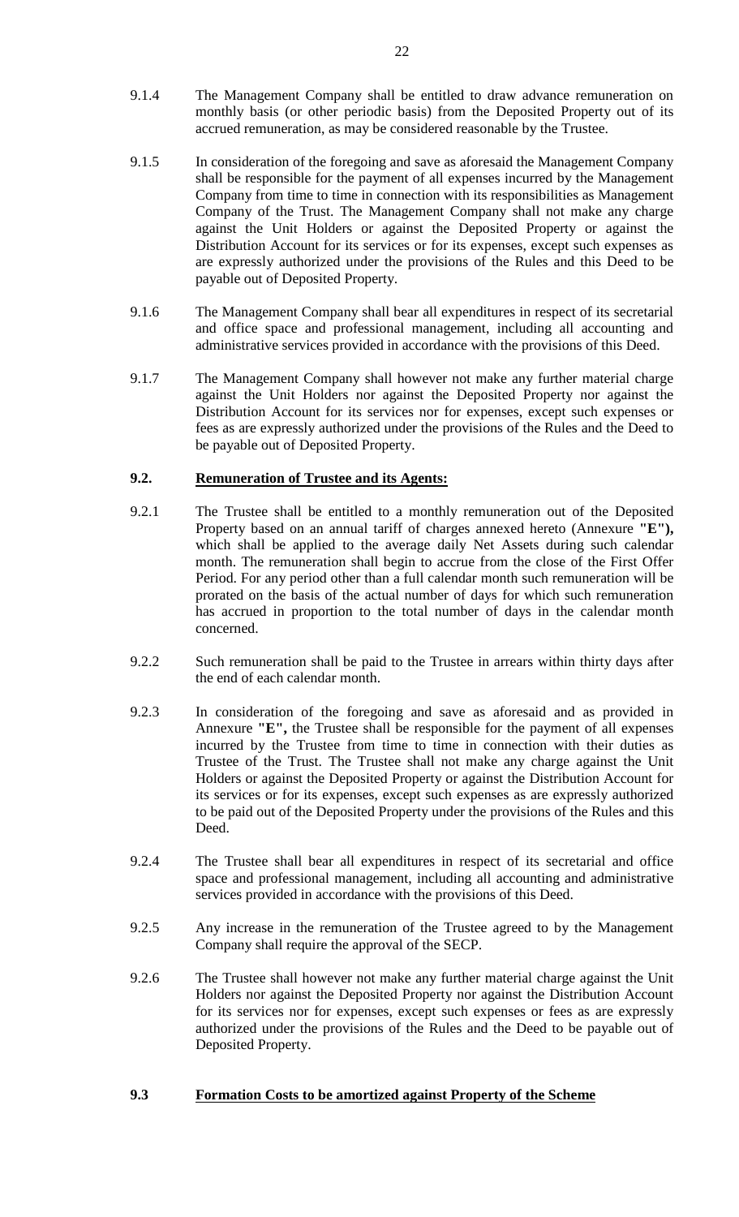9.1.4 The Management Company shall be entitled to draw advance remuneration on monthly basis (or other periodic basis) from the Deposited Property out of its accrued remuneration, as may be considered reasonable by the Trustee.

9.1.5 In consideration of the foregoing and save as aforesaid the Management Company shall be responsible for the payment of all expenses incurred by the Management Company from time to time in connection with its responsibilities as Management Company of the Trust. The Management Company shall not make any charge against the Unit Holders or against the Deposited Property or against the Distribution Account for its services or for its expenses, except such expenses as are expressly authorized under the provisions of the Rules and this Deed to be payable out of Deposited Property.

9.1.6 The Management Company shall bear all expenditures in respect of its secretarial and office space and professional management, including all accounting and administrative services provided in accordance with the provisions of this Deed.

9.1.7 The Management Company shall however not make any further material charge against the Unit Holders nor against the Deposited Property nor against the Distribution Account for its services nor for expenses, except such expenses or fees as are expressly authorized under the provisions of the Rules and the Deed to be payable out of Deposited Property.

**9.2. Remuneration of Trustee and its Agents:**

9.2.1 The Trustee shall be entitled to a monthly remuneration out of the Deposited Property based on an annual tariff of charges annexed hereto (Annexure **"E"),** which shall be applied to the average daily Net Assets during such calendar month. The remuneration shall begin to accrue from the close of the First Offer Period. For any period other than a full calendar month such remuneration will be prorated on the basis of the actual number of days for which such remuneration has accrued in proportion to the total number of days in the calendar month concerned.

9.2.2 Such remuneration shall be paid to the Trustee in arrears within thirty days after the end of each calendar month.

9.2.3 In consideration of the foregoing and save as aforesaid and as provided in Annexure **"E",** the Trustee shall be responsible for the payment of all expenses incurred by the Trustee from time to time in connection with their duties as Trustee of the Trust. The Trustee shall not make any charge against the Unit Holders or against the Deposited Property or against the Distribution Account for its services or for its expenses, except such expenses as are expressly authorized to be paid out of the Deposited Property under the provisions of the Rules and this Deed.

9.2.4 The Trustee shall bear all expenditures in respect of its secretarial and office space and professional management, including all accounting and administrative services provided in accordance with the provisions of this Deed.

9.2.5 Any increase in the remuneration of the Trustee agreed to by the Management Company shall require the approval of the SECP.

9.2.6 The Trustee shall however not make any further material charge against the Unit Holders nor against the Deposited Property nor against the Distribution Account for its services nor for expenses, except such expenses or fees as are expressly authorized under the provisions of the Rules and the Deed to be payable out of Deposited Property.

**9.3 Formation Costs to be amortized against Property of the Scheme**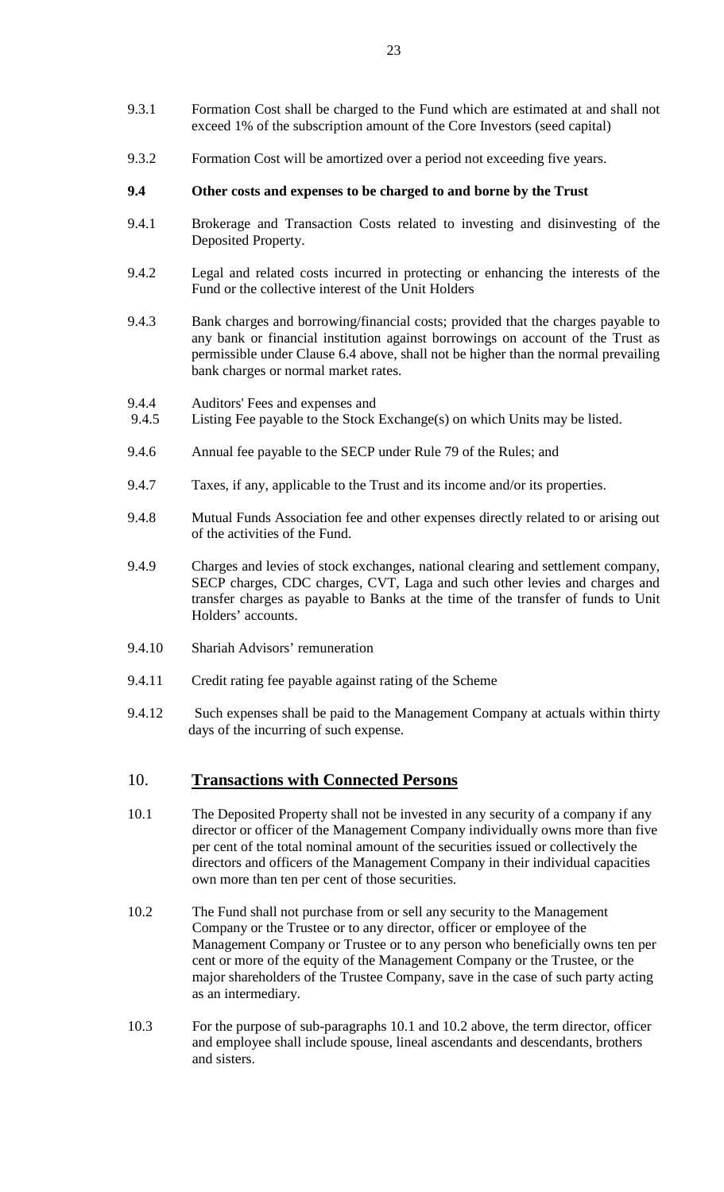9.3.1 Formation Cost shall be charged to the Fund which are estimated at and shall not exceed 1% of the subscription amount of the Core Investors (seed capital)

9.3.2 Formation Cost will be amortized over a period not exceeding five years.

**9.4 Other costs and expenses to be charged to and borne by the Trust**

9.4.1 Brokerage and Transaction Costs related to investing and disinvesting of the Deposited Property.

9.4.2 Legal and related costs incurred in protecting or enhancing the interests of the Fund or the collective interest of the Unit Holders

9.4.3 Bank charges and borrowing/financial costs; provided that the charges payable to any bank or financial institution against borrowings on account of the Trust as permissible under Clause 6.4 above, shall not be higher than the normal prevailing bank charges or normal market rates.

9.4.4 Auditors' Fees and expenses and

9.4.5 Listing Fee payable to the Stock Exchange(s) on which Units may be listed.

9.4.6 Annual fee payable to the SECP under Rule 79 of the Rules; and

9.4.7 Taxes, if any, applicable to the Trust and its income and/or its properties.

9.4.8 Mutual Funds Association fee and other expenses directly related to or arising out of the activities of the Fund.

9.4.9 Charges and levies of stock exchanges, national clearing and settlement company, SECP charges, CDC charges, CVT, Laga and such other levies and charges and transfer charges as payable to Banks at the time of the transfer of funds to Unit Holders' accounts.

9.4.10 Shariah Advisors' remuneration

9.4.11 Credit rating fee payable against rating of the Scheme

9.4.12 Such expenses shall be paid to the Management Company at actuals within thirty days of the incurring of such expense.

## 10. Transactions with Connected Persons

10.1 The Deposited Property shall not be invested in any security of a company if any director or officer of the Management Company individually owns more than five per cent of the total nominal amount of the securities issued or collectively the directors and officers of the Management Company in their individual capacities own more than ten per cent of those securities.

10.2 The Fund shall not purchase from or sell any security to the Management Company or the Trustee or to any director, officer or employee of the Management Company or Trustee or to any person who beneficially owns ten per cent or more of the equity of the Management Company or the Trustee, or the major shareholders of the Trustee Company, save in the case of such party acting as an intermediary.

10.3 For the purpose of sub-paragraphs 10.1 and 10.2 above, the term director, officer and employee shall include spouse, lineal ascendants and descendants, brothers and sisters.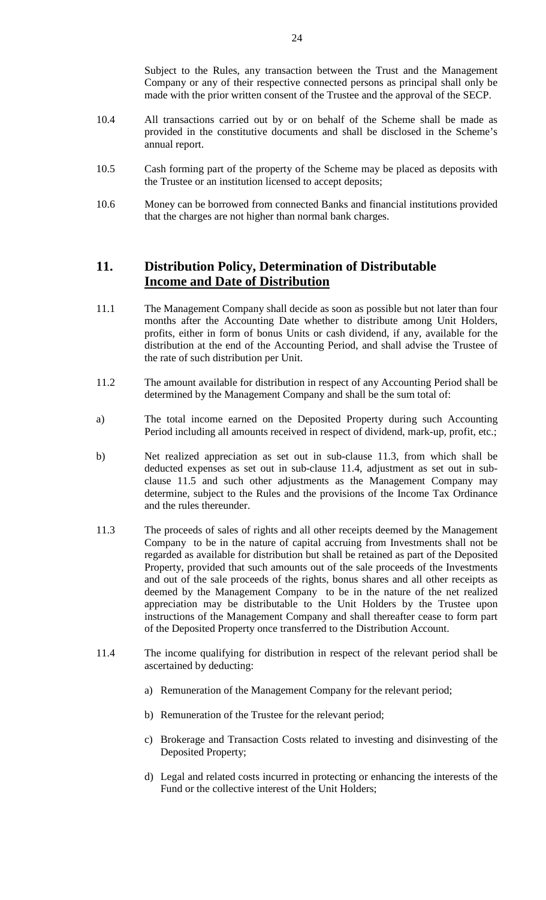Subject to the Rules, any transaction between the Trust and the Management Company or any of their respective connected persons as principal shall only be made with the prior written consent of the Trustee and the approval of the SECP.

10.4 All transactions carried out by or on behalf of the Scheme shall be made as provided in the constitutive documents and shall be disclosed in the Scheme's annual report.

10.5 Cash forming part of the property of the Scheme may be placed as deposits with the Trustee or an institution licensed to accept deposits;

10.6 Money can be borrowed from connected Banks and financial institutions provided that the charges are not higher than normal bank charges.

## 11. Distribution Policy, Determination of Distributable <u>Income and Date of Distribution</u>

11.1 The Management Company shall decide as soon as possible but not later than four months after the Accounting Date whether to distribute among Unit Holders, profits, either in form of bonus Units or cash dividend, if any, available for the distribution at the end of the Accounting Period, and shall advise the Trustee of the rate of such distribution per Unit.

11.2 The amount available for distribution in respect of any Accounting Period shall be determined by the Management Company and shall be the sum total of:

a) The total income earned on the Deposited Property during such Accounting Period including all amounts received in respect of dividend, mark-up, profit, etc.;

b) Net realized appreciation as set out in sub-clause 11.3, from which shall be deducted expenses as set out in sub-clause 11.4, adjustment as set out in sub-clause 11.5 and such other adjustments as the Management Company may determine, subject to the Rules and the provisions of the Income Tax Ordinance and the rules thereunder.

11.3 The proceeds of sales of rights and all other receipts deemed by the Management Company to be in the nature of capital accruing from Investments shall not be regarded as available for distribution but shall be retained as part of the Deposited Property, provided that such amounts out of the sale proceeds of the Investments and out of the sale proceeds of the rights, bonus shares and all other receipts as deemed by the Management Company to be in the nature of the net realized appreciation may be distributable to the Unit Holders by the Trustee upon instructions of the Management Company and shall thereafter cease to form part of the Deposited Property once transferred to the Distribution Account.

11.4 The income qualifying for distribution in respect of the relevant period shall be ascertained by deducting:

a) Remuneration of the Management Company for the relevant period;

b) Remuneration of the Trustee for the relevant period;

c) Brokerage and Transaction Costs related to investing and disinvesting of the Deposited Property;

d) Legal and related costs incurred in protecting or enhancing the interests of the Fund or the collective interest of the Unit Holders;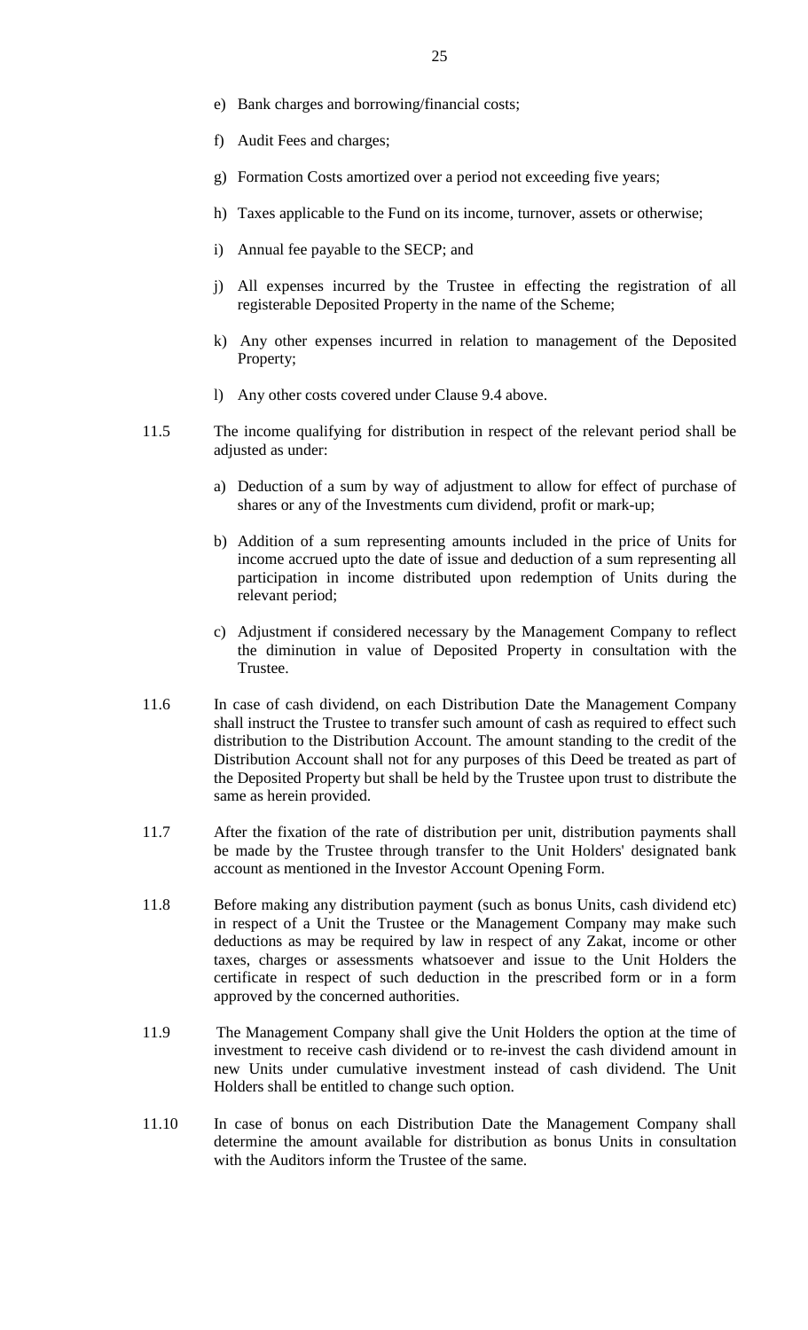e) Bank charges and borrowing/financial costs;

f) Audit Fees and charges;

g) Formation Costs amortized over a period not exceeding five years;

h) Taxes applicable to the Fund on its income, turnover, assets or otherwise;

i) Annual fee payable to the SECP; and

j) All expenses incurred by the Trustee in effecting the registration of all registerable Deposited Property in the name of the Scheme;

k) Any other expenses incurred in relation to management of the Deposited Property;

l) Any other costs covered under Clause 9.4 above.

11.5 The income qualifying for distribution in respect of the relevant period shall be adjusted as under:

a) Deduction of a sum by way of adjustment to allow for effect of purchase of shares or any of the Investments cum dividend, profit or mark-up;

b) Addition of a sum representing amounts included in the price of Units for income accrued upto the date of issue and deduction of a sum representing all participation in income distributed upon redemption of Units during the relevant period;

c) Adjustment if considered necessary by the Management Company to reflect the diminution in value of Deposited Property in consultation with the Trustee.

11.6 In case of cash dividend, on each Distribution Date the Management Company shall instruct the Trustee to transfer such amount of cash as required to effect such distribution to the Distribution Account. The amount standing to the credit of the Distribution Account shall not for any purposes of this Deed be treated as part of the Deposited Property but shall be held by the Trustee upon trust to distribute the same as herein provided.

11.7 After the fixation of the rate of distribution per unit, distribution payments shall be made by the Trustee through transfer to the Unit Holders' designated bank account as mentioned in the Investor Account Opening Form.

11.8 Before making any distribution payment (such as bonus Units, cash dividend etc) in respect of a Unit the Trustee or the Management Company may make such deductions as may be required by law in respect of any Zakat, income or other taxes, charges or assessments whatsoever and issue to the Unit Holders the certificate in respect of such deduction in the prescribed form or in a form approved by the concerned authorities.

11.9 The Management Company shall give the Unit Holders the option at the time of investment to receive cash dividend or to re-invest the cash dividend amount in new Units under cumulative investment instead of cash dividend. The Unit Holders shall be entitled to change such option.

11.10 In case of bonus on each Distribution Date the Management Company shall determine the amount available for distribution as bonus Units in consultation with the Auditors inform the Trustee of the same.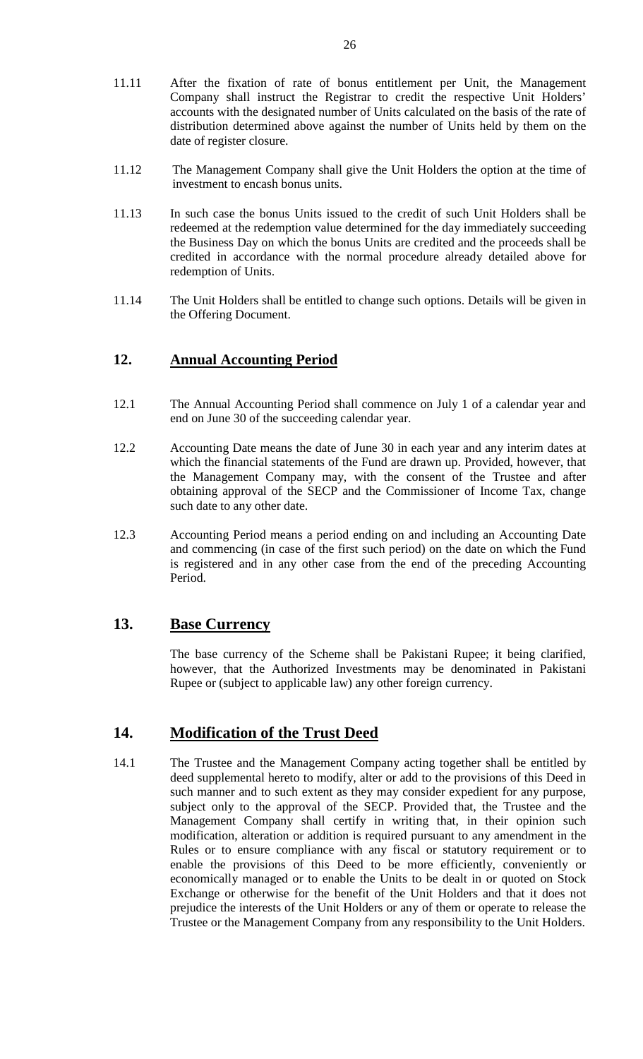11.11 After the fixation of rate of bonus entitlement per Unit, the Management Company shall instruct the Registrar to credit the respective Unit Holders' accounts with the designated number of Units calculated on the basis of the rate of distribution determined above against the number of Units held by them on the date of register closure.

11.12 The Management Company shall give the Unit Holders the option at the time of investment to encash bonus units.

11.13 In such case the bonus Units issued to the credit of such Unit Holders shall be redeemed at the redemption value determined for the day immediately succeeding the Business Day on which the bonus Units are credited and the proceeds shall be credited in accordance with the normal procedure already detailed above for redemption of Units.

11.14 The Unit Holders shall be entitled to change such options. Details will be given in the Offering Document.

## 12. Annual Accounting Period

12.1 The Annual Accounting Period shall commence on July 1 of a calendar year and end on June 30 of the succeeding calendar year.

12.2 Accounting Date means the date of June 30 in each year and any interim dates at which the financial statements of the Fund are drawn up. Provided, however, that the Management Company may, with the consent of the Trustee and after obtaining approval of the SECP and the Commissioner of Income Tax, change such date to any other date.

12.3 Accounting Period means a period ending on and including an Accounting Date and commencing (in case of the first such period) on the date on which the Fund is registered and in any other case from the end of the preceding Accounting Period.

## 13. Base Currency

The base currency of the Scheme shall be Pakistani Rupee; it being clarified, however, that the Authorized Investments may be denominated in Pakistani Rupee or (subject to applicable law) any other foreign currency.

## 14. Modification of the Trust Deed

14.1 The Trustee and the Management Company acting together shall be entitled by deed supplemental hereto to modify, alter or add to the provisions of this Deed in such manner and to such extent as they may consider expedient for any purpose, subject only to the approval of the SECP. Provided that, the Trustee and the Management Company shall certify in writing that, in their opinion such modification, alteration or addition is required pursuant to any amendment in the Rules or to ensure compliance with any fiscal or statutory requirement or to enable the provisions of this Deed to be more efficiently, conveniently or economically managed or to enable the Units to be dealt in or quoted on Stock Exchange or otherwise for the benefit of the Unit Holders and that it does not prejudice the interests of the Unit Holders or any of them or operate to release the Trustee or the Management Company from any responsibility to the Unit Holders.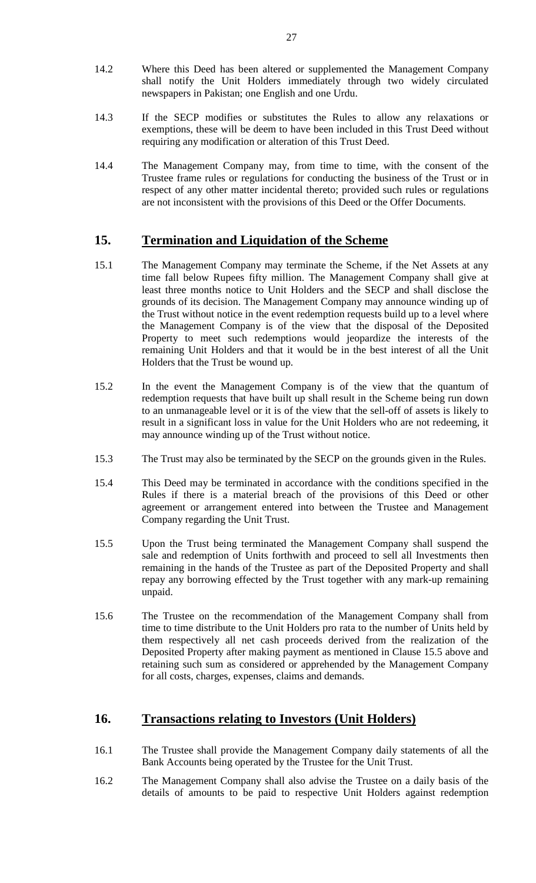14.2 Where this Deed has been altered or supplemented the Management Company shall notify the Unit Holders immediately through two widely circulated newspapers in Pakistan; one English and one Urdu.

14.3 If the SECP modifies or substitutes the Rules to allow any relaxations or exemptions, these will be deem to have been included in this Trust Deed without requiring any modification or alteration of this Trust Deed.

14.4 The Management Company may, from time to time, with the consent of the Trustee frame rules or regulations for conducting the business of the Trust or in respect of any other matter incidental thereto; provided such rules or regulations are not inconsistent with the provisions of this Deed or the Offer Documents.

## 15. Termination and Liquidation of the Scheme

15.1 The Management Company may terminate the Scheme, if the Net Assets at any time fall below Rupees fifty million. The Management Company shall give at least three months notice to Unit Holders and the SECP and shall disclose the grounds of its decision. The Management Company may announce winding up of the Trust without notice in the event redemption requests build up to a level where the Management Company is of the view that the disposal of the Deposited Property to meet such redemptions would jeopardize the interests of the remaining Unit Holders and that it would be in the best interest of all the Unit Holders that the Trust be wound up.

15.2 In the event the Management Company is of the view that the quantum of redemption requests that have built up shall result in the Scheme being run down to an unmanageable level or it is of the view that the sell-off of assets is likely to result in a significant loss in value for the Unit Holders who are not redeeming, it may announce winding up of the Trust without notice.

15.3 The Trust may also be terminated by the SECP on the grounds given in the Rules.

15.4 This Deed may be terminated in accordance with the conditions specified in the Rules if there is a material breach of the provisions of this Deed or other agreement or arrangement entered into between the Trustee and Management Company regarding the Unit Trust.

15.5 Upon the Trust being terminated the Management Company shall suspend the sale and redemption of Units forthwith and proceed to sell all Investments then remaining in the hands of the Trustee as part of the Deposited Property and shall repay any borrowing effected by the Trust together with any mark-up remaining unpaid.

15.6 The Trustee on the recommendation of the Management Company shall from time to time distribute to the Unit Holders pro rata to the number of Units held by them respectively all net cash proceeds derived from the realization of the Deposited Property after making payment as mentioned in Clause 15.5 above and retaining such sum as considered or apprehended by the Management Company for all costs, charges, expenses, claims and demands.

## 16. Transactions relating to Investors (Unit Holders)

16.1 The Trustee shall provide the Management Company daily statements of all the Bank Accounts being operated by the Trustee for the Unit Trust.

16.2 The Management Company shall also advise the Trustee on a daily basis of the details of amounts to be paid to respective Unit Holders against redemption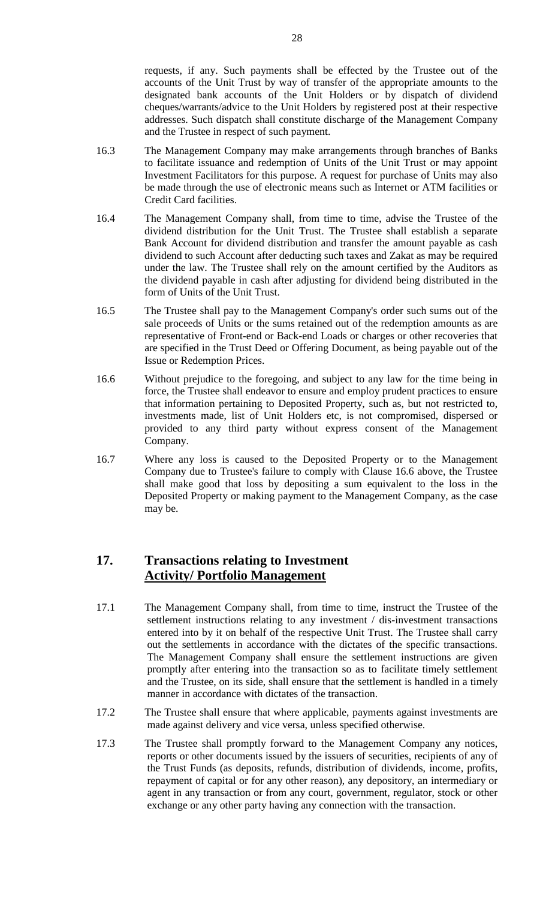requests, if any. Such payments shall be effected by the Trustee out of the accounts of the Unit Trust by way of transfer of the appropriate amounts to the designated bank accounts of the Unit Holders or by dispatch of dividend cheques/warrants/advice to the Unit Holders by registered post at their respective addresses. Such dispatch shall constitute discharge of the Management Company and the Trustee in respect of such payment.

16.3 The Management Company may make arrangements through branches of Banks to facilitate issuance and redemption of Units of the Unit Trust or may appoint Investment Facilitators for this purpose. A request for purchase of Units may also be made through the use of electronic means such as Internet or ATM facilities or Credit Card facilities.

16.4 The Management Company shall, from time to time, advise the Trustee of the dividend distribution for the Unit Trust. The Trustee shall establish a separate Bank Account for dividend distribution and transfer the amount payable as cash dividend to such Account after deducting such taxes and Zakat as may be required under the law. The Trustee shall rely on the amount certified by the Auditors as the dividend payable in cash after adjusting for dividend being distributed in the form of Units of the Unit Trust.

16.5 The Trustee shall pay to the Management Company's order such sums out of the sale proceeds of Units or the sums retained out of the redemption amounts as are representative of Front-end or Back-end Loads or charges or other recoveries that are specified in the Trust Deed or Offering Document, as being payable out of the Issue or Redemption Prices.

16.6 Without prejudice to the foregoing, and subject to any law for the time being in force, the Trustee shall endeavor to ensure and employ prudent practices to ensure that information pertaining to Deposited Property, such as, but not restricted to, investments made, list of Unit Holders etc, is not compromised, dispersed or provided to any third party without express consent of the Management Company.

16.7 Where any loss is caused to the Deposited Property or to the Management Company due to Trustee's failure to comply with Clause 16.6 above, the Trustee shall make good that loss by depositing a sum equivalent to the loss in the Deposited Property or making payment to the Management Company, as the case may be.

## 17. Transactions relating to Investment <u>Activity/ Portfolio Management</u>

17.1 The Management Company shall, from time to time, instruct the Trustee of the settlement instructions relating to any investment / dis-investment transactions entered into by it on behalf of the respective Unit Trust. The Trustee shall carry out the settlements in accordance with the dictates of the specific transactions. The Management Company shall ensure the settlement instructions are given promptly after entering into the transaction so as to facilitate timely settlement and the Trustee, on its side, shall ensure that the settlement is handled in a timely manner in accordance with dictates of the transaction.

17.2 The Trustee shall ensure that where applicable, payments against investments are made against delivery and vice versa, unless specified otherwise.

17.3 The Trustee shall promptly forward to the Management Company any notices, reports or other documents issued by the issuers of securities, recipients of any of the Trust Funds (as deposits, refunds, distribution of dividends, income, profits, repayment of capital or for any other reason), any depository, an intermediary or agent in any transaction or from any court, government, regulator, stock or other exchange or any other party having any connection with the transaction.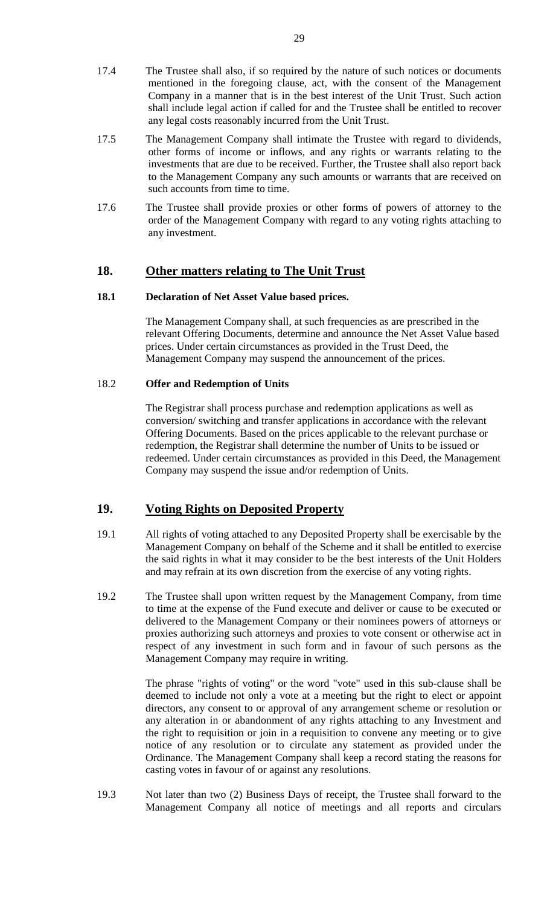17.4 The Trustee shall also, if so required by the nature of such notices or documents mentioned in the foregoing clause, act, with the consent of the Management Company in a manner that is in the best interest of the Unit Trust. Such action shall include legal action if called for and the Trustee shall be entitled to recover any legal costs reasonably incurred from the Unit Trust.

17.5 The Management Company shall intimate the Trustee with regard to dividends, other forms of income or inflows, and any rights or warrants relating to the investments that are due to be received. Further, the Trustee shall also report back to the Management Company any such amounts or warrants that are received on such accounts from time to time.

17.6 The Trustee shall provide proxies or other forms of powers of attorney to the order of the Management Company with regard to any voting rights attaching to any investment.

## 18. <u>Other matters relating to The Unit Trust</u>

### 18.1 Declaration of Net Asset Value based prices.

The Management Company shall, at such frequencies as are prescribed in the relevant Offering Documents, determine and announce the Net Asset Value based prices. Under certain circumstances as provided in the Trust Deed, the Management Company may suspend the announcement of the prices.

### 18.2 Offer and Redemption of Units

The Registrar shall process purchase and redemption applications as well as conversion/ switching and transfer applications in accordance with the relevant Offering Documents. Based on the prices applicable to the relevant purchase or redemption, the Registrar shall determine the number of Units to be issued or redeemed. Under certain circumstances as provided in this Deed, the Management Company may suspend the issue and/or redemption of Units.

## 19. <u>Voting Rights on Deposited Property</u>

19.1 All rights of voting attached to any Deposited Property shall be exercisable by the Management Company on behalf of the Scheme and it shall be entitled to exercise the said rights in what it may consider to be the best interests of the Unit Holders and may refrain at its own discretion from the exercise of any voting rights.

19.2 The Trustee shall upon written request by the Management Company, from time to time at the expense of the Fund execute and deliver or cause to be executed or delivered to the Management Company or their nominees powers of attorneys or proxies authorizing such attorneys and proxies to vote consent or otherwise act in respect of any investment in such form and in favour of such persons as the Management Company may require in writing.

The phrase "rights of voting" or the word "vote" used in this sub-clause shall be deemed to include not only a vote at a meeting but the right to elect or appoint directors, any consent to or approval of any arrangement scheme or resolution or any alteration in or abandonment of any rights attaching to any Investment and the right to requisition or join in a requisition to convene any meeting or to give notice of any resolution or to circulate any statement as provided under the Ordinance. The Management Company shall keep a record stating the reasons for casting votes in favour of or against any resolutions.

19.3 Not later than two (2) Business Days of receipt, the Trustee shall forward to the Management Company all notice of meetings and all reports and circulars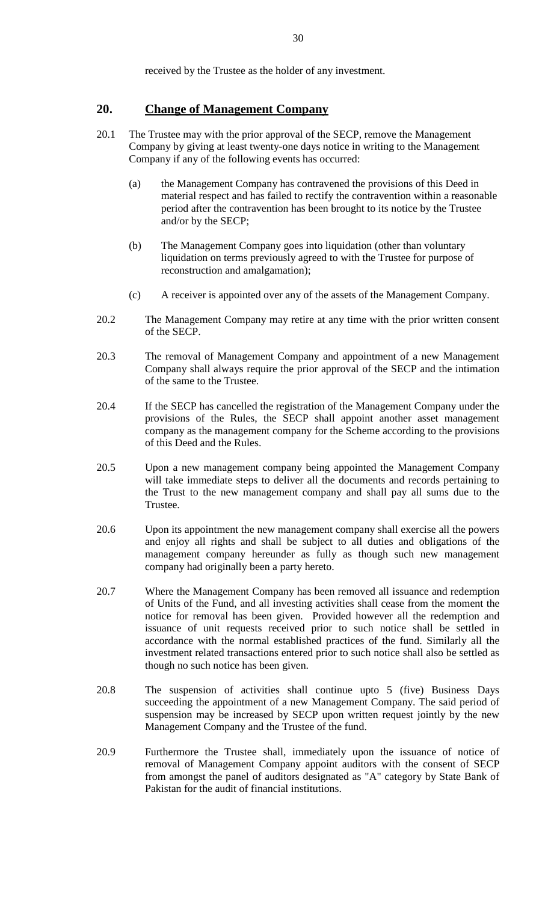received by the Trustee as the holder of any investment.

## 20. Change of Management Company

20.1 The Trustee may with the prior approval of the SECP, remove the Management Company by giving at least twenty-one days notice in writing to the Management Company if any of the following events has occurred:

(a) the Management Company has contravened the provisions of this Deed in material respect and has failed to rectify the contravention within a reasonable period after the contravention has been brought to its notice by the Trustee and/or by the SECP;

(b) The Management Company goes into liquidation (other than voluntary liquidation on terms previously agreed to with the Trustee for purpose of reconstruction and amalgamation);

(c) A receiver is appointed over any of the assets of the Management Company.

20.2 The Management Company may retire at any time with the prior written consent of the SECP.

20.3 The removal of Management Company and appointment of a new Management Company shall always require the prior approval of the SECP and the intimation of the same to the Trustee.

20.4 If the SECP has cancelled the registration of the Management Company under the provisions of the Rules, the SECP shall appoint another asset management company as the management company for the Scheme according to the provisions of this Deed and the Rules.

20.5 Upon a new management company being appointed the Management Company will take immediate steps to deliver all the documents and records pertaining to the Trust to the new management company and shall pay all sums due to the Trustee.

20.6 Upon its appointment the new management company shall exercise all the powers and enjoy all rights and shall be subject to all duties and obligations of the management company hereunder as fully as though such new management company had originally been a party hereto.

20.7 Where the Management Company has been removed all issuance and redemption of Units of the Fund, and all investing activities shall cease from the moment the notice for removal has been given. Provided however all the redemption and issuance of unit requests received prior to such notice shall be settled in accordance with the normal established practices of the fund. Similarly all the investment related transactions entered prior to such notice shall also be settled as though no such notice has been given.

20.8 The suspension of activities shall continue upto 5 (five) Business Days succeeding the appointment of a new Management Company. The said period of suspension may be increased by SECP upon written request jointly by the new Management Company and the Trustee of the fund.

20.9 Furthermore the Trustee shall, immediately upon the issuance of notice of removal of Management Company appoint auditors with the consent of SECP from amongst the panel of auditors designated as "A" category by State Bank of Pakistan for the audit of financial institutions.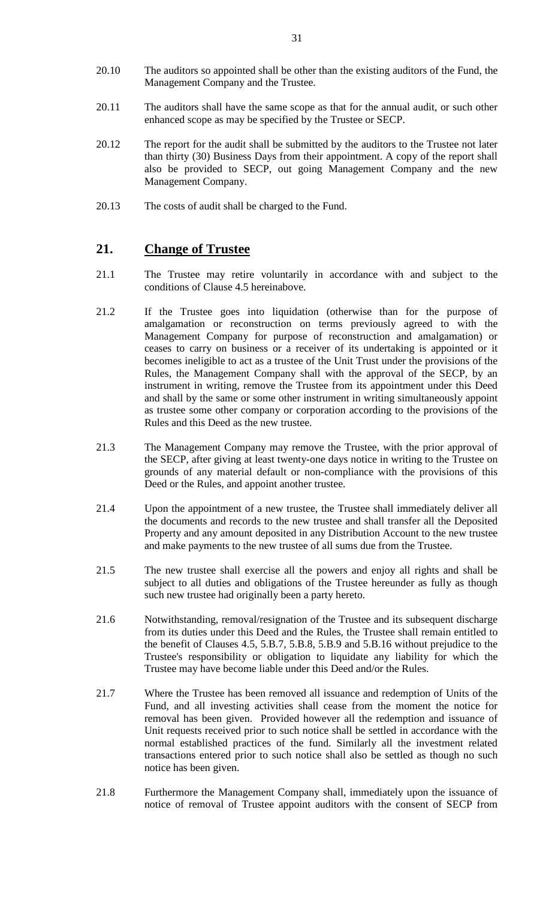20.10 The auditors so appointed shall be other than the existing auditors of the Fund, the Management Company and the Trustee.

20.11 The auditors shall have the same scope as that for the annual audit, or such other enhanced scope as may be specified by the Trustee or SECP.

20.12 The report for the audit shall be submitted by the auditors to the Trustee not later than thirty (30) Business Days from their appointment. A copy of the report shall also be provided to SECP, out going Management Company and the new Management Company.

20.13 The costs of audit shall be charged to the Fund.

## 21. Change of Trustee

21.1 The Trustee may retire voluntarily in accordance with and subject to the conditions of Clause 4.5 hereinabove.

21.2 If the Trustee goes into liquidation (otherwise than for the purpose of amalgamation or reconstruction on terms previously agreed to with the Management Company for purpose of reconstruction and amalgamation) or ceases to carry on business or a receiver of its undertaking is appointed or it becomes ineligible to act as a trustee of the Unit Trust under the provisions of the Rules, the Management Company shall with the approval of the SECP, by an instrument in writing, remove the Trustee from its appointment under this Deed and shall by the same or some other instrument in writing simultaneously appoint as trustee some other company or corporation according to the provisions of the Rules and this Deed as the new trustee.

21.3 The Management Company may remove the Trustee, with the prior approval of the SECP, after giving at least twenty-one days notice in writing to the Trustee on grounds of any material default or non-compliance with the provisions of this Deed or the Rules, and appoint another trustee.

21.4 Upon the appointment of a new trustee, the Trustee shall immediately deliver all the documents and records to the new trustee and shall transfer all the Deposited Property and any amount deposited in any Distribution Account to the new trustee and make payments to the new trustee of all sums due from the Trustee.

21.5 The new trustee shall exercise all the powers and enjoy all rights and shall be subject to all duties and obligations of the Trustee hereunder as fully as though such new trustee had originally been a party hereto.

21.6 Notwithstanding, removal/resignation of the Trustee and its subsequent discharge from its duties under this Deed and the Rules, the Trustee shall remain entitled to the benefit of Clauses 4.5, 5.B.7, 5.B.8, 5.B.9 and 5.B.16 without prejudice to the Trustee's responsibility or obligation to liquidate any liability for which the Trustee may have become liable under this Deed and/or the Rules.

21.7 Where the Trustee has been removed all issuance and redemption of Units of the Fund, and all investing activities shall cease from the moment the notice for removal has been given. Provided however all the redemption and issuance of Unit requests received prior to such notice shall be settled in accordance with the normal established practices of the fund. Similarly all the investment related transactions entered prior to such notice shall also be settled as though no such notice has been given.

21.8 Furthermore the Management Company shall, immediately upon the issuance of notice of removal of Trustee appoint auditors with the consent of SECP from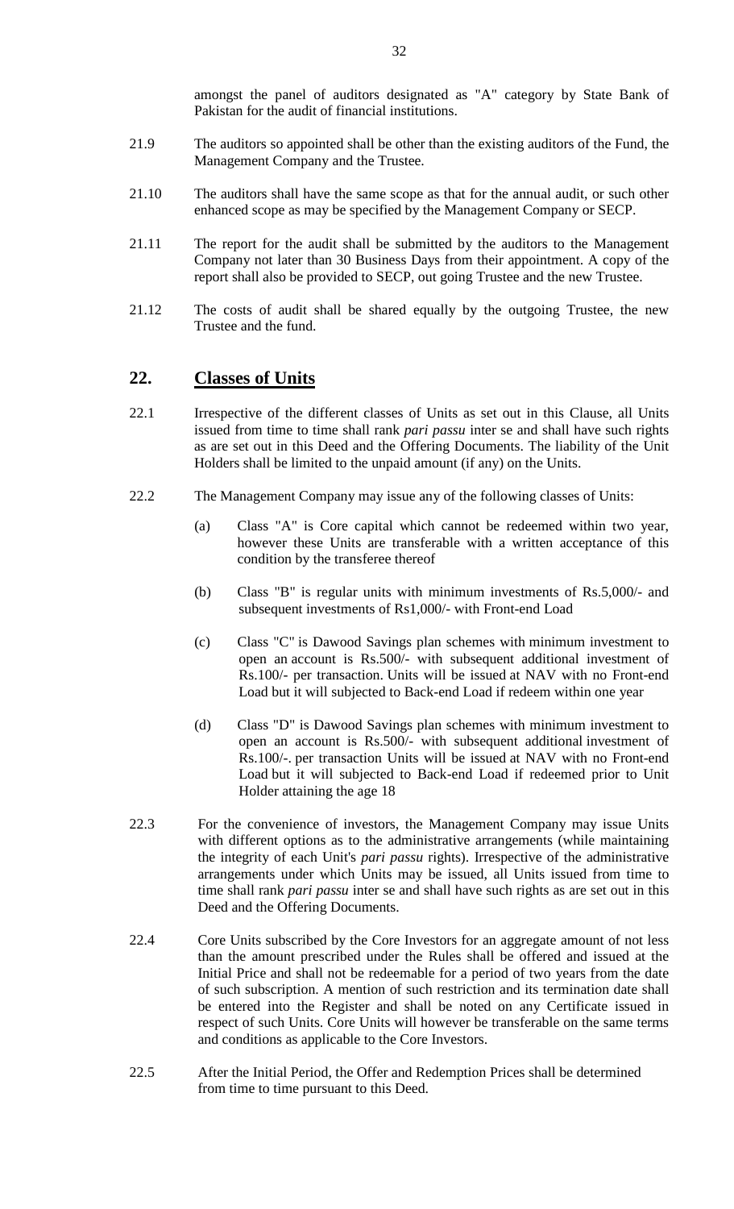amongst the panel of auditors designated as "A" category by State Bank of Pakistan for the audit of financial institutions.

21.9 The auditors so appointed shall be other than the existing auditors of the Fund, the Management Company and the Trustee.

21.10 The auditors shall have the same scope as that for the annual audit, or such other enhanced scope as may be specified by the Management Company or SECP.

21.11 The report for the audit shall be submitted by the auditors to the Management Company not later than 30 Business Days from their appointment. A copy of the report shall also be provided to SECP, out going Trustee and the new Trustee.

21.12 The costs of audit shall be shared equally by the outgoing Trustee, the new Trustee and the fund.

## 22. Classes of Units

22.1 Irrespective of the different classes of Units as set out in this Clause, all Units issued from time to time shall rank *pari passu* inter se and shall have such rights as are set out in this Deed and the Offering Documents. The liability of the Unit Holders shall be limited to the unpaid amount (if any) on the Units.

22.2 The Management Company may issue any of the following classes of Units:

(a) Class "A" is Core capital which cannot be redeemed within two year, however these Units are transferable with a written acceptance of this condition by the transferee thereof

(b) Class "B" is regular units with minimum investments of Rs.5,000/- and subsequent investments of Rs1,000/- with Front-end Load

(c) Class "C" is Dawood Savings plan schemes with minimum investment to open an account is Rs.500/- with subsequent additional investment of Rs.100/- per transaction. Units will be issued at NAV with no Front-end Load but it will subjected to Back-end Load if redeem within one year

(d) Class "D" is Dawood Savings plan schemes with minimum investment to open an account is Rs.500/- with subsequent additional investment of Rs.100/-. per transaction Units will be issued at NAV with no Front-end Load but it will subjected to Back-end Load if redeemed prior to Unit Holder attaining the age 18

22.3 For the convenience of investors, the Management Company may issue Units with different options as to the administrative arrangements (while maintaining the integrity of each Unit's *pari passu* rights). Irrespective of the administrative arrangements under which Units may be issued, all Units issued from time to time shall rank *pari passu* inter se and shall have such rights as are set out in this Deed and the Offering Documents.

22.4 Core Units subscribed by the Core Investors for an aggregate amount of not less than the amount prescribed under the Rules shall be offered and issued at the Initial Price and shall not be redeemable for a period of two years from the date of such subscription. A mention of such restriction and its termination date shall be entered into the Register and shall be noted on any Certificate issued in respect of such Units. Core Units will however be transferable on the same terms and conditions as applicable to the Core Investors.

22.5 After the Initial Period, the Offer and Redemption Prices shall be determined from time to time pursuant to this Deed.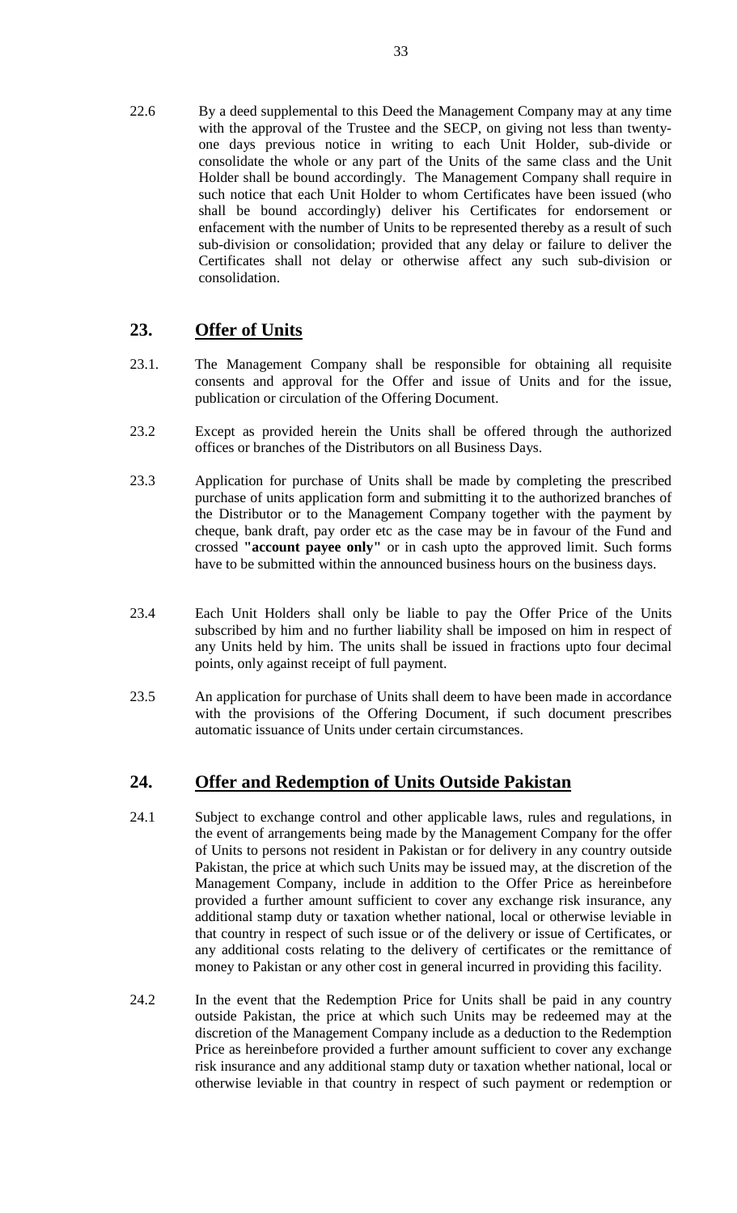22.6 By a deed supplemental to this Deed the Management Company may at any time with the approval of the Trustee and the SECP, on giving not less than twenty-one days previous notice in writing to each Unit Holder, sub-divide or consolidate the whole or any part of the Units of the same class and the Unit Holder shall be bound accordingly. The Management Company shall require in such notice that each Unit Holder to whom Certificates have been issued (who shall be bound accordingly) deliver his Certificates for endorsement or enfacement with the number of Units to be represented thereby as a result of such sub-division or consolidation; provided that any delay or failure to deliver the Certificates shall not delay or otherwise affect any such sub-division or consolidation.

## 23. Offer of Units

23.1. The Management Company shall be responsible for obtaining all requisite consents and approval for the Offer and issue of Units and for the issue, publication or circulation of the Offering Document.

23.2 Except as provided herein the Units shall be offered through the authorized offices or branches of the Distributors on all Business Days.

23.3 Application for purchase of Units shall be made by completing the prescribed purchase of units application form and submitting it to the authorized branches of the Distributor or to the Management Company together with the payment by cheque, bank draft, pay order etc as the case may be in favour of the Fund and crossed **"account payee only"** or in cash upto the approved limit. Such forms have to be submitted within the announced business hours on the business days.

23.4 Each Unit Holders shall only be liable to pay the Offer Price of the Units subscribed by him and no further liability shall be imposed on him in respect of any Units held by him. The units shall be issued in fractions upto four decimal points, only against receipt of full payment.

23.5 An application for purchase of Units shall deem to have been made in accordance with the provisions of the Offering Document, if such document prescribes automatic issuance of Units under certain circumstances.

## 24. Offer and Redemption of Units Outside Pakistan

24.1 Subject to exchange control and other applicable laws, rules and regulations, in the event of arrangements being made by the Management Company for the offer of Units to persons not resident in Pakistan or for delivery in any country outside Pakistan, the price at which such Units may be issued may, at the discretion of the Management Company, include in addition to the Offer Price as hereinbefore provided a further amount sufficient to cover any exchange risk insurance, any additional stamp duty or taxation whether national, local or otherwise leviable in that country in respect of such issue or of the delivery or issue of Certificates, or any additional costs relating to the delivery of certificates or the remittance of money to Pakistan or any other cost in general incurred in providing this facility.

24.2 In the event that the Redemption Price for Units shall be paid in any country outside Pakistan, the price at which such Units may be redeemed may at the discretion of the Management Company include as a deduction to the Redemption Price as hereinbefore provided a further amount sufficient to cover any exchange risk insurance and any additional stamp duty or taxation whether national, local or otherwise leviable in that country in respect of such payment or redemption or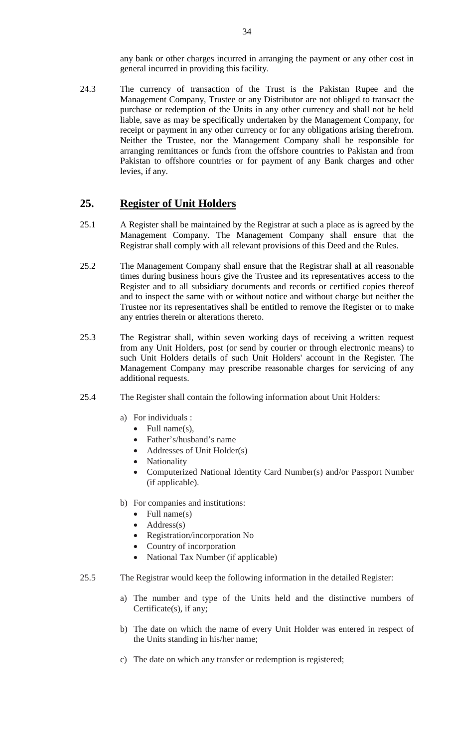any bank or other charges incurred in arranging the payment or any other cost in general incurred in providing this facility.

24.3 The currency of transaction of the Trust is the Pakistan Rupee and the Management Company, Trustee or any Distributor are not obliged to transact the purchase or redemption of the Units in any other currency and shall not be held liable, save as may be specifically undertaken by the Management Company, for receipt or payment in any other currency or for any obligations arising therefrom. Neither the Trustee, nor the Management Company shall be responsible for arranging remittances or funds from the offshore countries to Pakistan and from Pakistan to offshore countries or for payment of any Bank charges and other levies, if any.

## 25. Register of Unit Holders

25.1 A Register shall be maintained by the Registrar at such a place as is agreed by the Management Company. The Management Company shall ensure that the Registrar shall comply with all relevant provisions of this Deed and the Rules.

25.2 The Management Company shall ensure that the Registrar shall at all reasonable times during business hours give the Trustee and its representatives access to the Register and to all subsidiary documents and records or certified copies thereof and to inspect the same with or without notice and without charge but neither the Trustee nor its representatives shall be entitled to remove the Register or to make any entries therein or alterations thereto.

25.3 The Registrar shall, within seven working days of receiving a written request from any Unit Holders, post (or send by courier or through electronic means) to such Unit Holders details of such Unit Holders' account in the Register. The Management Company may prescribe reasonable charges for servicing of any additional requests.

25.4 The Register shall contain the following information about Unit Holders:

a) For individuals :
   - Full name(s),
   - Father's/husband's name
   - Addresses of Unit Holder(s)
   - Nationality
   - Computerized National Identity Card Number(s) and/or Passport Number (if applicable).

b) For companies and institutions:
   - Full name(s)
   - Address(s)
   - Registration/incorporation No
   - Country of incorporation
   - National Tax Number (if applicable)

25.5 The Registrar would keep the following information in the detailed Register:

a) The number and type of the Units held and the distinctive numbers of Certificate(s), if any;

b) The date on which the name of every Unit Holder was entered in respect of the Units standing in his/her name;

c) The date on which any transfer or redemption is registered;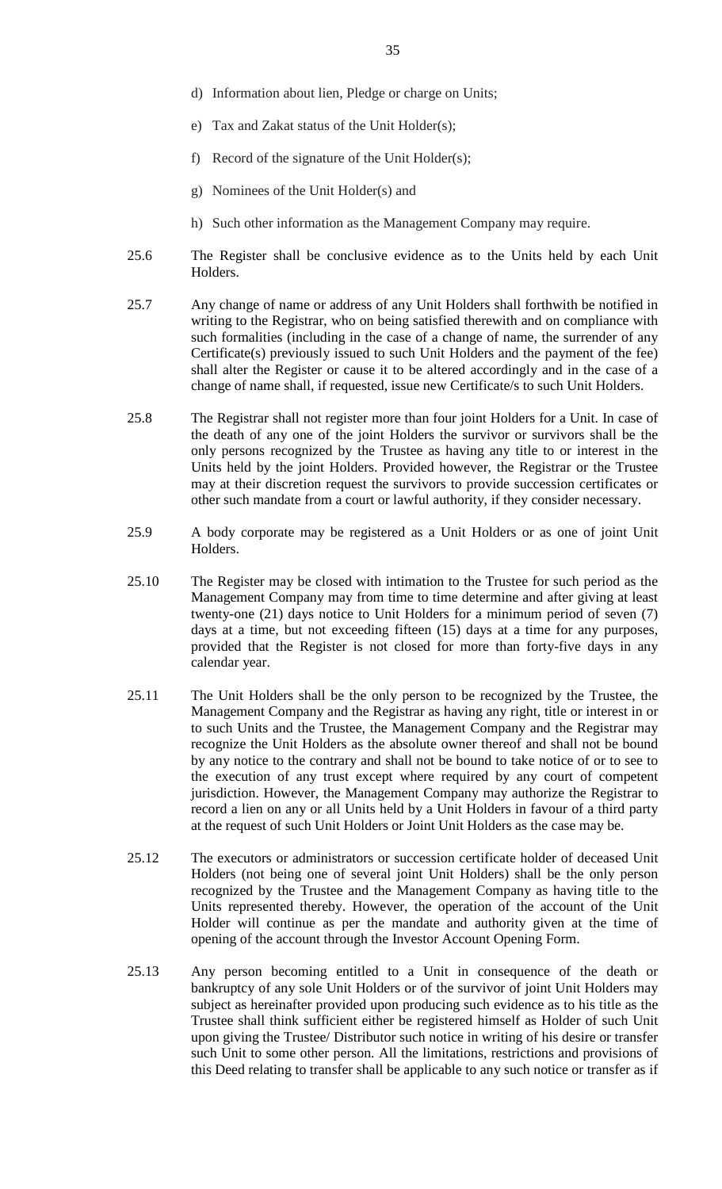d) Information about lien, Pledge or charge on Units;

e) Tax and Zakat status of the Unit Holder(s);

f) Record of the signature of the Unit Holder(s);

g) Nominees of the Unit Holder(s) and

h) Such other information as the Management Company may require.

25.6 The Register shall be conclusive evidence as to the Units held by each Unit Holders.

25.7 Any change of name or address of any Unit Holders shall forthwith be notified in writing to the Registrar, who on being satisfied therewith and on compliance with such formalities (including in the case of a change of name, the surrender of any Certificate(s) previously issued to such Unit Holders and the payment of the fee) shall alter the Register or cause it to be altered accordingly and in the case of a change of name shall, if requested, issue new Certificate/s to such Unit Holders.

25.8 The Registrar shall not register more than four joint Holders for a Unit. In case of the death of any one of the joint Holders the survivor or survivors shall be the only persons recognized by the Trustee as having any title to or interest in the Units held by the joint Holders. Provided however, the Registrar or the Trustee may at their discretion request the survivors to provide succession certificates or other such mandate from a court or lawful authority, if they consider necessary.

25.9 A body corporate may be registered as a Unit Holders or as one of joint Unit Holders.

25.10 The Register may be closed with intimation to the Trustee for such period as the Management Company may from time to time determine and after giving at least twenty-one (21) days notice to Unit Holders for a minimum period of seven (7) days at a time, but not exceeding fifteen (15) days at a time for any purposes, provided that the Register is not closed for more than forty-five days in any calendar year.

25.11 The Unit Holders shall be the only person to be recognized by the Trustee, the Management Company and the Registrar as having any right, title or interest in or to such Units and the Trustee, the Management Company and the Registrar may recognize the Unit Holders as the absolute owner thereof and shall not be bound by any notice to the contrary and shall not be bound to take notice of or to see to the execution of any trust except where required by any court of competent jurisdiction. However, the Management Company may authorize the Registrar to record a lien on any or all Units held by a Unit Holders in favour of a third party at the request of such Unit Holders or Joint Unit Holders as the case may be.

25.12 The executors or administrators or succession certificate holder of deceased Unit Holders (not being one of several joint Unit Holders) shall be the only person recognized by the Trustee and the Management Company as having title to the Units represented thereby. However, the operation of the account of the Unit Holder will continue as per the mandate and authority given at the time of opening of the account through the Investor Account Opening Form.

25.13 Any person becoming entitled to a Unit in consequence of the death or bankruptcy of any sole Unit Holders or of the survivor of joint Unit Holders may subject as hereinafter provided upon producing such evidence as to his title as the Trustee shall think sufficient either be registered himself as Holder of such Unit upon giving the Trustee/ Distributor such notice in writing of his desire or transfer such Unit to some other person. All the limitations, restrictions and provisions of this Deed relating to transfer shall be applicable to any such notice or transfer as if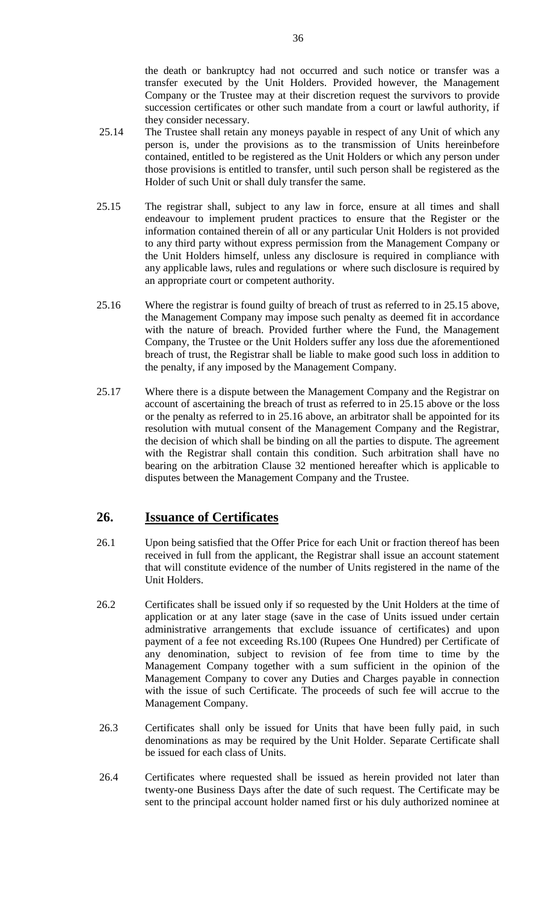the death or bankruptcy had not occurred and such notice or transfer was a transfer executed by the Unit Holders. Provided however, the Management Company or the Trustee may at their discretion request the survivors to provide succession certificates or other such mandate from a court or lawful authority, if they consider necessary.

25.14 The Trustee shall retain any moneys payable in respect of any Unit of which any person is, under the provisions as to the transmission of Units hereinbefore contained, entitled to be registered as the Unit Holders or which any person under those provisions is entitled to transfer, until such person shall be registered as the Holder of such Unit or shall duly transfer the same.

25.15 The registrar shall, subject to any law in force, ensure at all times and shall endeavour to implement prudent practices to ensure that the Register or the information contained therein of all or any particular Unit Holders is not provided to any third party without express permission from the Management Company or the Unit Holders himself, unless any disclosure is required in compliance with any applicable laws, rules and regulations or where such disclosure is required by an appropriate court or competent authority.

25.16 Where the registrar is found guilty of breach of trust as referred to in 25.15 above, the Management Company may impose such penalty as deemed fit in accordance with the nature of breach. Provided further where the Fund, the Management Company, the Trustee or the Unit Holders suffer any loss due the aforementioned breach of trust, the Registrar shall be liable to make good such loss in addition to the penalty, if any imposed by the Management Company.

25.17 Where there is a dispute between the Management Company and the Registrar on account of ascertaining the breach of trust as referred to in 25.15 above or the loss or the penalty as referred to in 25.16 above, an arbitrator shall be appointed for its resolution with mutual consent of the Management Company and the Registrar, the decision of which shall be binding on all the parties to dispute. The agreement with the Registrar shall contain this condition. Such arbitration shall have no bearing on the arbitration Clause 32 mentioned hereafter which is applicable to disputes between the Management Company and the Trustee.

## 26. Issuance of Certificates

26.1 Upon being satisfied that the Offer Price for each Unit or fraction thereof has been received in full from the applicant, the Registrar shall issue an account statement that will constitute evidence of the number of Units registered in the name of the Unit Holders.

26.2 Certificates shall be issued only if so requested by the Unit Holders at the time of application or at any later stage (save in the case of Units issued under certain administrative arrangements that exclude issuance of certificates) and upon payment of a fee not exceeding Rs.100 (Rupees One Hundred) per Certificate of any denomination, subject to revision of fee from time to time by the Management Company together with a sum sufficient in the opinion of the Management Company to cover any Duties and Charges payable in connection with the issue of such Certificate. The proceeds of such fee will accrue to the Management Company.

26.3 Certificates shall only be issued for Units that have been fully paid, in such denominations as may be required by the Unit Holder. Separate Certificate shall be issued for each class of Units.

26.4 Certificates where requested shall be issued as herein provided not later than twenty-one Business Days after the date of such request. The Certificate may be sent to the principal account holder named first or his duly authorized nominee at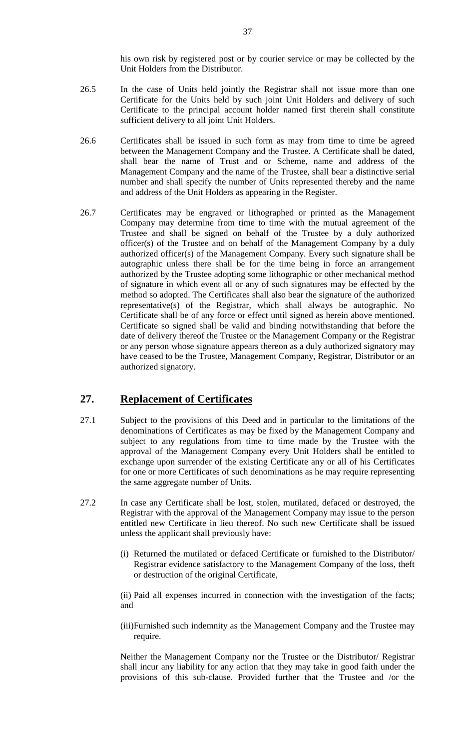his own risk by registered post or by courier service or may be collected by the Unit Holders from the Distributor.

26.5 In the case of Units held jointly the Registrar shall not issue more than one Certificate for the Units held by such joint Unit Holders and delivery of such Certificate to the principal account holder named first therein shall constitute sufficient delivery to all joint Unit Holders.

26.6 Certificates shall be issued in such form as may from time to time be agreed between the Management Company and the Trustee. A Certificate shall be dated, shall bear the name of Trust and or Scheme, name and address of the Management Company and the name of the Trustee, shall bear a distinctive serial number and shall specify the number of Units represented thereby and the name and address of the Unit Holders as appearing in the Register.

26.7 Certificates may be engraved or lithographed or printed as the Management Company may determine from time to time with the mutual agreement of the Trustee and shall be signed on behalf of the Trustee by a duly authorized officer(s) of the Trustee and on behalf of the Management Company by a duly authorized officer(s) of the Management Company. Every such signature shall be autographic unless there shall be for the time being in force an arrangement authorized by the Trustee adopting some lithographic or other mechanical method of signature in which event all or any of such signatures may be effected by the method so adopted. The Certificates shall also bear the signature of the authorized representative(s) of the Registrar, which shall always be autographic. No Certificate shall be of any force or effect until signed as herein above mentioned. Certificate so signed shall be valid and binding notwithstanding that before the date of delivery thereof the Trustee or the Management Company or the Registrar or any person whose signature appears thereon as a duly authorized signatory may have ceased to be the Trustee, Management Company, Registrar, Distributor or an authorized signatory.

## 27. Replacement of Certificates

27.1 Subject to the provisions of this Deed and in particular to the limitations of the denominations of Certificates as may be fixed by the Management Company and subject to any regulations from time to time made by the Trustee with the approval of the Management Company every Unit Holders shall be entitled to exchange upon surrender of the existing Certificate any or all of his Certificates for one or more Certificates of such denominations as he may require representing the same aggregate number of Units.

27.2 In case any Certificate shall be lost, stolen, mutilated, defaced or destroyed, the Registrar with the approval of the Management Company may issue to the person entitled new Certificate in lieu thereof. No such new Certificate shall be issued unless the applicant shall previously have:

(i) Returned the mutilated or defaced Certificate or furnished to the Distributor/ Registrar evidence satisfactory to the Management Company of the loss, theft or destruction of the original Certificate,

(ii) Paid all expenses incurred in connection with the investigation of the facts; and

(iii)Furnished such indemnity as the Management Company and the Trustee may require.

Neither the Management Company nor the Trustee or the Distributor/ Registrar shall incur any liability for any action that they may take in good faith under the provisions of this sub-clause. Provided further that the Trustee and /or the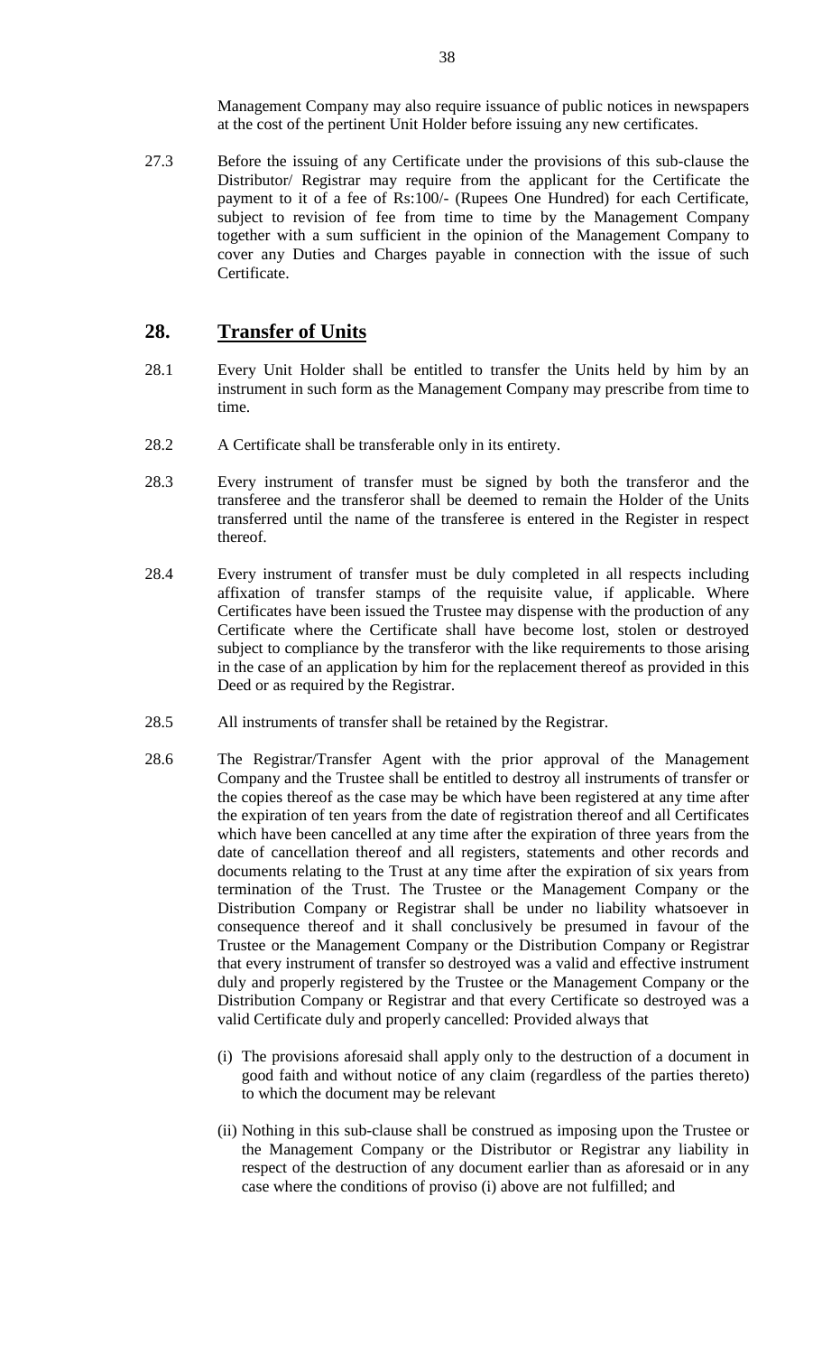Management Company may also require issuance of public notices in newspapers at the cost of the pertinent Unit Holder before issuing any new certificates.

27.3 Before the issuing of any Certificate under the provisions of this sub-clause the Distributor/ Registrar may require from the applicant for the Certificate the payment to it of a fee of Rs:100/- (Rupees One Hundred) for each Certificate, subject to revision of fee from time to time by the Management Company together with a sum sufficient in the opinion of the Management Company to cover any Duties and Charges payable in connection with the issue of such Certificate.

## 28. Transfer of Units

28.1 Every Unit Holder shall be entitled to transfer the Units held by him by an instrument in such form as the Management Company may prescribe from time to time.

28.2 A Certificate shall be transferable only in its entirety.

28.3 Every instrument of transfer must be signed by both the transferor and the transferee and the transferor shall be deemed to remain the Holder of the Units transferred until the name of the transferee is entered in the Register in respect thereof.

28.4 Every instrument of transfer must be duly completed in all respects including affixation of transfer stamps of the requisite value, if applicable. Where Certificates have been issued the Trustee may dispense with the production of any Certificate where the Certificate shall have become lost, stolen or destroyed subject to compliance by the transferor with the like requirements to those arising in the case of an application by him for the replacement thereof as provided in this Deed or as required by the Registrar.

28.5 All instruments of transfer shall be retained by the Registrar.

28.6 The Registrar/Transfer Agent with the prior approval of the Management Company and the Trustee shall be entitled to destroy all instruments of transfer or the copies thereof as the case may be which have been registered at any time after the expiration of ten years from the date of registration thereof and all Certificates which have been cancelled at any time after the expiration of three years from the date of cancellation thereof and all registers, statements and other records and documents relating to the Trust at any time after the expiration of six years from termination of the Trust. The Trustee or the Management Company or the Distribution Company or Registrar shall be under no liability whatsoever in consequence thereof and it shall conclusively be presumed in favour of the Trustee or the Management Company or the Distribution Company or Registrar that every instrument of transfer so destroyed was a valid and effective instrument duly and properly registered by the Trustee or the Management Company or the Distribution Company or Registrar and that every Certificate so destroyed was a valid Certificate duly and properly cancelled: Provided always that

(i) The provisions aforesaid shall apply only to the destruction of a document in good faith and without notice of any claim (regardless of the parties thereto) to which the document may be relevant

(ii) Nothing in this sub-clause shall be construed as imposing upon the Trustee or the Management Company or the Distributor or Registrar any liability in respect of the destruction of any document earlier than as aforesaid or in any case where the conditions of proviso (i) above are not fulfilled; and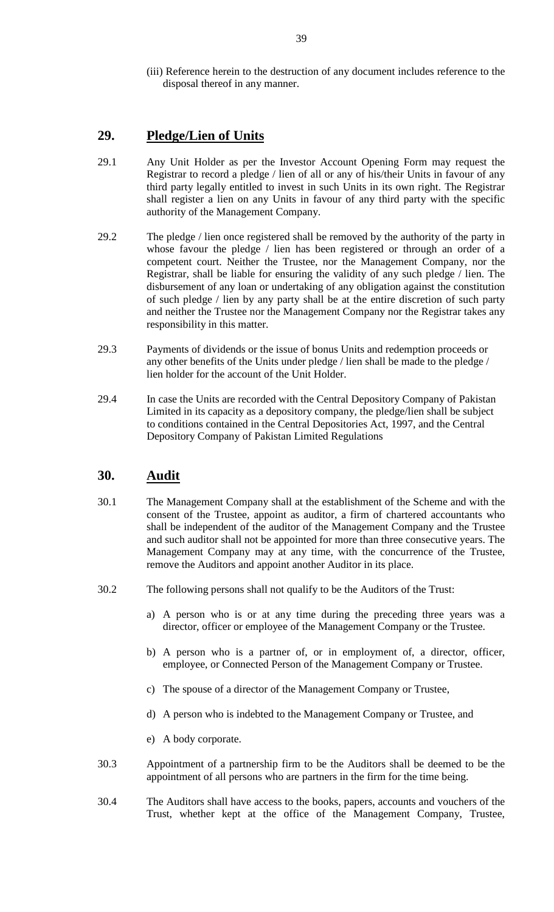(iii) Reference herein to the destruction of any document includes reference to the disposal thereof in any manner.

## 29. Pledge/Lien of Units

29.1 Any Unit Holder as per the Investor Account Opening Form may request the Registrar to record a pledge / lien of all or any of his/their Units in favour of any third party legally entitled to invest in such Units in its own right. The Registrar shall register a lien on any Units in favour of any third party with the specific authority of the Management Company.

29.2 The pledge / lien once registered shall be removed by the authority of the party in whose favour the pledge / lien has been registered or through an order of a competent court. Neither the Trustee, nor the Management Company, nor the Registrar, shall be liable for ensuring the validity of any such pledge / lien. The disbursement of any loan or undertaking of any obligation against the constitution of such pledge / lien by any party shall be at the entire discretion of such party and neither the Trustee nor the Management Company nor the Registrar takes any responsibility in this matter.

29.3 Payments of dividends or the issue of bonus Units and redemption proceeds or any other benefits of the Units under pledge / lien shall be made to the pledge / lien holder for the account of the Unit Holder.

29.4 In case the Units are recorded with the Central Depository Company of Pakistan Limited in its capacity as a depository company, the pledge/lien shall be subject to conditions contained in the Central Depositories Act, 1997, and the Central Depository Company of Pakistan Limited Regulations

## 30. Audit

30.1 The Management Company shall at the establishment of the Scheme and with the consent of the Trustee, appoint as auditor, a firm of chartered accountants who shall be independent of the auditor of the Management Company and the Trustee and such auditor shall not be appointed for more than three consecutive years. The Management Company may at any time, with the concurrence of the Trustee, remove the Auditors and appoint another Auditor in its place.

30.2 The following persons shall not qualify to be the Auditors of the Trust:

a) A person who is or at any time during the preceding three years was a director, officer or employee of the Management Company or the Trustee.

b) A person who is a partner of, or in employment of, a director, officer, employee, or Connected Person of the Management Company or Trustee.

c) The spouse of a director of the Management Company or Trustee,

d) A person who is indebted to the Management Company or Trustee, and

e) A body corporate.

30.3 Appointment of a partnership firm to be the Auditors shall be deemed to be the appointment of all persons who are partners in the firm for the time being.

30.4 The Auditors shall have access to the books, papers, accounts and vouchers of the Trust, whether kept at the office of the Management Company, Trustee,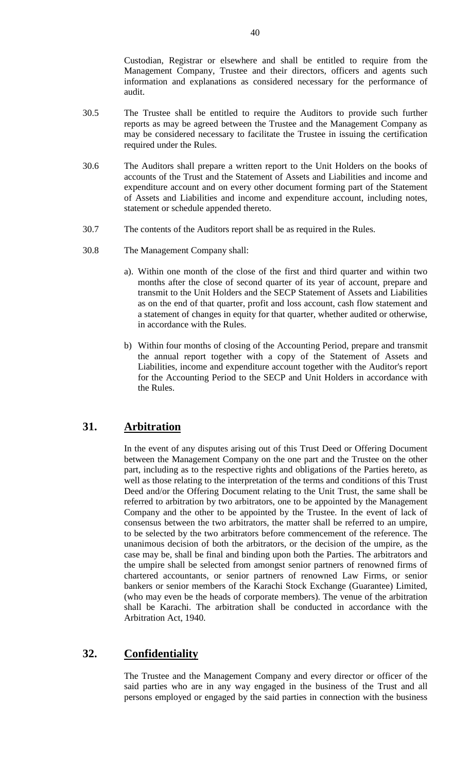Custodian, Registrar or elsewhere and shall be entitled to require from the Management Company, Trustee and their directors, officers and agents such information and explanations as considered necessary for the performance of audit.

30.5 The Trustee shall be entitled to require the Auditors to provide such further reports as may be agreed between the Trustee and the Management Company as may be considered necessary to facilitate the Trustee in issuing the certification required under the Rules.

30.6 The Auditors shall prepare a written report to the Unit Holders on the books of accounts of the Trust and the Statement of Assets and Liabilities and income and expenditure account and on every other document forming part of the Statement of Assets and Liabilities and income and expenditure account, including notes, statement or schedule appended thereto.

30.7 The contents of the Auditors report shall be as required in the Rules.

30.8 The Management Company shall:

a). Within one month of the close of the first and third quarter and within two months after the close of second quarter of its year of account, prepare and transmit to the Unit Holders and the SECP Statement of Assets and Liabilities as on the end of that quarter, profit and loss account, cash flow statement and a statement of changes in equity for that quarter, whether audited or otherwise, in accordance with the Rules.

b) Within four months of closing of the Accounting Period, prepare and transmit the annual report together with a copy of the Statement of Assets and Liabilities, income and expenditure account together with the Auditor's report for the Accounting Period to the SECP and Unit Holders in accordance with the Rules.

## 31. Arbitration

In the event of any disputes arising out of this Trust Deed or Offering Document between the Management Company on the one part and the Trustee on the other part, including as to the respective rights and obligations of the Parties hereto, as well as those relating to the interpretation of the terms and conditions of this Trust Deed and/or the Offering Document relating to the Unit Trust, the same shall be referred to arbitration by two arbitrators, one to be appointed by the Management Company and the other to be appointed by the Trustee. In the event of lack of consensus between the two arbitrators, the matter shall be referred to an umpire, to be selected by the two arbitrators before commencement of the reference. The unanimous decision of both the arbitrators, or the decision of the umpire, as the case may be, shall be final and binding upon both the Parties. The arbitrators and the umpire shall be selected from amongst senior partners of renowned firms of chartered accountants, or senior partners of renowned Law Firms, or senior bankers or senior members of the Karachi Stock Exchange (Guarantee) Limited, (who may even be the heads of corporate members). The venue of the arbitration shall be Karachi. The arbitration shall be conducted in accordance with the Arbitration Act, 1940.

## 32. Confidentiality

The Trustee and the Management Company and every director or officer of the said parties who are in any way engaged in the business of the Trust and all persons employed or engaged by the said parties in connection with the business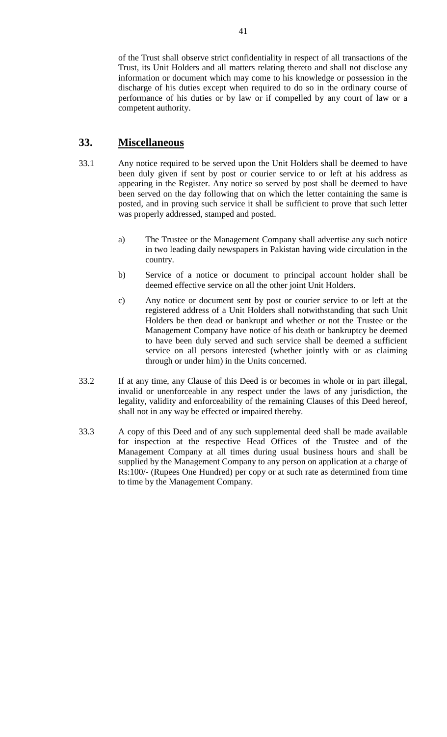of the Trust shall observe strict confidentiality in respect of all transactions of the Trust, its Unit Holders and all matters relating thereto and shall not disclose any information or document which may come to his knowledge or possession in the discharge of his duties except when required to do so in the ordinary course of performance of his duties or by law or if compelled by any court of law or a competent authority.

## 33. Miscellaneous

33.1 Any notice required to be served upon the Unit Holders shall be deemed to have been duly given if sent by post or courier service to or left at his address as appearing in the Register. Any notice so served by post shall be deemed to have been served on the day following that on which the letter containing the same is posted, and in proving such service it shall be sufficient to prove that such letter was properly addressed, stamped and posted.

a) The Trustee or the Management Company shall advertise any such notice in two leading daily newspapers in Pakistan having wide circulation in the country.

b) Service of a notice or document to principal account holder shall be deemed effective service on all the other joint Unit Holders.

c) Any notice or document sent by post or courier service to or left at the registered address of a Unit Holders shall notwithstanding that such Unit Holders be then dead or bankrupt and whether or not the Trustee or the Management Company have notice of his death or bankruptcy be deemed to have been duly served and such service shall be deemed a sufficient service on all persons interested (whether jointly with or as claiming through or under him) in the Units concerned.

33.2 If at any time, any Clause of this Deed is or becomes in whole or in part illegal, invalid or unenforceable in any respect under the laws of any jurisdiction, the legality, validity and enforceability of the remaining Clauses of this Deed hereof, shall not in any way be effected or impaired thereby.

33.3 A copy of this Deed and of any such supplemental deed shall be made available for inspection at the respective Head Offices of the Trustee and of the Management Company at all times during usual business hours and shall be supplied by the Management Company to any person on application at a charge of Rs:100/- (Rupees One Hundred) per copy or at such rate as determined from time to time by the Management Company.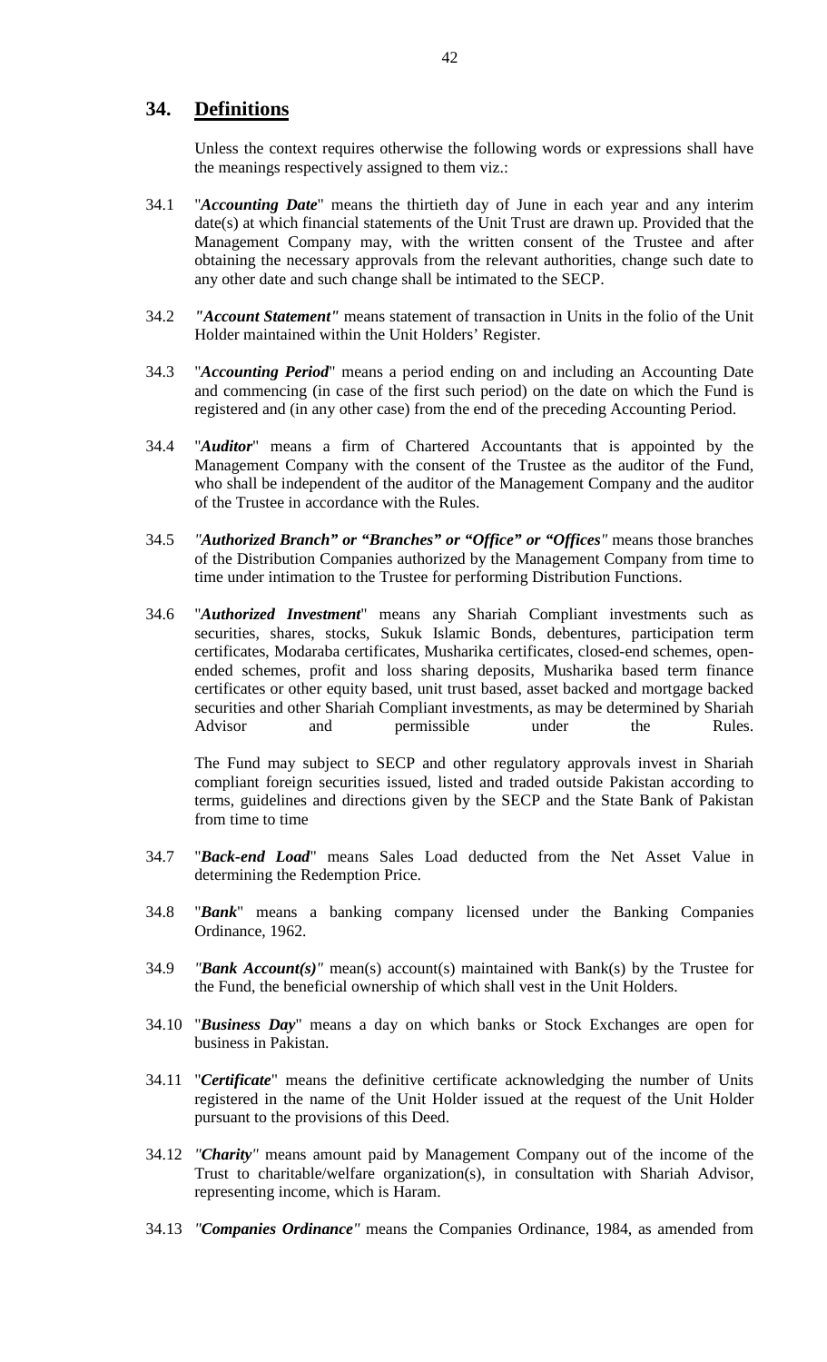## 34. Definitions

Unless the context requires otherwise the following words or expressions shall have the meanings respectively assigned to them viz.:

34.1 "***Accounting Date***" means the thirtieth day of June in each year and any interim date(s) at which financial statements of the Unit Trust are drawn up. Provided that the Management Company may, with the written consent of the Trustee and after obtaining the necessary approvals from the relevant authorities, change such date to any other date and such change shall be intimated to the SECP.

34.2 ***"Account Statement"*** means statement of transaction in Units in the folio of the Unit Holder maintained within the Unit Holders' Register.

34.3 "***Accounting Period***" means a period ending on and including an Accounting Date and commencing (in case of the first such period) on the date on which the Fund is registered and (in any other case) from the end of the preceding Accounting Period.

34.4 "***Auditor***" means a firm of Chartered Accountants that is appointed by the Management Company with the consent of the Trustee as the auditor of the Fund, who shall be independent of the auditor of the Management Company and the auditor of the Trustee in accordance with the Rules.

34.5 ***"Authorized Branch" or "Branches" or "Office" or "Offices"*** means those branches of the Distribution Companies authorized by the Management Company from time to time under intimation to the Trustee for performing Distribution Functions.

34.6 "***Authorized Investment***" means any Shariah Compliant investments such as securities, shares, stocks, Sukuk Islamic Bonds, debentures, participation term certificates, Modaraba certificates, Musharika certificates, closed-end schemes, open-ended schemes, profit and loss sharing deposits, Musharika based term finance certificates or other equity based, unit trust based, asset backed and mortgage backed securities and other Shariah Compliant investments, as may be determined by Shariah Advisor and permissible under the Rules.

The Fund may subject to SECP and other regulatory approvals invest in Shariah compliant foreign securities issued, listed and traded outside Pakistan according to terms, guidelines and directions given by the SECP and the State Bank of Pakistan from time to time

34.7 "***Back-end Load***" means Sales Load deducted from the Net Asset Value in determining the Redemption Price.

34.8 "***Bank***" means a banking company licensed under the Banking Companies Ordinance, 1962.

34.9 ***"Bank Account(s)"*** mean(s) account(s) maintained with Bank(s) by the Trustee for the Fund, the beneficial ownership of which shall vest in the Unit Holders.

34.10 "***Business Day***" means a day on which banks or Stock Exchanges are open for business in Pakistan.

34.11 "***Certificate***" means the definitive certificate acknowledging the number of Units registered in the name of the Unit Holder issued at the request of the Unit Holder pursuant to the provisions of this Deed.

34.12 ***"Charity"*** means amount paid by Management Company out of the income of the Trust to charitable/welfare organization(s), in consultation with Shariah Advisor, representing income, which is Haram.

34.13 ***"Companies Ordinance"*** means the Companies Ordinance, 1984, as amended from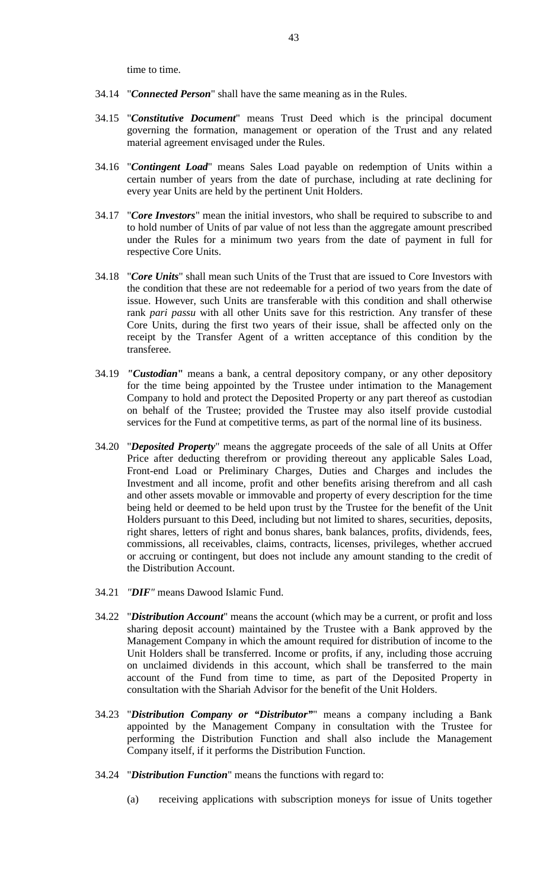time to time.

34.14 "***Connected Person***" shall have the same meaning as in the Rules.

34.15 "***Constitutive Document***" means Trust Deed which is the principal document governing the formation, management or operation of the Trust and any related material agreement envisaged under the Rules.

34.16 "***Contingent Load***" means Sales Load payable on redemption of Units within a certain number of years from the date of purchase, including at rate declining for every year Units are held by the pertinent Unit Holders.

34.17 "***Core Investors***" mean the initial investors, who shall be required to subscribe to and to hold number of Units of par value of not less than the aggregate amount prescribed under the Rules for a minimum two years from the date of payment in full for respective Core Units.

34.18 "***Core Units***" shall mean such Units of the Trust that are issued to Core Investors with the condition that these are not redeemable for a period of two years from the date of issue. However, such Units are transferable with this condition and shall otherwise rank *pari passu* with all other Units save for this restriction. Any transfer of these Core Units, during the first two years of their issue, shall be affected only on the receipt by the Transfer Agent of a written acceptance of this condition by the transferee.

34.19 ***"Custodian"*** means a bank, a central depository company, or any other depository for the time being appointed by the Trustee under intimation to the Management Company to hold and protect the Deposited Property or any part thereof as custodian on behalf of the Trustee; provided the Trustee may also itself provide custodial services for the Fund at competitive terms, as part of the normal line of its business.

34.20 "***Deposited Property***" means the aggregate proceeds of the sale of all Units at Offer Price after deducting therefrom or providing thereout any applicable Sales Load, Front-end Load or Preliminary Charges, Duties and Charges and includes the Investment and all income, profit and other benefits arising therefrom and all cash and other assets movable or immovable and property of every description for the time being held or deemed to be held upon trust by the Trustee for the benefit of the Unit Holders pursuant to this Deed, including but not limited to shares, securities, deposits, right shares, letters of right and bonus shares, bank balances, profits, dividends, fees, commissions, all receivables, claims, contracts, licenses, privileges, whether accrued or accruing or contingent, but does not include any amount standing to the credit of the Distribution Account.

34.21 ***"DIF"*** means Dawood Islamic Fund.

34.22 "***Distribution Account***" means the account (which may be a current, or profit and loss sharing deposit account) maintained by the Trustee with a Bank approved by the Management Company in which the amount required for distribution of income to the Unit Holders shall be transferred. Income or profits, if any, including those accruing on unclaimed dividends in this account, which shall be transferred to the main account of the Fund from time to time, as part of the Deposited Property in consultation with the Shariah Advisor for the benefit of the Unit Holders.

34.23 "***Distribution Company or "Distributor"***" means a company including a Bank appointed by the Management Company in consultation with the Trustee for performing the Distribution Function and shall also include the Management Company itself, if it performs the Distribution Function.

34.24 "***Distribution Function***" means the functions with regard to:

(a) receiving applications with subscription moneys for issue of Units together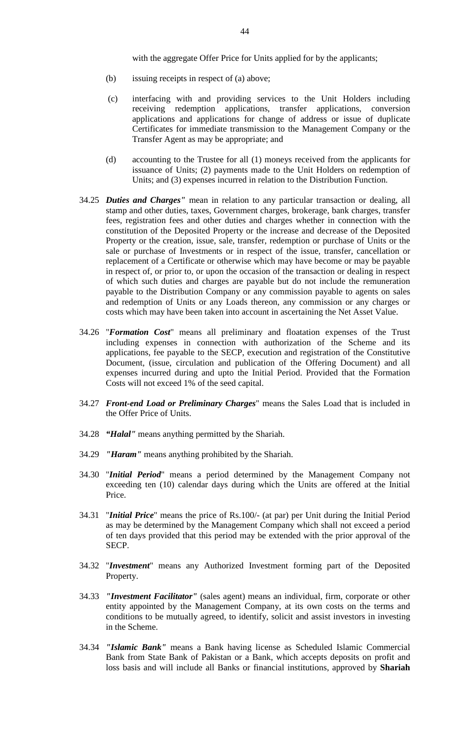with the aggregate Offer Price for Units applied for by the applicants;

(b) issuing receipts in respect of (a) above;

(c) interfacing with and providing services to the Unit Holders including receiving redemption applications, transfer applications, conversion applications and applications for change of address or issue of duplicate Certificates for immediate transmission to the Management Company or the Transfer Agent as may be appropriate; and

(d) accounting to the Trustee for all (1) moneys received from the applicants for issuance of Units; (2) payments made to the Unit Holders on redemption of Units; and (3) expenses incurred in relation to the Distribution Function.

34.25 ***Duties and Charges"*** mean in relation to any particular transaction or dealing, all stamp and other duties, taxes, Government charges, brokerage, bank charges, transfer fees, registration fees and other duties and charges whether in connection with the constitution of the Deposited Property or the increase and decrease of the Deposited Property or the creation, issue, sale, transfer, redemption or purchase of Units or the sale or purchase of Investments or in respect of the issue, transfer, cancellation or replacement of a Certificate or otherwise which may have become or may be payable in respect of, or prior to, or upon the occasion of the transaction or dealing in respect of which such duties and charges are payable but do not include the remuneration payable to the Distribution Company or any commission payable to agents on sales and redemption of Units or any Loads thereon, any commission or any charges or costs which may have been taken into account in ascertaining the Net Asset Value.

34.26 "***Formation Cost***" means all preliminary and floatation expenses of the Trust including expenses in connection with authorization of the Scheme and its applications, fee payable to the SECP, execution and registration of the Constitutive Document, (issue, circulation and publication of the Offering Document) and all expenses incurred during and upto the Initial Period. Provided that the Formation Costs will not exceed 1% of the seed capital.

34.27 ***Front-end Load or Preliminary Charges***" means the Sales Load that is included in the Offer Price of Units.

34.28 ***"Halal"*** means anything permitted by the Shariah.

34.29 ***"Haram"*** means anything prohibited by the Shariah.

34.30 "***Initial Period***" means a period determined by the Management Company not exceeding ten (10) calendar days during which the Units are offered at the Initial Price.

34.31 "***Initial Price***" means the price of Rs.100/- (at par) per Unit during the Initial Period as may be determined by the Management Company which shall not exceed a period of ten days provided that this period may be extended with the prior approval of the SECP.

34.32 "***Investment***" means any Authorized Investment forming part of the Deposited Property.

34.33 ***"Investment Facilitator"*** (sales agent) means an individual, firm, corporate or other entity appointed by the Management Company, at its own costs on the terms and conditions to be mutually agreed, to identify, solicit and assist investors in investing in the Scheme.

34.34 ***"Islamic Bank"*** means a Bank having license as Scheduled Islamic Commercial Bank from State Bank of Pakistan or a Bank, which accepts deposits on profit and loss basis and will include all Banks or financial institutions, approved by **Shariah**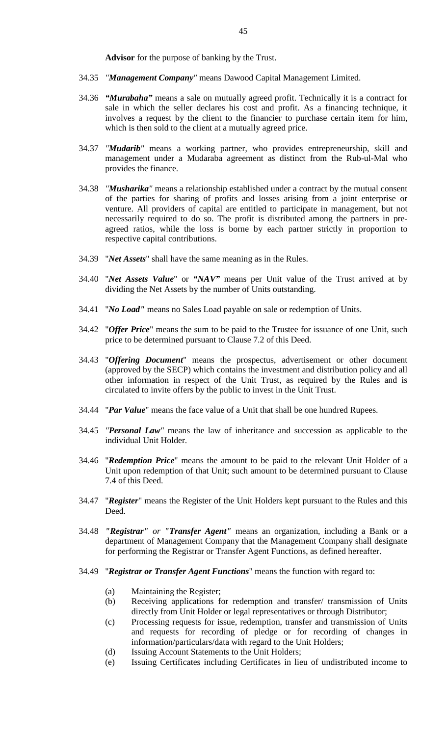**Advisor** for the purpose of banking by the Trust.

34.35 *"Management Company"* means Dawood Capital Management Limited.

34.36 *"Murabaha"* means a sale on mutually agreed profit. Technically it is a contract for sale in which the seller declares his cost and profit. As a financing technique, it involves a request by the client to the financier to purchase certain item for him, which is then sold to the client at a mutually agreed price.

34.37 *"Mudarib"* means a working partner, who provides entrepreneurship, skill and management under a Mudaraba agreement as distinct from the Rub-ul-Mal who provides the finance.

34.38 *"Musharika"* means a relationship established under a contract by the mutual consent of the parties for sharing of profits and losses arising from a joint enterprise or venture. All providers of capital are entitled to participate in management, but not necessarily required to do so. The profit is distributed among the partners in pre-agreed ratios, while the loss is borne by each partner strictly in proportion to respective capital contributions.

34.39 "*Net Assets*" shall have the same meaning as in the Rules.

34.40 "*Net Assets Value*" or *"NAV"* means per Unit value of the Trust arrived at by dividing the Net Assets by the number of Units outstanding.

34.41 "*No Load"* means no Sales Load payable on sale or redemption of Units.

34.42 "*Offer Price*" means the sum to be paid to the Trustee for issuance of one Unit, such price to be determined pursuant to Clause 7.2 of this Deed.

34.43 "*Offering Document*" means the prospectus, advertisement or other document (approved by the SECP) which contains the investment and distribution policy and all other information in respect of the Unit Trust, as required by the Rules and is circulated to invite offers by the public to invest in the Unit Trust.

34.44 "*Par Value*" means the face value of a Unit that shall be one hundred Rupees.

34.45 *"Personal Law"* means the law of inheritance and succession as applicable to the individual Unit Holder.

34.46 "*Redemption Price*" means the amount to be paid to the relevant Unit Holder of a Unit upon redemption of that Unit; such amount to be determined pursuant to Clause 7.4 of this Deed.

34.47 "*Register*" means the Register of the Unit Holders kept pursuant to the Rules and this Deed.

34.48 *"Registrar" or "Transfer Agent"* means an organization, including a Bank or a department of Management Company that the Management Company shall designate for performing the Registrar or Transfer Agent Functions, as defined hereafter.

34.49 "*Registrar or Transfer Agent Functions*" means the function with regard to:

(a) Maintaining the Register;
(b) Receiving applications for redemption and transfer/ transmission of Units directly from Unit Holder or legal representatives or through Distributor;
(c) Processing requests for issue, redemption, transfer and transmission of Units and requests for recording of pledge or for recording of changes in information/particulars/data with regard to the Unit Holders;
(d) Issuing Account Statements to the Unit Holders;
(e) Issuing Certificates including Certificates in lieu of undistributed income to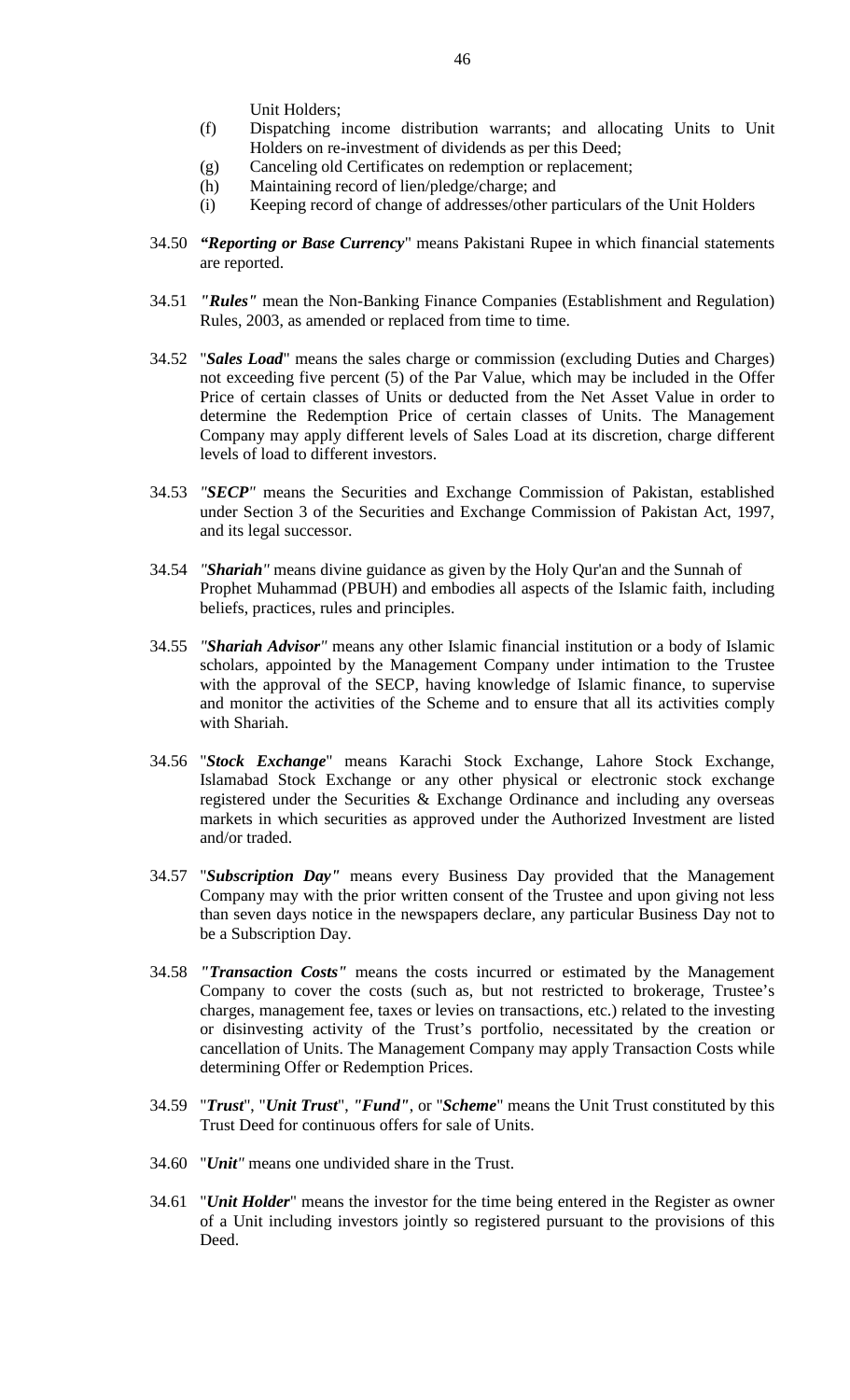Unit Holders;

(f) Dispatching income distribution warrants; and allocating Units to Unit Holders on re-investment of dividends as per this Deed;

(g) Canceling old Certificates on redemption or replacement;

(h) Maintaining record of lien/pledge/charge; and

(i) Keeping record of change of addresses/other particulars of the Unit Holders

34.50 ***"Reporting or Base Currency***" means Pakistani Rupee in which financial statements are reported.

34.51 ***"Rules"*** mean the Non-Banking Finance Companies (Establishment and Regulation) Rules, 2003, as amended or replaced from time to time.

34.52 "***Sales Load***" means the sales charge or commission (excluding Duties and Charges) not exceeding five percent (5) of the Par Value, which may be included in the Offer Price of certain classes of Units or deducted from the Net Asset Value in order to determine the Redemption Price of certain classes of Units. The Management Company may apply different levels of Sales Load at its discretion, charge different levels of load to different investors.

34.53 *"**SECP**"* means the Securities and Exchange Commission of Pakistan, established under Section 3 of the Securities and Exchange Commission of Pakistan Act, 1997, and its legal successor.

34.54 *"**Shariah**"* means divine guidance as given by the Holy Qur'an and the Sunnah of Prophet Muhammad (PBUH) and embodies all aspects of the Islamic faith, including beliefs, practices, rules and principles.

34.55 *"**Shariah Advisor**"* means any other Islamic financial institution or a body of Islamic scholars, appointed by the Management Company under intimation to the Trustee with the approval of the SECP, having knowledge of Islamic finance, to supervise and monitor the activities of the Scheme and to ensure that all its activities comply with Shariah.

34.56 "***Stock Exchange***" means Karachi Stock Exchange, Lahore Stock Exchange, Islamabad Stock Exchange or any other physical or electronic stock exchange registered under the Securities & Exchange Ordinance and including any overseas markets in which securities as approved under the Authorized Investment are listed and/or traded.

34.57 "***Subscription Day"*** means every Business Day provided that the Management Company may with the prior written consent of the Trustee and upon giving not less than seven days notice in the newspapers declare, any particular Business Day not to be a Subscription Day.

34.58 ***"Transaction Costs"*** means the costs incurred or estimated by the Management Company to cover the costs (such as, but not restricted to brokerage, Trustee's charges, management fee, taxes or levies on transactions, etc.) related to the investing or disinvesting activity of the Trust's portfolio, necessitated by the creation or cancellation of Units. The Management Company may apply Transaction Costs while determining Offer or Redemption Prices.

34.59 "***Trust***", "***Unit Trust***", ***"Fund"***, or "***Scheme***" means the Unit Trust constituted by this Trust Deed for continuous offers for sale of Units.

34.60 "***Unit"*** means one undivided share in the Trust.

34.61 "***Unit Holder***" means the investor for the time being entered in the Register as owner of a Unit including investors jointly so registered pursuant to the provisions of this Deed.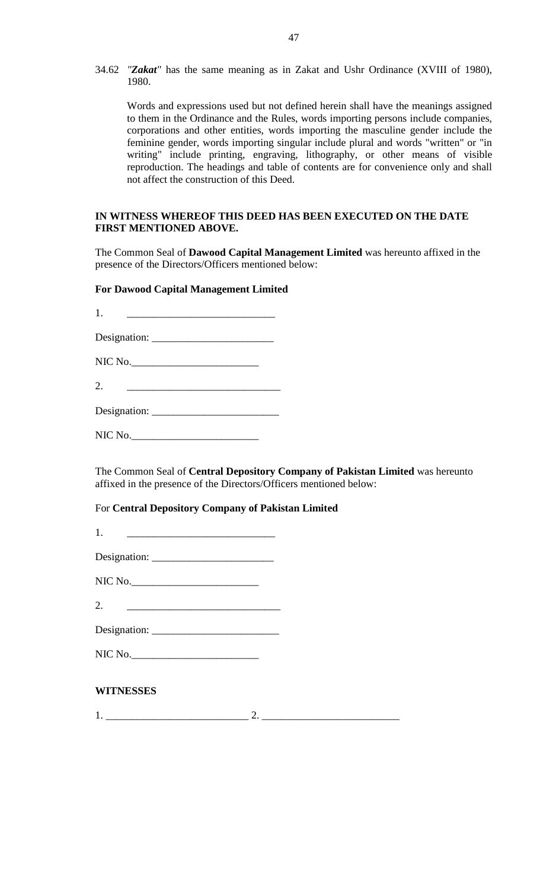34.62 *"**Zakat**"* has the same meaning as in Zakat and Ushr Ordinance (XVIII of 1980), 1980.

Words and expressions used but not defined herein shall have the meanings assigned to them in the Ordinance and the Rules, words importing persons include companies, corporations and other entities, words importing the masculine gender include the feminine gender, words importing singular include plural and words "written" or "in writing" include printing, engraving, lithography, or other means of visible reproduction. The headings and table of contents are for convenience only and shall not affect the construction of this Deed.

**IN WITNESS WHEREOF THIS DEED HAS BEEN EXECUTED ON THE DATE FIRST MENTIONED ABOVE.**

The Common Seal of **Dawood Capital Management Limited** was hereunto affixed in the presence of the Directors/Officers mentioned below:

**For Dawood Capital Management Limited**

1. ___________________________

Designation: _______________________

NIC No.________________________

2. _____________________________

Designation: ________________________

NIC No.________________________

The Common Seal of **Central Depository Company of Pakistan Limited** was hereunto affixed in the presence of the Directors/Officers mentioned below:

For **Central Depository Company of Pakistan Limited**

1. ___________________________

Designation: _______________________

NIC No.________________________

2. _____________________________

Designation: ________________________

NIC No.________________________

**WITNESSES**

1. __________________________ 2. _________________________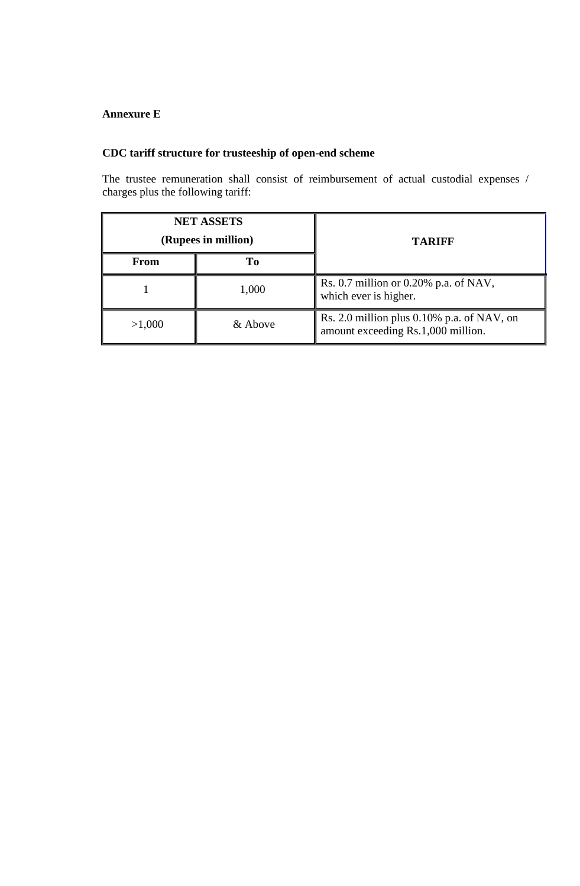**Annexure E**

**CDC tariff structure for trusteeship of open-end scheme**

The trustee remuneration shall consist of reimbursement of actual custodial expenses / charges plus the following tariff:

| NET ASSETS (Rupees in million) | | TARIFF |
|---|---|---|
| **From** | **To** | |
| 1 | 1,000 | Rs. 0.7 million or 0.20% p.a. of NAV, which ever is higher. |
| >1,000 | & Above | Rs. 2.0 million plus 0.10% p.a. of NAV, on amount exceeding Rs.1,000 million. |